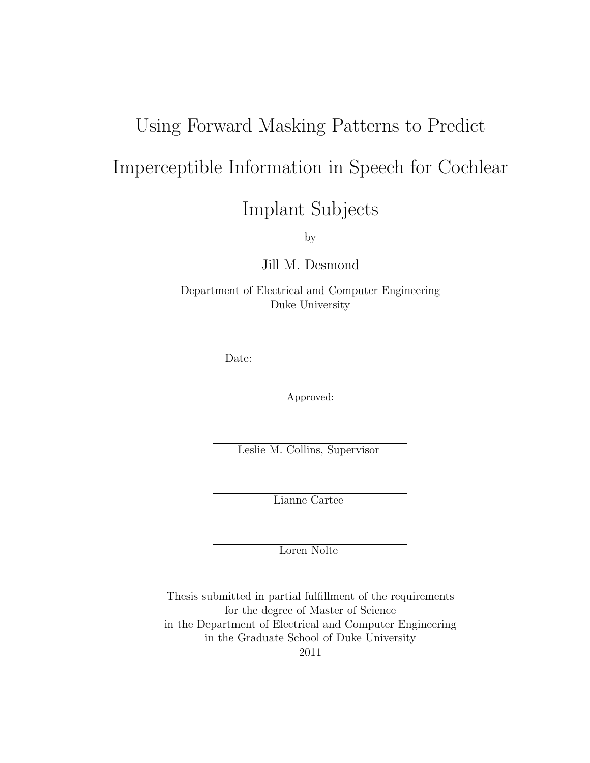# Using Forward Masking Patterns to Predict Imperceptible Information in Speech for Cochlear Implant Subjects

by

Jill M. Desmond

Department of Electrical and Computer Engineering
Duke University

Date: ______________________

Approved:

______________________
Leslie M. Collins, Supervisor

______________________
Lianne Cartee

______________________
Loren Nolte

Thesis submitted in partial fulfillment of the requirements
for the degree of Master of Science
in the Department of Electrical and Computer Engineering
in the Graduate School of Duke University
2011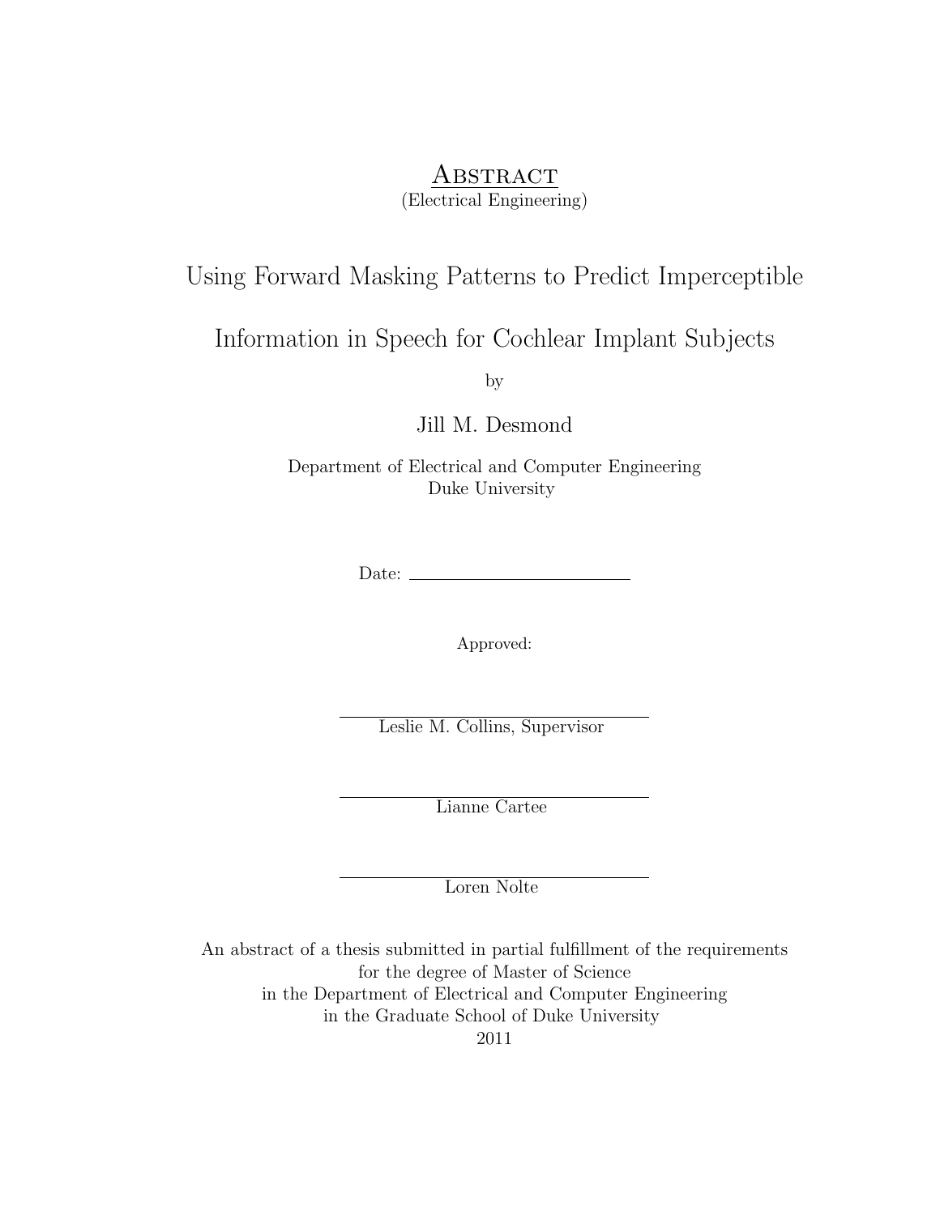# Abstract

(Electrical Engineering)

## Using Forward Masking Patterns to Predict Imperceptible Information in Speech for Cochlear Implant Subjects

by

Jill M. Desmond

Department of Electrical and Computer Engineering
Duke University

Date: ______________________

Approved:

______________________
Leslie M. Collins, Supervisor

______________________
Lianne Cartee

______________________
Loren Nolte

An abstract of a thesis submitted in partial fulfillment of the requirements
for the degree of Master of Science
in the Department of Electrical and Computer Engineering
in the Graduate School of Duke University
2011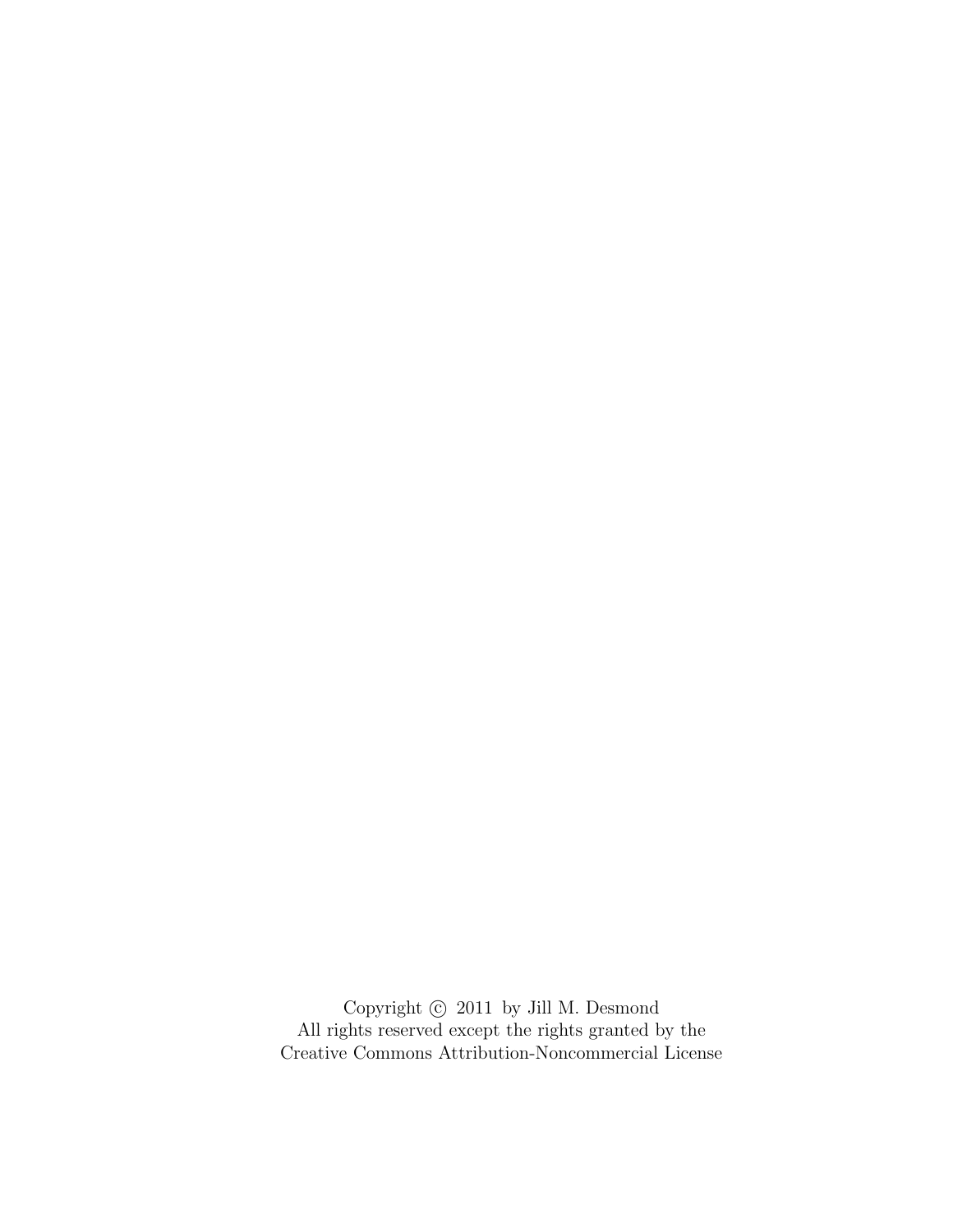Copyright © 2011 by Jill M. Desmond
All rights reserved except the rights granted by the
Creative Commons Attribution-Noncommercial License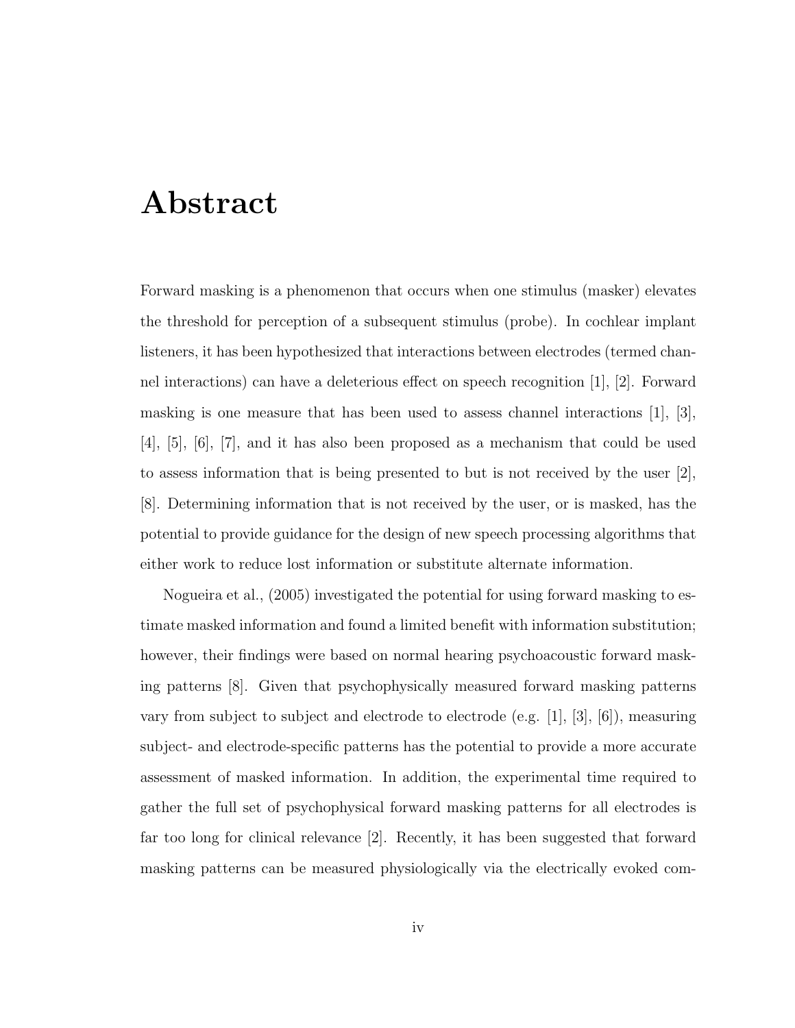# Abstract

Forward masking is a phenomenon that occurs when one stimulus (masker) elevates the threshold for perception of a subsequent stimulus (probe). In cochlear implant listeners, it has been hypothesized that interactions between electrodes (termed channel interactions) can have a deleterious effect on speech recognition [1], [2]. Forward masking is one measure that has been used to assess channel interactions [1], [3], [4], [5], [6], [7], and it has also been proposed as a mechanism that could be used to assess information that is being presented to but is not received by the user [2], [8]. Determining information that is not received by the user, or is masked, has the potential to provide guidance for the design of new speech processing algorithms that either work to reduce lost information or substitute alternate information.

Nogueira et al., (2005) investigated the potential for using forward masking to estimate masked information and found a limited benefit with information substitution; however, their findings were based on normal hearing psychoacoustic forward masking patterns [8]. Given that psychophysically measured forward masking patterns vary from subject to subject and electrode to electrode (e.g. [1], [3], [6]), measuring subject- and electrode-specific patterns has the potential to provide a more accurate assessment of masked information. In addition, the experimental time required to gather the full set of psychophysical forward masking patterns for all electrodes is far too long for clinical relevance [2]. Recently, it has been suggested that forward masking patterns can be measured physiologically via the electrically evoked com-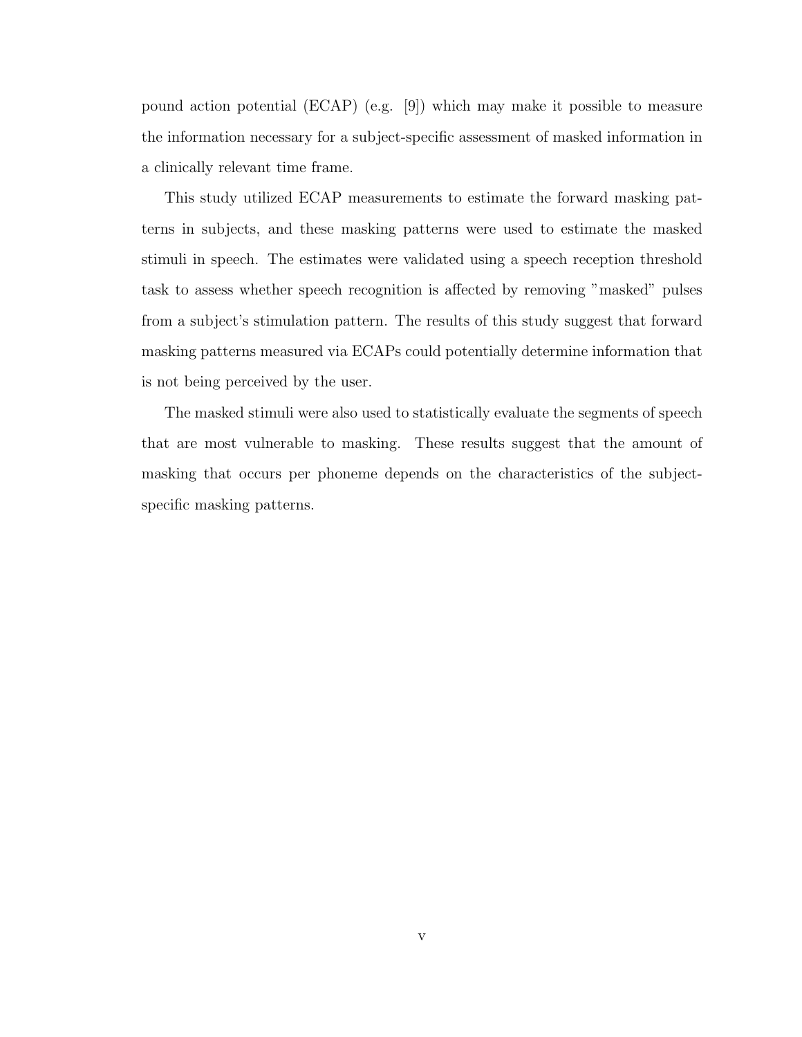pound action potential (ECAP) (e.g. [9]) which may make it possible to measure the information necessary for a subject-specific assessment of masked information in a clinically relevant time frame.

This study utilized ECAP measurements to estimate the forward masking patterns in subjects, and these masking patterns were used to estimate the masked stimuli in speech. The estimates were validated using a speech reception threshold task to assess whether speech recognition is affected by removing "masked" pulses from a subject's stimulation pattern. The results of this study suggest that forward masking patterns measured via ECAPs could potentially determine information that is not being perceived by the user.

The masked stimuli were also used to statistically evaluate the segments of speech that are most vulnerable to masking. These results suggest that the amount of masking that occurs per phoneme depends on the characteristics of the subject-specific masking patterns.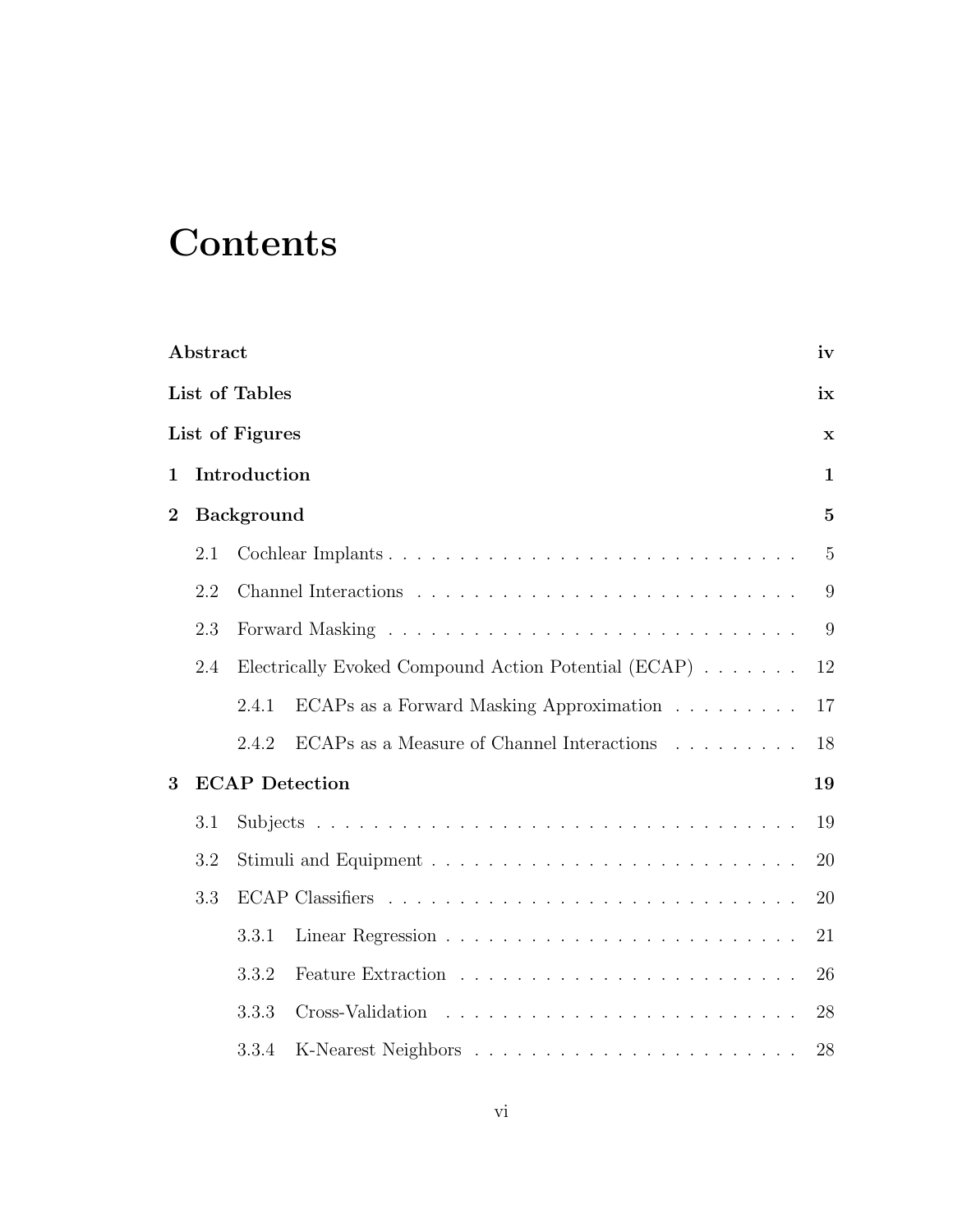# Contents

**Abstract** **iv**

**List of Tables** **ix**

**List of Figures** **x**

**1 Introduction** **1**

**2 Background** **5**

- 2.1 Cochlear Implants . . . 5
- 2.2 Channel Interactions . . . 9
- 2.3 Forward Masking . . . 9
- 2.4 Electrically Evoked Compound Action Potential (ECAP) . . . 12
  - 2.4.1 ECAPs as a Forward Masking Approximation . . . 17
  - 2.4.2 ECAPs as a Measure of Channel Interactions . . . 18

**3 ECAP Detection** **19**

- 3.1 Subjects . . . 19
- 3.2 Stimuli and Equipment . . . 20
- 3.3 ECAP Classifiers . . . 20
  - 3.3.1 Linear Regression . . . 21
  - 3.3.2 Feature Extraction . . . 26
  - 3.3.3 Cross-Validation . . . 28
  - 3.3.4 K-Nearest Neighbors . . . 28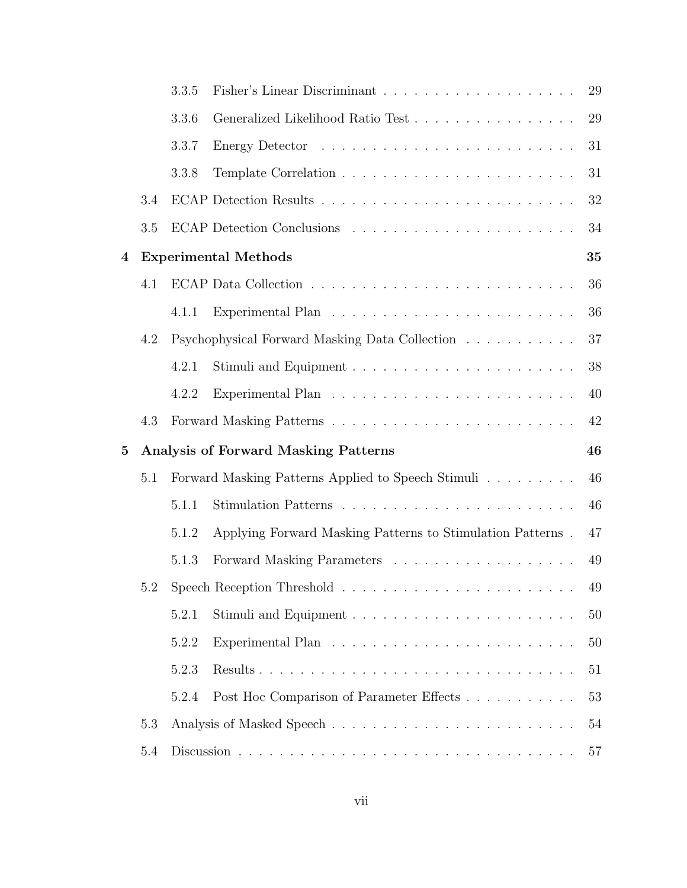- 3.3.5 Fisher's Linear Discriminant . . . . . . . . . . . . . . . . . . . . 29
- 3.3.6 Generalized Likelihood Ratio Test . . . . . . . . . . . . . . . . . 29
- 3.3.7 Energy Detector . . . . . . . . . . . . . . . . . . . . . . . . . . 31
- 3.3.8 Template Correlation . . . . . . . . . . . . . . . . . . . . . . . . 31
- 3.4 ECAP Detection Results . . . . . . . . . . . . . . . . . . . . . . . . . . 32
- 3.5 ECAP Detection Conclusions . . . . . . . . . . . . . . . . . . . . . . . 34

**4 Experimental Methods** **35**

- 4.1 ECAP Data Collection . . . . . . . . . . . . . . . . . . . . . . . . . . . 36
  - 4.1.1 Experimental Plan . . . . . . . . . . . . . . . . . . . . . . . . . 36
- 4.2 Psychophysical Forward Masking Data Collection . . . . . . . . . . . 37
  - 4.2.1 Stimuli and Equipment . . . . . . . . . . . . . . . . . . . . . . . 38
  - 4.2.2 Experimental Plan . . . . . . . . . . . . . . . . . . . . . . . . . 40
- 4.3 Forward Masking Patterns . . . . . . . . . . . . . . . . . . . . . . . . . 42

**5 Analysis of Forward Masking Patterns** **46**

- 5.1 Forward Masking Patterns Applied to Speech Stimuli . . . . . . . . . . 46
  - 5.1.1 Stimulation Patterns . . . . . . . . . . . . . . . . . . . . . . . . 46
  - 5.1.2 Applying Forward Masking Patterns to Stimulation Patterns . 47
  - 5.1.3 Forward Masking Parameters . . . . . . . . . . . . . . . . . . . 49
- 5.2 Speech Reception Threshold . . . . . . . . . . . . . . . . . . . . . . . . 49
  - 5.2.1 Stimuli and Equipment . . . . . . . . . . . . . . . . . . . . . . . 50
  - 5.2.2 Experimental Plan . . . . . . . . . . . . . . . . . . . . . . . . . 50
  - 5.2.3 Results . . . . . . . . . . . . . . . . . . . . . . . . . . . . . . . . 51
  - 5.2.4 Post Hoc Comparison of Parameter Effects . . . . . . . . . . . 53
- 5.3 Analysis of Masked Speech . . . . . . . . . . . . . . . . . . . . . . . . . 54
- 5.4 Discussion . . . . . . . . . . . . . . . . . . . . . . . . . . . . . . . . . . 57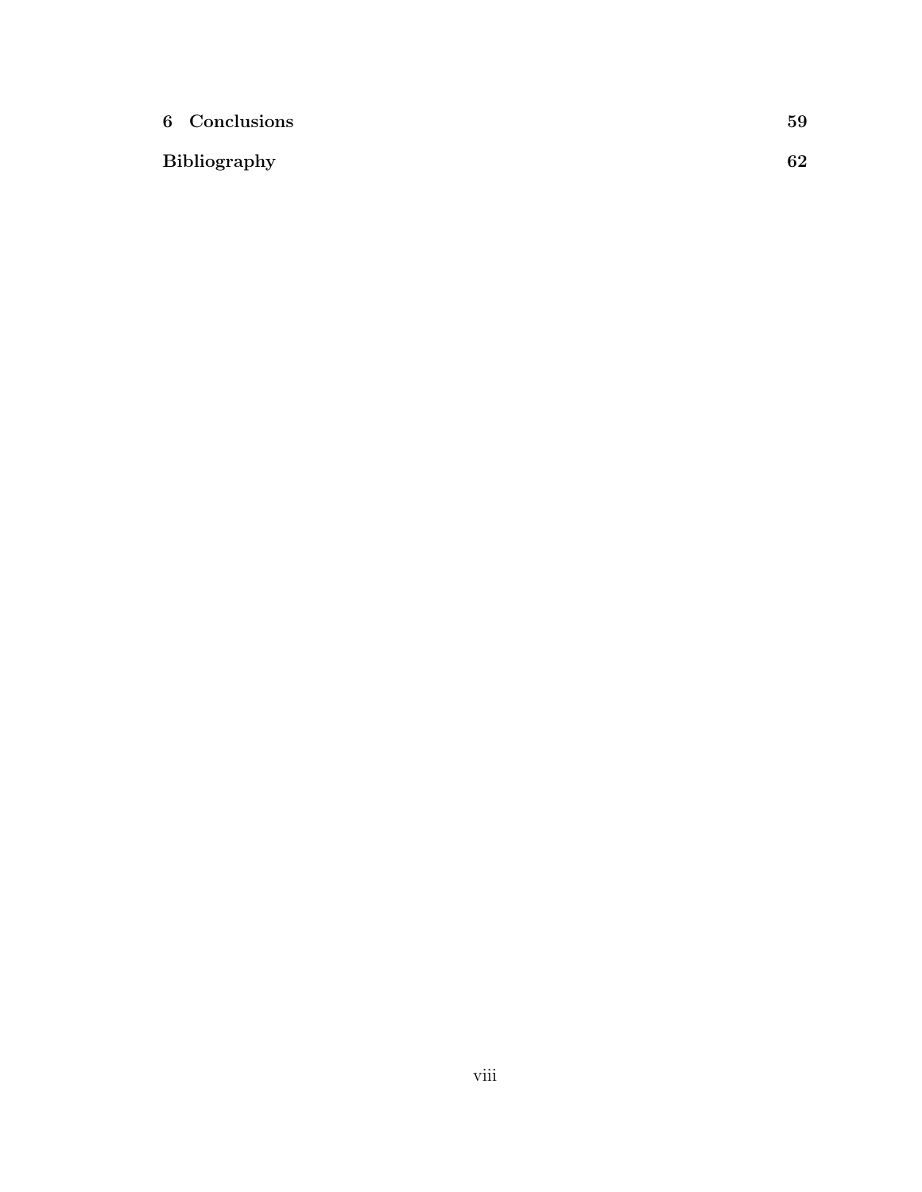**6 Conclusions** **59**

**Bibliography** **62**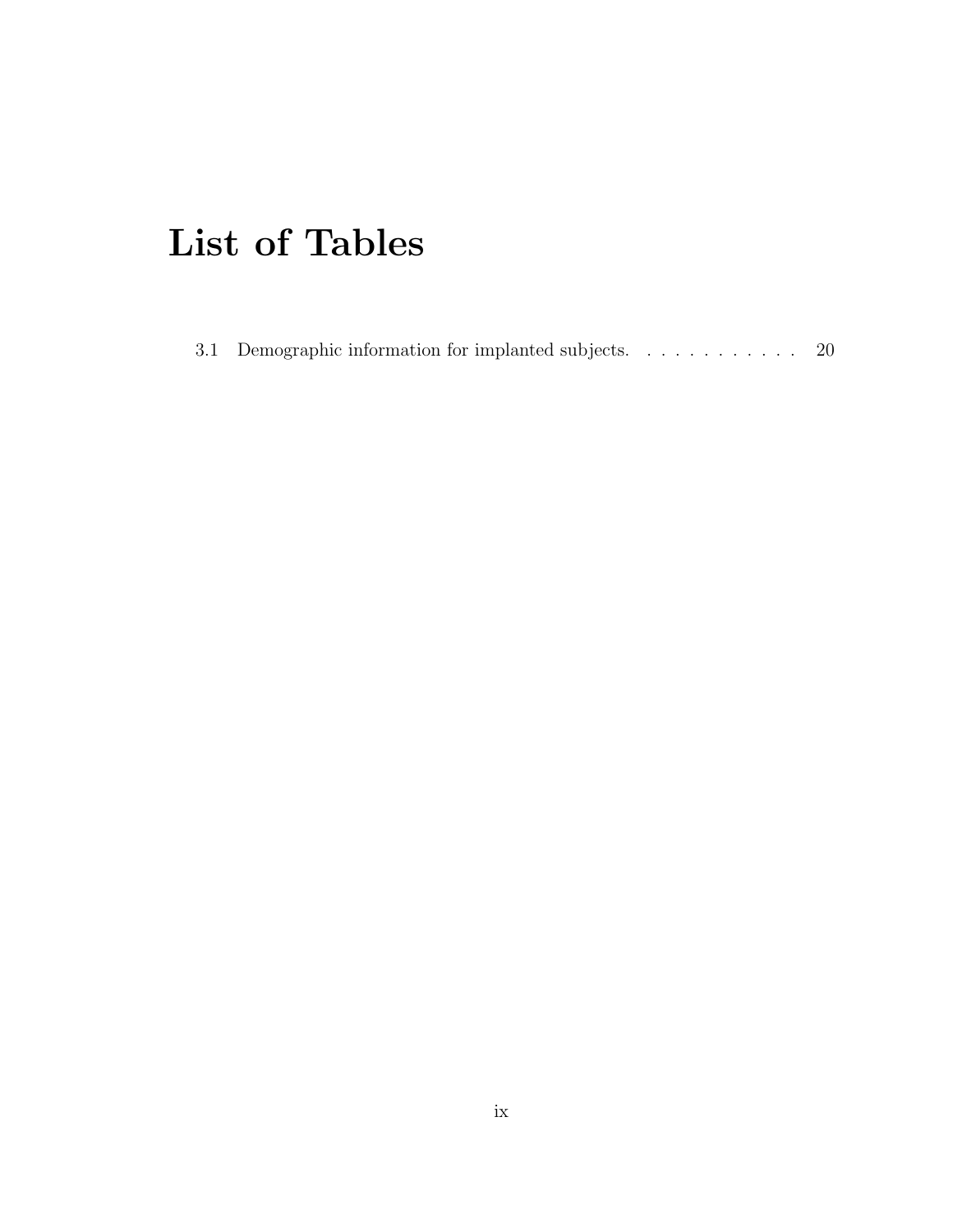# List of Tables

3.1 Demographic information for implanted subjects. . . . . . . . . . . . . 20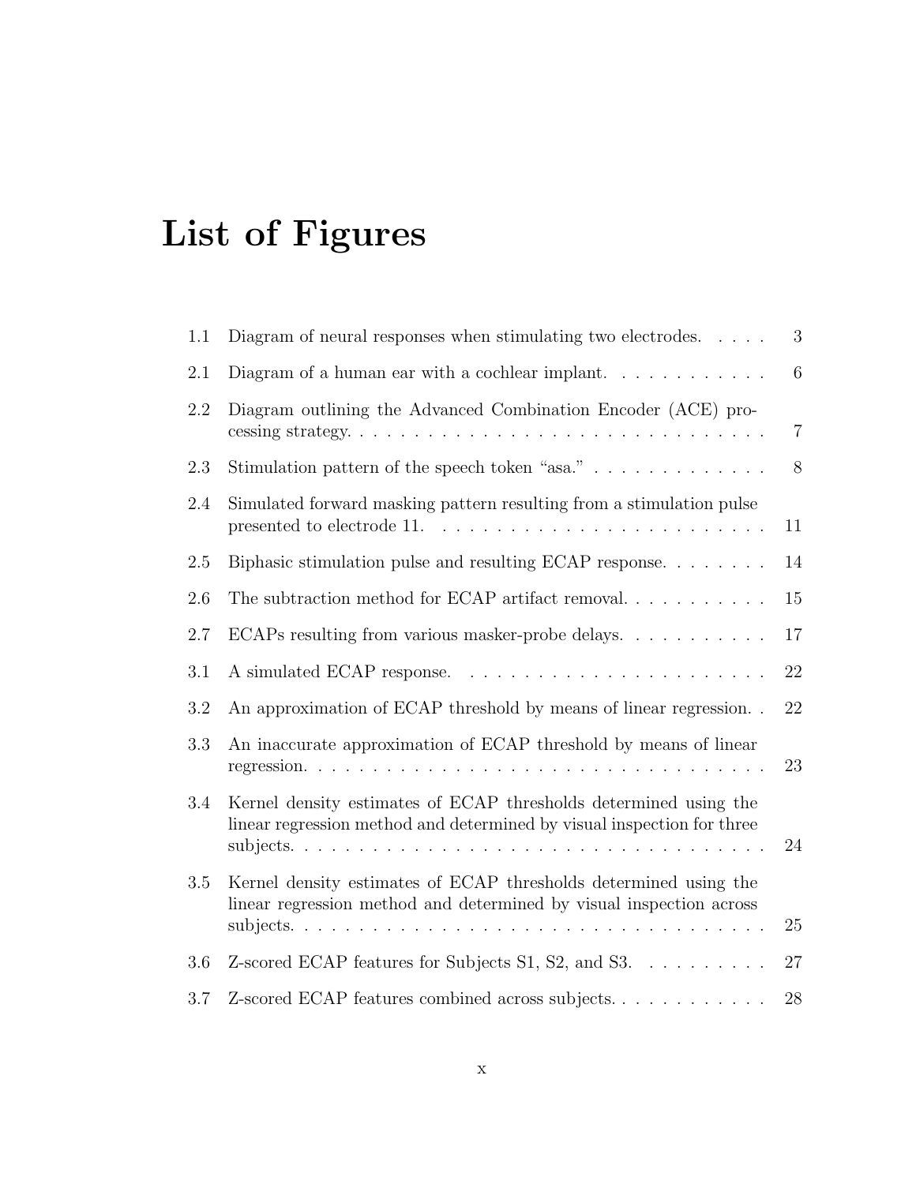# List of Figures

| | | |
|---|---|---|
| 1.1 | Diagram of neural responses when stimulating two electrodes. | 3 |
| 2.1 | Diagram of a human ear with a cochlear implant. | 6 |
| 2.2 | Diagram outlining the Advanced Combination Encoder (ACE) processing strategy. | 7 |
| 2.3 | Stimulation pattern of the speech token "asa." | 8 |
| 2.4 | Simulated forward masking pattern resulting from a stimulation pulse presented to electrode 11. | 11 |
| 2.5 | Biphasic stimulation pulse and resulting ECAP response. | 14 |
| 2.6 | The subtraction method for ECAP artifact removal. | 15 |
| 2.7 | ECAPs resulting from various masker-probe delays. | 17 |
| 3.1 | A simulated ECAP response. | 22 |
| 3.2 | An approximation of ECAP threshold by means of linear regression. | 22 |
| 3.3 | An inaccurate approximation of ECAP threshold by means of linear regression. | 23 |
| 3.4 | Kernel density estimates of ECAP thresholds determined using the linear regression method and determined by visual inspection for three subjects. | 24 |
| 3.5 | Kernel density estimates of ECAP thresholds determined using the linear regression method and determined by visual inspection across subjects. | 25 |
| 3.6 | Z-scored ECAP features for Subjects S1, S2, and S3. | 27 |
| 3.7 | Z-scored ECAP features combined across subjects. | 28 |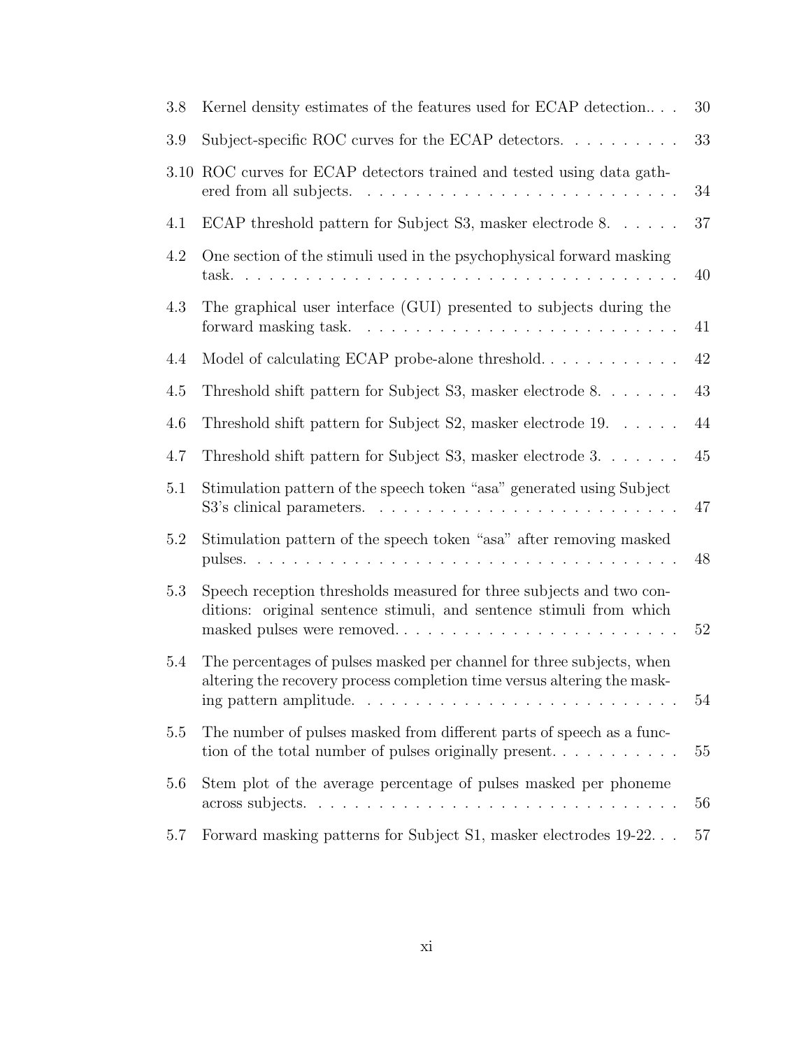| | | |
|---|---|---|
| 3.8 | Kernel density estimates of the features used for ECAP detection.. | 30 |
| 3.9 | Subject-specific ROC curves for the ECAP detectors. | 33 |
| 3.10 | ROC curves for ECAP detectors trained and tested using data gathered from all subjects. | 34 |
| 4.1 | ECAP threshold pattern for Subject S3, masker electrode 8. | 37 |
| 4.2 | One section of the stimuli used in the psychophysical forward masking task. | 40 |
| 4.3 | The graphical user interface (GUI) presented to subjects during the forward masking task. | 41 |
| 4.4 | Model of calculating ECAP probe-alone threshold. | 42 |
| 4.5 | Threshold shift pattern for Subject S3, masker electrode 8. | 43 |
| 4.6 | Threshold shift pattern for Subject S2, masker electrode 19. | 44 |
| 4.7 | Threshold shift pattern for Subject S3, masker electrode 3. | 45 |
| 5.1 | Stimulation pattern of the speech token "asa" generated using Subject S3's clinical parameters. | 47 |
| 5.2 | Stimulation pattern of the speech token "asa" after removing masked pulses. | 48 |
| 5.3 | Speech reception thresholds measured for three subjects and two conditions: original sentence stimuli, and sentence stimuli from which masked pulses were removed. | 52 |
| 5.4 | The percentages of pulses masked per channel for three subjects, when altering the recovery process completion time versus altering the masking pattern amplitude. | 54 |
| 5.5 | The number of pulses masked from different parts of speech as a function of the total number of pulses originally present. | 55 |
| 5.6 | Stem plot of the average percentage of pulses masked per phoneme across subjects. | 56 |
| 5.7 | Forward masking patterns for Subject S1, masker electrodes 19-22. | 57 |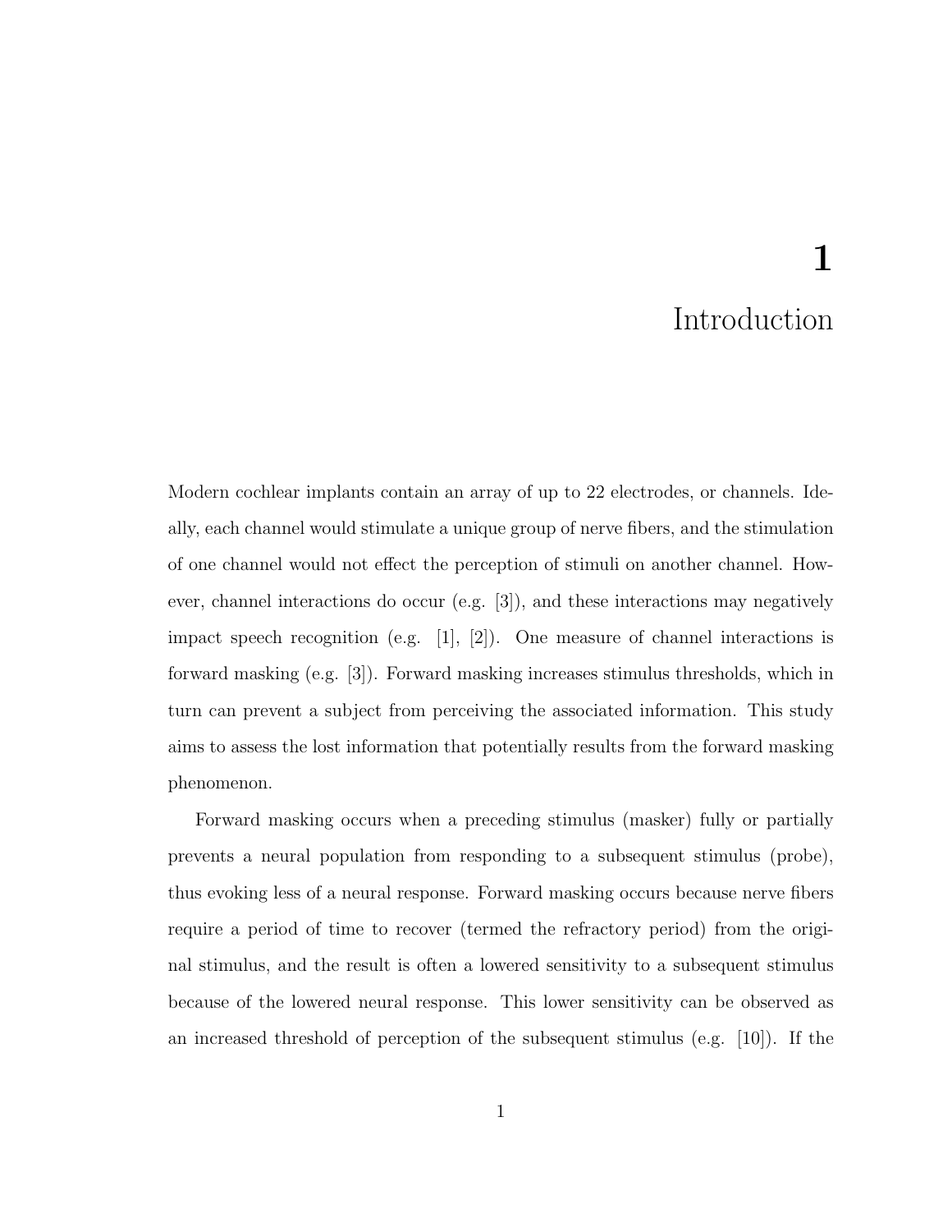# 1 Introduction

Modern cochlear implants contain an array of up to 22 electrodes, or channels. Ideally, each channel would stimulate a unique group of nerve fibers, and the stimulation of one channel would not effect the perception of stimuli on another channel. However, channel interactions do occur (e.g. [3]), and these interactions may negatively impact speech recognition (e.g. [1], [2]). One measure of channel interactions is forward masking (e.g. [3]). Forward masking increases stimulus thresholds, which in turn can prevent a subject from perceiving the associated information. This study aims to assess the lost information that potentially results from the forward masking phenomenon.

Forward masking occurs when a preceding stimulus (masker) fully or partially prevents a neural population from responding to a subsequent stimulus (probe), thus evoking less of a neural response. Forward masking occurs because nerve fibers require a period of time to recover (termed the refractory period) from the original stimulus, and the result is often a lowered sensitivity to a subsequent stimulus because of the lowered neural response. This lower sensitivity can be observed as an increased threshold of perception of the subsequent stimulus (e.g. [10]). If the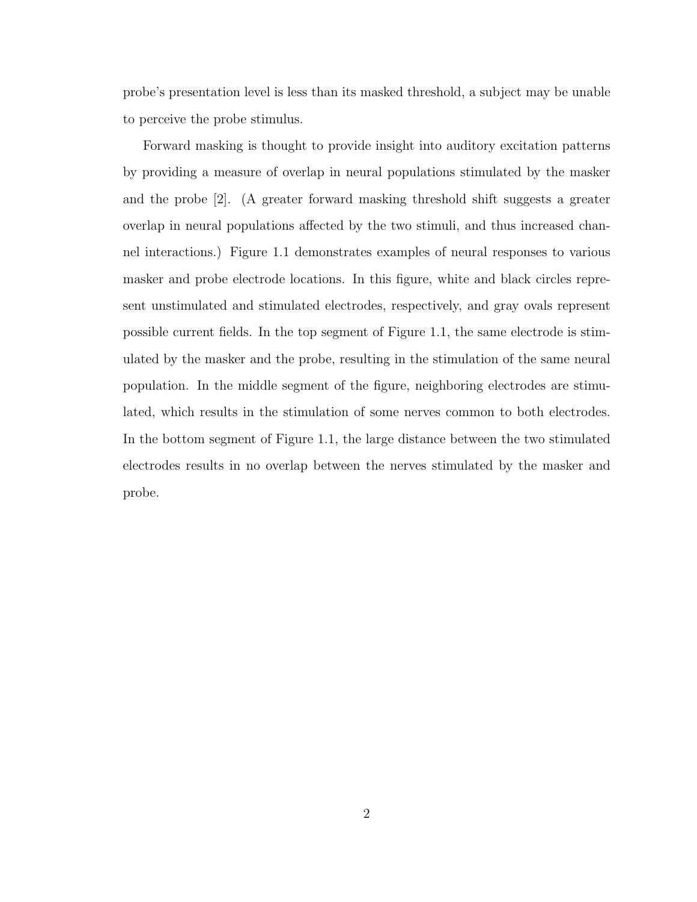probe's presentation level is less than its masked threshold, a subject may be unable to perceive the probe stimulus.

Forward masking is thought to provide insight into auditory excitation patterns by providing a measure of overlap in neural populations stimulated by the masker and the probe [2]. (A greater forward masking threshold shift suggests a greater overlap in neural populations affected by the two stimuli, and thus increased channel interactions.) Figure 1.1 demonstrates examples of neural responses to various masker and probe electrode locations. In this figure, white and black circles represent unstimulated and stimulated electrodes, respectively, and gray ovals represent possible current fields. In the top segment of Figure 1.1, the same electrode is stimulated by the masker and the probe, resulting in the stimulation of the same neural population. In the middle segment of the figure, neighboring electrodes are stimulated, which results in the stimulation of some nerves common to both electrodes. In the bottom segment of Figure 1.1, the large distance between the two stimulated electrodes results in no overlap between the nerves stimulated by the masker and probe.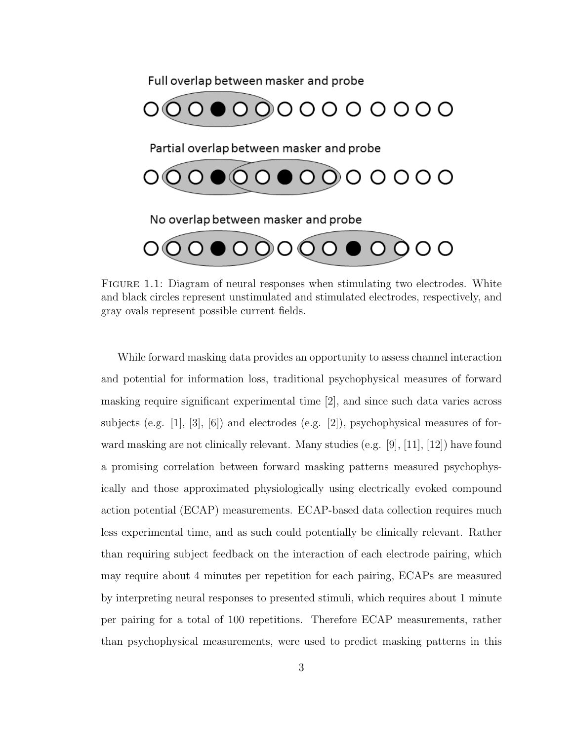Full overlap between masker and probe

Partial overlap between masker and probe

No overlap between masker and probe

Figure 1.1: Diagram of neural responses when stimulating two electrodes. White and black circles represent unstimulated and stimulated electrodes, respectively, and gray ovals represent possible current fields.

While forward masking data provides an opportunity to assess channel interaction and potential for information loss, traditional psychophysical measures of forward masking require significant experimental time [2], and since such data varies across subjects (e.g. [1], [3], [6]) and electrodes (e.g. [2]), psychophysical measures of forward masking are not clinically relevant. Many studies (e.g. [9], [11], [12]) have found a promising correlation between forward masking patterns measured psychophysically and those approximated physiologically using electrically evoked compound action potential (ECAP) measurements. ECAP-based data collection requires much less experimental time, and as such could potentially be clinically relevant. Rather than requiring subject feedback on the interaction of each electrode pairing, which may require about 4 minutes per repetition for each pairing, ECAPs are measured by interpreting neural responses to presented stimuli, which requires about 1 minute per pairing for a total of 100 repetitions. Therefore ECAP measurements, rather than psychophysical measurements, were used to predict masking patterns in this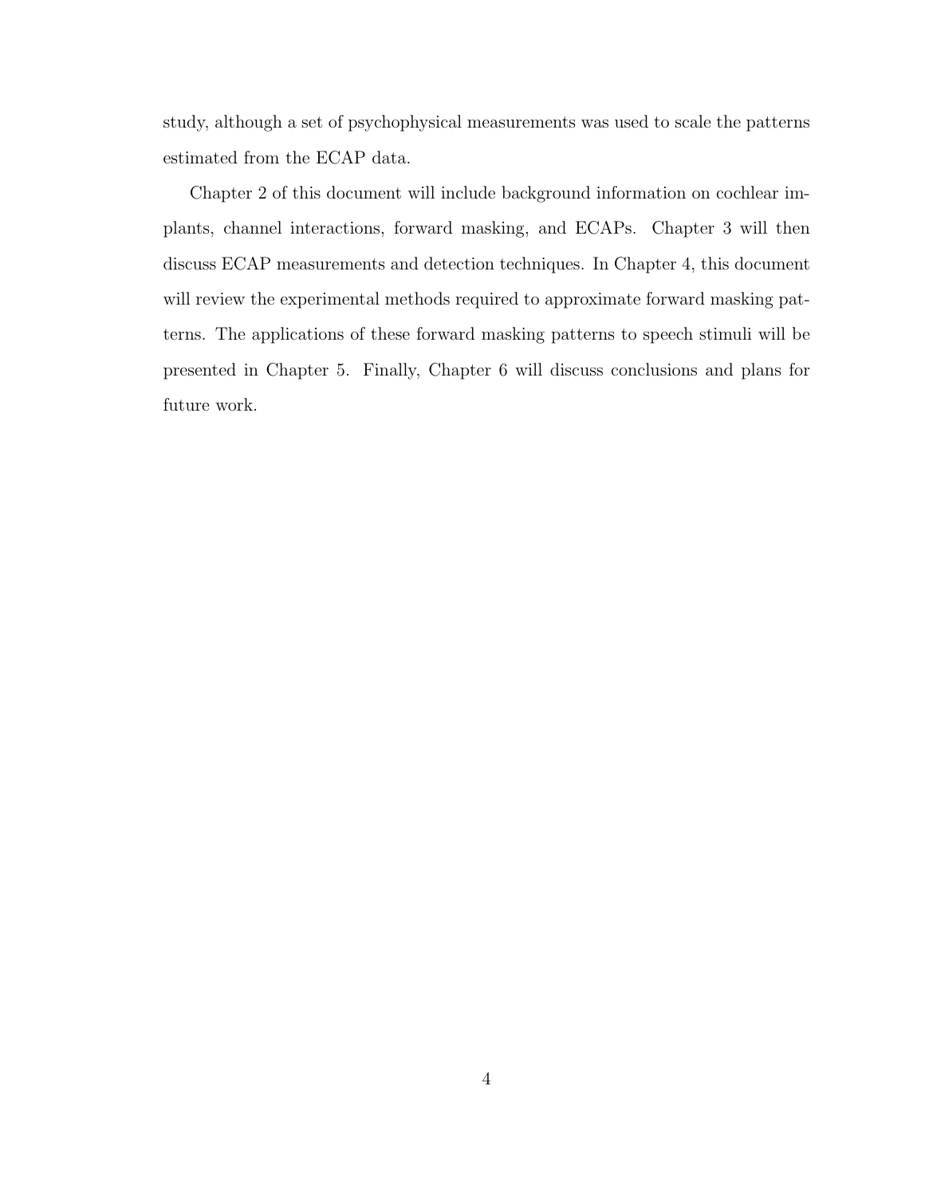study, although a set of psychophysical measurements was used to scale the patterns estimated from the ECAP data.

Chapter 2 of this document will include background information on cochlear implants, channel interactions, forward masking, and ECAPs. Chapter 3 will then discuss ECAP measurements and detection techniques. In Chapter 4, this document will review the experimental methods required to approximate forward masking patterns. The applications of these forward masking patterns to speech stimuli will be presented in Chapter 5. Finally, Chapter 6 will discuss conclusions and plans for future work.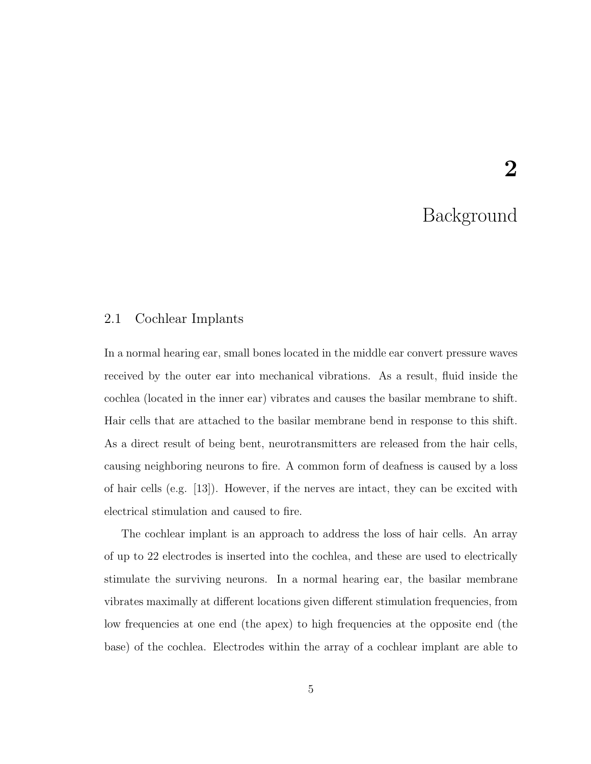# 2

# Background

## 2.1 Cochlear Implants

In a normal hearing ear, small bones located in the middle ear convert pressure waves received by the outer ear into mechanical vibrations. As a result, fluid inside the cochlea (located in the inner ear) vibrates and causes the basilar membrane to shift. Hair cells that are attached to the basilar membrane bend in response to this shift. As a direct result of being bent, neurotransmitters are released from the hair cells, causing neighboring neurons to fire. A common form of deafness is caused by a loss of hair cells (e.g. [13]). However, if the nerves are intact, they can be excited with electrical stimulation and caused to fire.

The cochlear implant is an approach to address the loss of hair cells. An array of up to 22 electrodes is inserted into the cochlea, and these are used to electrically stimulate the surviving neurons. In a normal hearing ear, the basilar membrane vibrates maximally at different locations given different stimulation frequencies, from low frequencies at one end (the apex) to high frequencies at the opposite end (the base) of the cochlea. Electrodes within the array of a cochlear implant are able to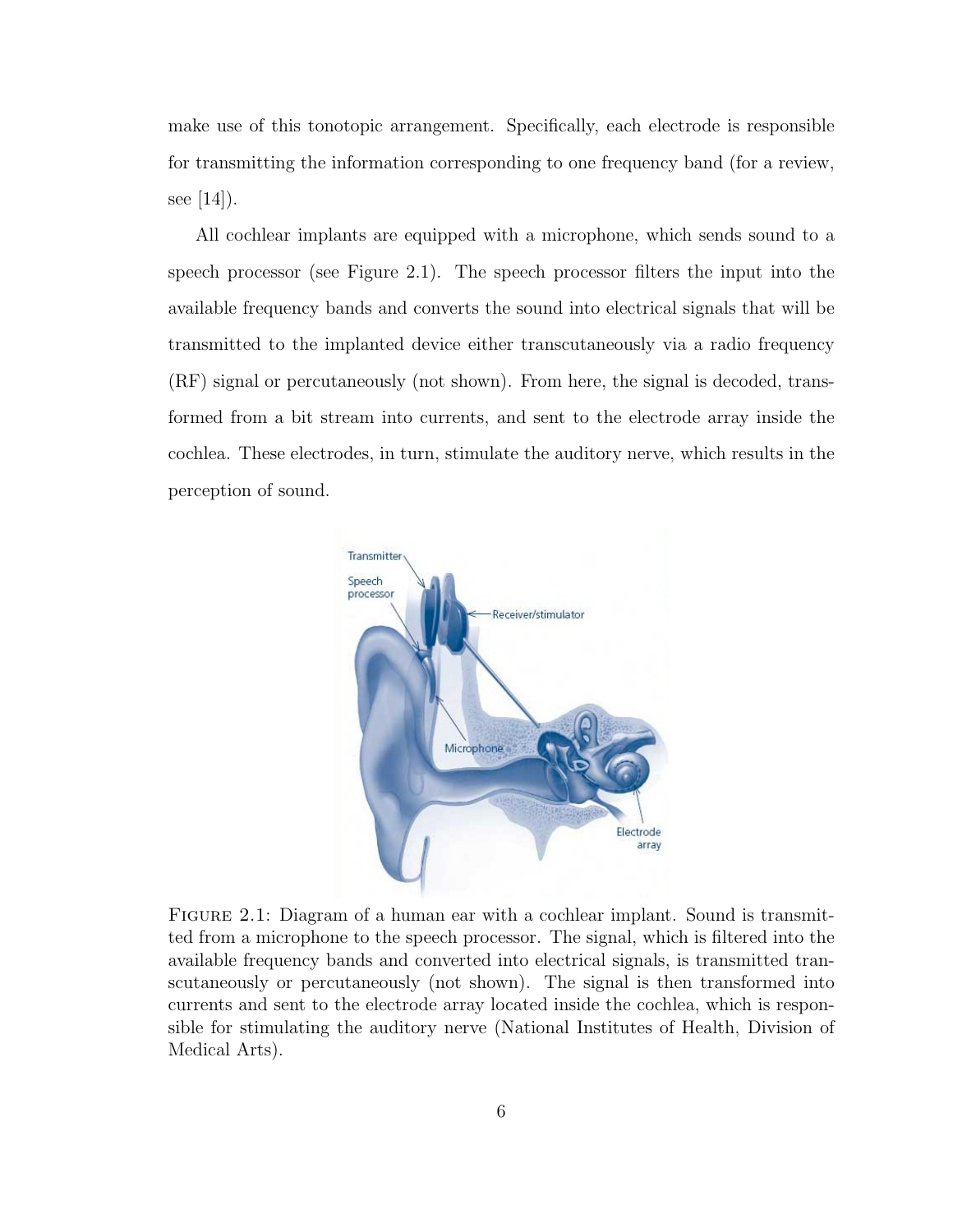make use of this tonotopic arrangement. Specifically, each electrode is responsible for transmitting the information corresponding to one frequency band (for a review, see [14]).

All cochlear implants are equipped with a microphone, which sends sound to a speech processor (see Figure 2.1). The speech processor filters the input into the available frequency bands and converts the sound into electrical signals that will be transmitted to the implanted device either transcutaneously via a radio frequency (RF) signal or percutaneously (not shown). From here, the signal is decoded, transformed from a bit stream into currents, and sent to the electrode array inside the cochlea. These electrodes, in turn, stimulate the auditory nerve, which results in the perception of sound.

Figure 2.1: Diagram of a human ear with a cochlear implant. Sound is transmitted from a microphone to the speech processor. The signal, which is filtered into the available frequency bands and converted into electrical signals, is transmitted transcutaneously or percutaneously (not shown). The signal is then transformed into currents and sent to the electrode array located inside the cochlea, which is responsible for stimulating the auditory nerve (National Institutes of Health, Division of Medical Arts).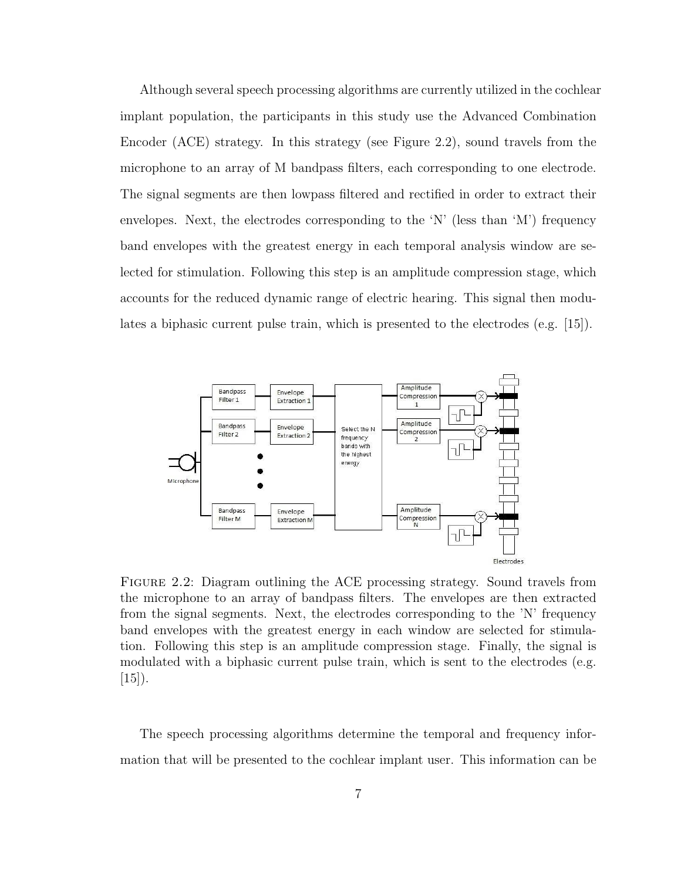Although several speech processing algorithms are currently utilized in the cochlear implant population, the participants in this study use the Advanced Combination Encoder (ACE) strategy. In this strategy (see Figure 2.2), sound travels from the microphone to an array of M bandpass filters, each corresponding to one electrode. The signal segments are then lowpass filtered and rectified in order to extract their envelopes. Next, the electrodes corresponding to the 'N' (less than 'M') frequency band envelopes with the greatest energy in each temporal analysis window are selected for stimulation. Following this step is an amplitude compression stage, which accounts for the reduced dynamic range of electric hearing. This signal then modulates a biphasic current pulse train, which is presented to the electrodes (e.g. [15]).

FIGURE 2.2: Diagram outlining the ACE processing strategy. Sound travels from the microphone to an array of bandpass filters. The envelopes are then extracted from the signal segments. Next, the electrodes corresponding to the 'N' frequency band envelopes with the greatest energy in each window are selected for stimulation. Following this step is an amplitude compression stage. Finally, the signal is modulated with a biphasic current pulse train, which is sent to the electrodes (e.g. [15]).

The speech processing algorithms determine the temporal and frequency information that will be presented to the cochlear implant user. This information can be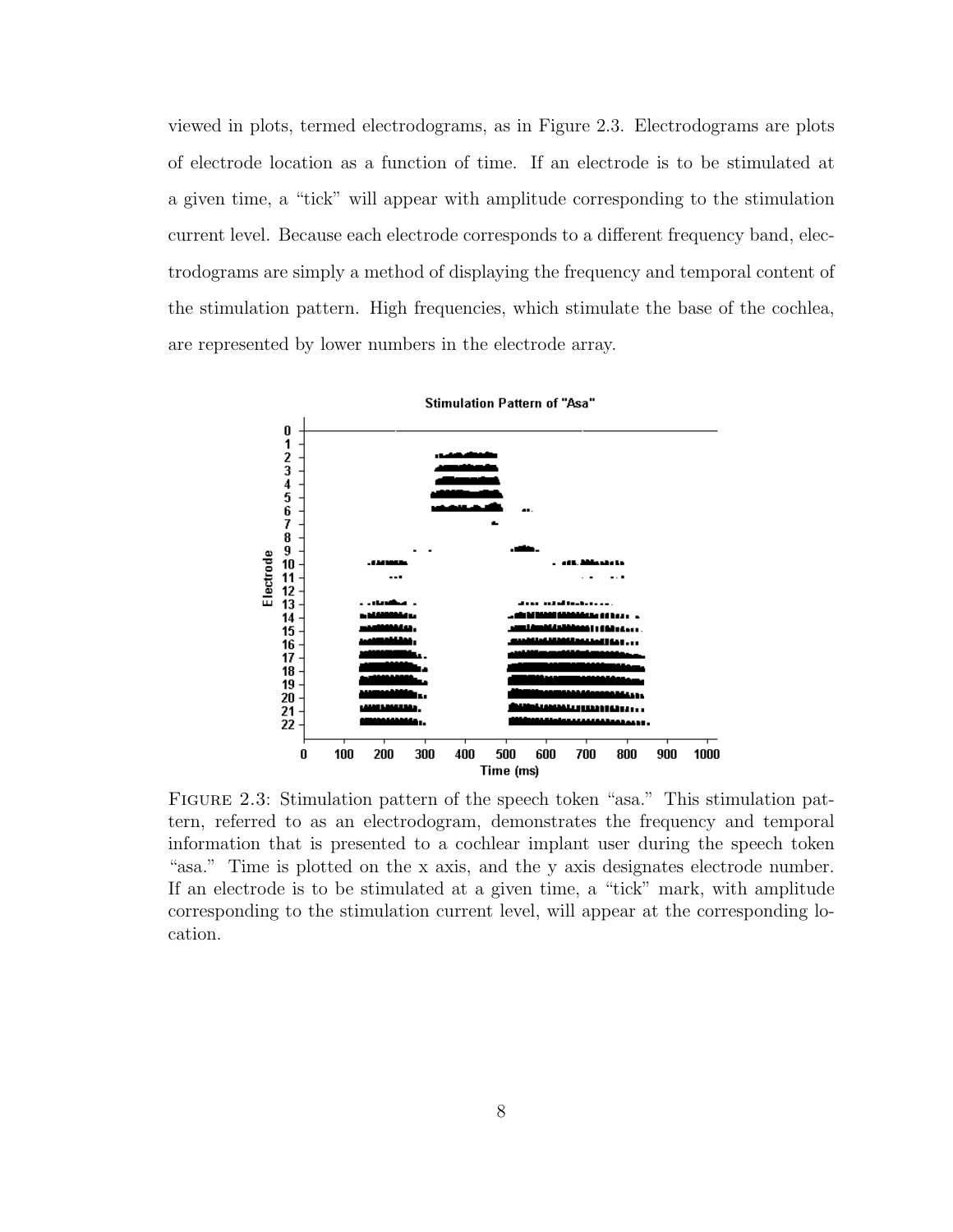viewed in plots, termed electrodograms, as in Figure 2.3. Electrodograms are plots of electrode location as a function of time. If an electrode is to be stimulated at a given time, a "tick" will appear with amplitude corresponding to the stimulation current level. Because each electrode corresponds to a different frequency band, electrodograms are simply a method of displaying the frequency and temporal content of the stimulation pattern. High frequencies, which stimulate the base of the cochlea, are represented by lower numbers in the electrode array.

FIGURE 2.3: Stimulation pattern of the speech token "asa." This stimulation pattern, referred to as an electrodogram, demonstrates the frequency and temporal information that is presented to a cochlear implant user during the speech token "asa." Time is plotted on the x axis, and the y axis designates electrode number. If an electrode is to be stimulated at a given time, a "tick" mark, with amplitude corresponding to the stimulation current level, will appear at the corresponding location.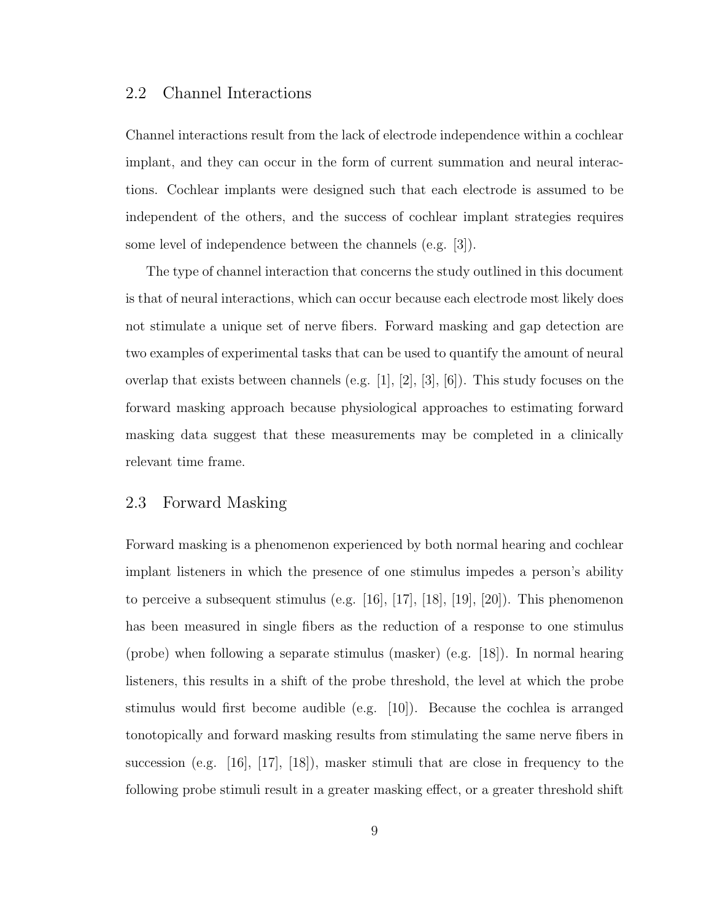## 2.2 Channel Interactions

Channel interactions result from the lack of electrode independence within a cochlear implant, and they can occur in the form of current summation and neural interactions. Cochlear implants were designed such that each electrode is assumed to be independent of the others, and the success of cochlear implant strategies requires some level of independence between the channels (e.g. [3]).

The type of channel interaction that concerns the study outlined in this document is that of neural interactions, which can occur because each electrode most likely does not stimulate a unique set of nerve fibers. Forward masking and gap detection are two examples of experimental tasks that can be used to quantify the amount of neural overlap that exists between channels (e.g. [1], [2], [3], [6]). This study focuses on the forward masking approach because physiological approaches to estimating forward masking data suggest that these measurements may be completed in a clinically relevant time frame.

## 2.3 Forward Masking

Forward masking is a phenomenon experienced by both normal hearing and cochlear implant listeners in which the presence of one stimulus impedes a person's ability to perceive a subsequent stimulus (e.g. [16], [17], [18], [19], [20]). This phenomenon has been measured in single fibers as the reduction of a response to one stimulus (probe) when following a separate stimulus (masker) (e.g. [18]). In normal hearing listeners, this results in a shift of the probe threshold, the level at which the probe stimulus would first become audible (e.g. [10]). Because the cochlea is arranged tonotopically and forward masking results from stimulating the same nerve fibers in succession (e.g. [16], [17], [18]), masker stimuli that are close in frequency to the following probe stimuli result in a greater masking effect, or a greater threshold shift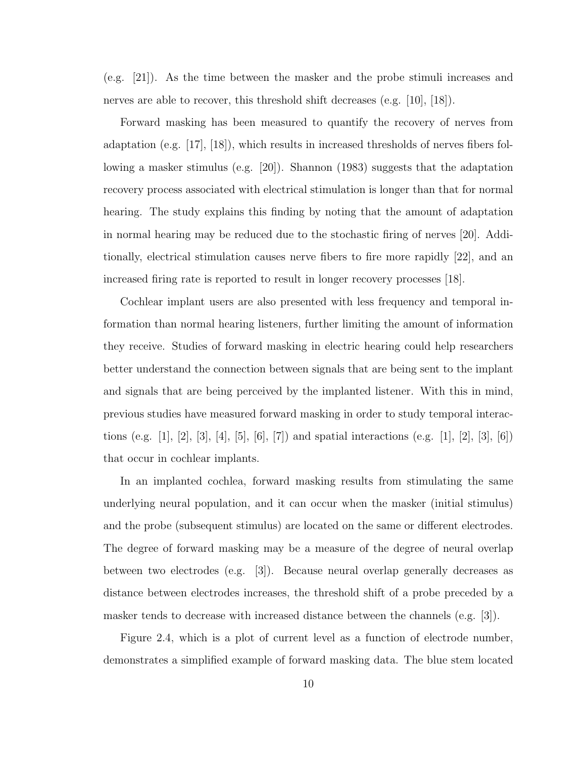(e.g. [21]). As the time between the masker and the probe stimuli increases and nerves are able to recover, this threshold shift decreases (e.g. [10], [18]).

Forward masking has been measured to quantify the recovery of nerves from adaptation (e.g. [17], [18]), which results in increased thresholds of nerves fibers following a masker stimulus (e.g. [20]). Shannon (1983) suggests that the adaptation recovery process associated with electrical stimulation is longer than that for normal hearing. The study explains this finding by noting that the amount of adaptation in normal hearing may be reduced due to the stochastic firing of nerves [20]. Additionally, electrical stimulation causes nerve fibers to fire more rapidly [22], and an increased firing rate is reported to result in longer recovery processes [18].

Cochlear implant users are also presented with less frequency and temporal information than normal hearing listeners, further limiting the amount of information they receive. Studies of forward masking in electric hearing could help researchers better understand the connection between signals that are being sent to the implant and signals that are being perceived by the implanted listener. With this in mind, previous studies have measured forward masking in order to study temporal interactions (e.g. [1], [2], [3], [4], [5], [6], [7]) and spatial interactions (e.g. [1], [2], [3], [6]) that occur in cochlear implants.

In an implanted cochlea, forward masking results from stimulating the same underlying neural population, and it can occur when the masker (initial stimulus) and the probe (subsequent stimulus) are located on the same or different electrodes. The degree of forward masking may be a measure of the degree of neural overlap between two electrodes (e.g. [3]). Because neural overlap generally decreases as distance between electrodes increases, the threshold shift of a probe preceded by a masker tends to decrease with increased distance between the channels (e.g. [3]).

Figure 2.4, which is a plot of current level as a function of electrode number, demonstrates a simplified example of forward masking data. The blue stem located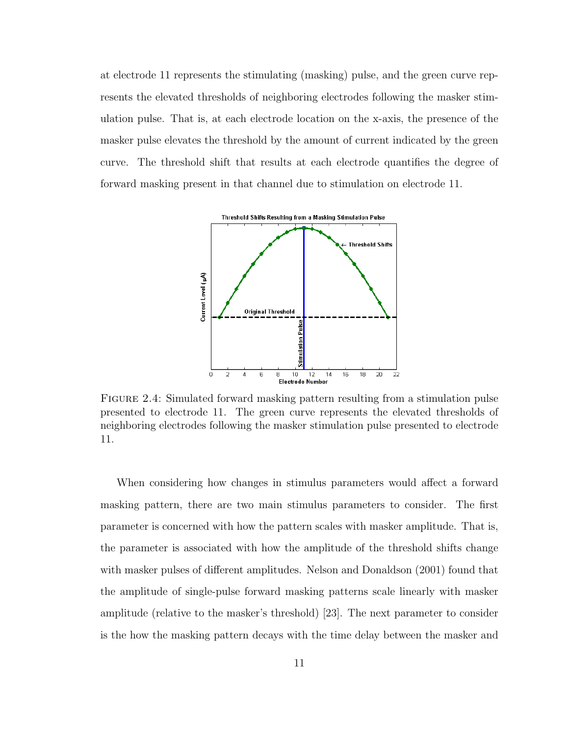at electrode 11 represents the stimulating (masking) pulse, and the green curve represents the elevated thresholds of neighboring electrodes following the masker stimulation pulse. That is, at each electrode location on the x-axis, the presence of the masker pulse elevates the threshold by the amount of current indicated by the green curve. The threshold shift that results at each electrode quantifies the degree of forward masking present in that channel due to stimulation on electrode 11.

Figure 2.4: Simulated forward masking pattern resulting from a stimulation pulse presented to electrode 11. The green curve represents the elevated thresholds of neighboring electrodes following the masker stimulation pulse presented to electrode 11.

When considering how changes in stimulus parameters would affect a forward masking pattern, there are two main stimulus parameters to consider. The first parameter is concerned with how the pattern scales with masker amplitude. That is, the parameter is associated with how the amplitude of the threshold shifts change with masker pulses of different amplitudes. Nelson and Donaldson (2001) found that the amplitude of single-pulse forward masking patterns scale linearly with masker amplitude (relative to the masker's threshold) [23]. The next parameter to consider is the how the masking pattern decays with the time delay between the masker and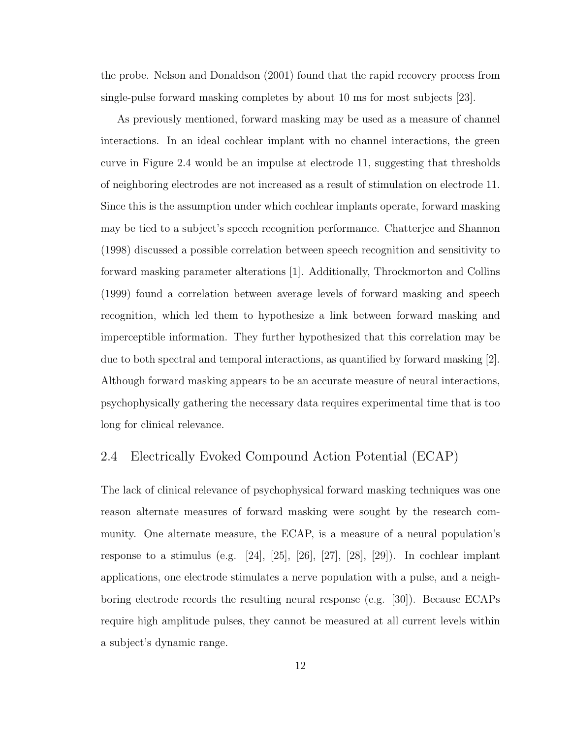the probe. Nelson and Donaldson (2001) found that the rapid recovery process from single-pulse forward masking completes by about 10 ms for most subjects [23].

As previously mentioned, forward masking may be used as a measure of channel interactions. In an ideal cochlear implant with no channel interactions, the green curve in Figure 2.4 would be an impulse at electrode 11, suggesting that thresholds of neighboring electrodes are not increased as a result of stimulation on electrode 11. Since this is the assumption under which cochlear implants operate, forward masking may be tied to a subject's speech recognition performance. Chatterjee and Shannon (1998) discussed a possible correlation between speech recognition and sensitivity to forward masking parameter alterations [1]. Additionally, Throckmorton and Collins (1999) found a correlation between average levels of forward masking and speech recognition, which led them to hypothesize a link between forward masking and imperceptible information. They further hypothesized that this correlation may be due to both spectral and temporal interactions, as quantified by forward masking [2]. Although forward masking appears to be an accurate measure of neural interactions, psychophysically gathering the necessary data requires experimental time that is too long for clinical relevance.

## 2.4 Electrically Evoked Compound Action Potential (ECAP)

The lack of clinical relevance of psychophysical forward masking techniques was one reason alternate measures of forward masking were sought by the research community. One alternate measure, the ECAP, is a measure of a neural population's response to a stimulus (e.g. [24], [25], [26], [27], [28], [29]). In cochlear implant applications, one electrode stimulates a nerve population with a pulse, and a neighboring electrode records the resulting neural response (e.g. [30]). Because ECAPs require high amplitude pulses, they cannot be measured at all current levels within a subject's dynamic range.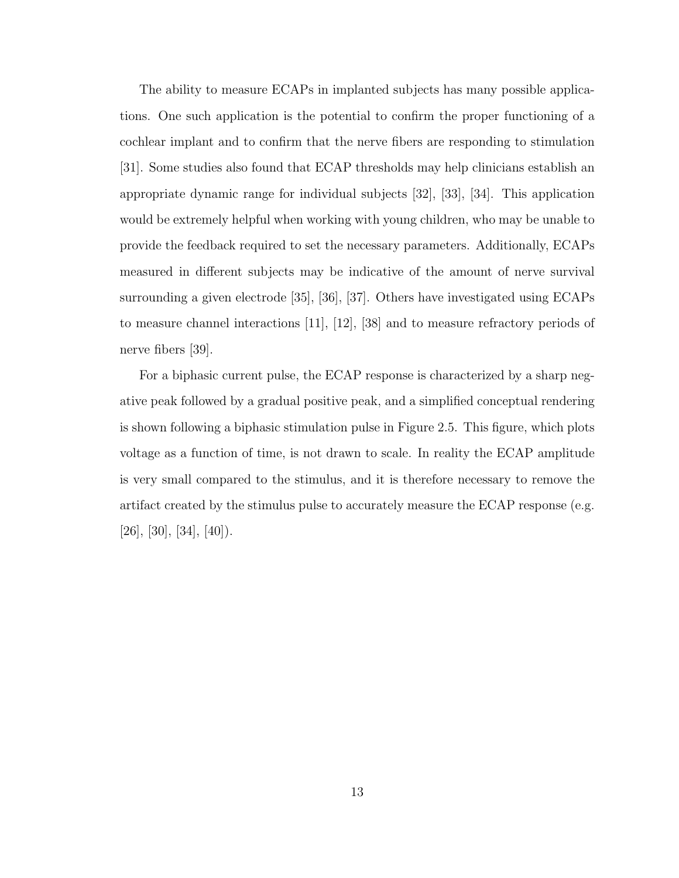The ability to measure ECAPs in implanted subjects has many possible applications. One such application is the potential to confirm the proper functioning of a cochlear implant and to confirm that the nerve fibers are responding to stimulation [31]. Some studies also found that ECAP thresholds may help clinicians establish an appropriate dynamic range for individual subjects [32], [33], [34]. This application would be extremely helpful when working with young children, who may be unable to provide the feedback required to set the necessary parameters. Additionally, ECAPs measured in different subjects may be indicative of the amount of nerve survival surrounding a given electrode [35], [36], [37]. Others have investigated using ECAPs to measure channel interactions [11], [12], [38] and to measure refractory periods of nerve fibers [39].

For a biphasic current pulse, the ECAP response is characterized by a sharp negative peak followed by a gradual positive peak, and a simplified conceptual rendering is shown following a biphasic stimulation pulse in Figure 2.5. This figure, which plots voltage as a function of time, is not drawn to scale. In reality the ECAP amplitude is very small compared to the stimulus, and it is therefore necessary to remove the artifact created by the stimulus pulse to accurately measure the ECAP response (e.g. [26], [30], [34], [40]).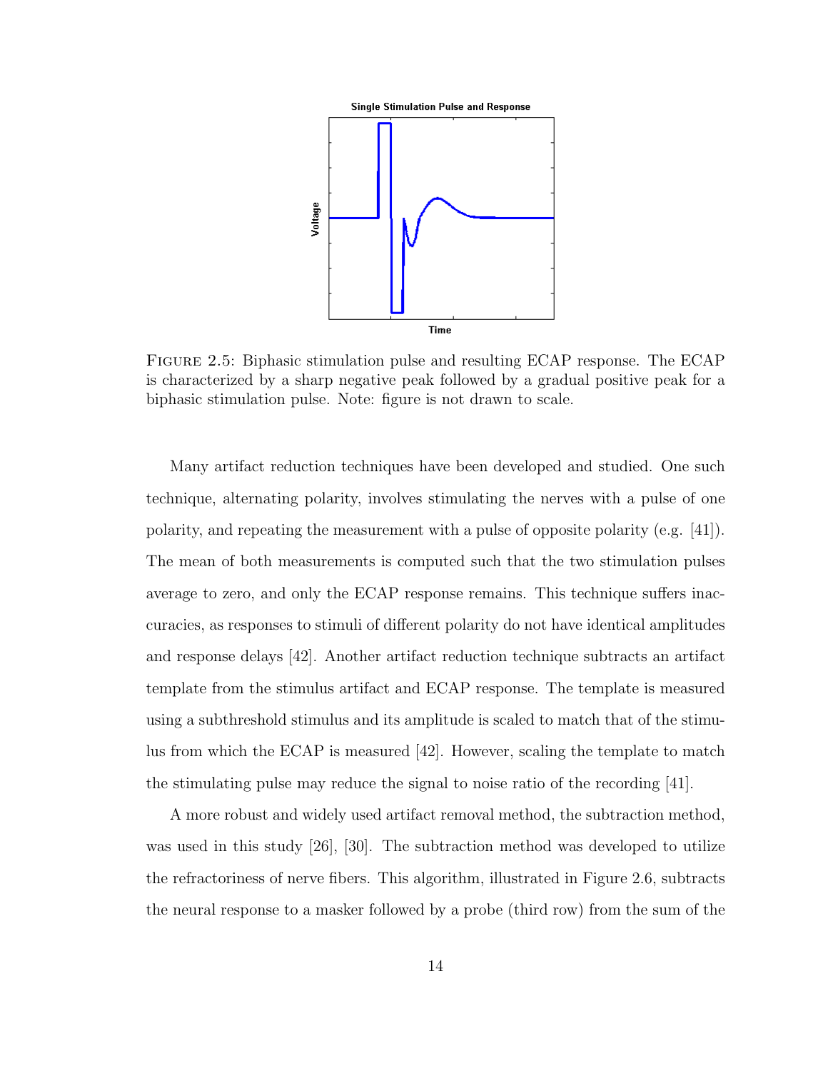FIGURE 2.5: Biphasic stimulation pulse and resulting ECAP response. The ECAP is characterized by a sharp negative peak followed by a gradual positive peak for a biphasic stimulation pulse. Note: figure is not drawn to scale.

Many artifact reduction techniques have been developed and studied. One such technique, alternating polarity, involves stimulating the nerves with a pulse of one polarity, and repeating the measurement with a pulse of opposite polarity (e.g. [41]). The mean of both measurements is computed such that the two stimulation pulses average to zero, and only the ECAP response remains. This technique suffers inaccuracies, as responses to stimuli of different polarity do not have identical amplitudes and response delays [42]. Another artifact reduction technique subtracts an artifact template from the stimulus artifact and ECAP response. The template is measured using a subthreshold stimulus and its amplitude is scaled to match that of the stimulus from which the ECAP is measured [42]. However, scaling the template to match the stimulating pulse may reduce the signal to noise ratio of the recording [41].

A more robust and widely used artifact removal method, the subtraction method, was used in this study [26], [30]. The subtraction method was developed to utilize the refractoriness of nerve fibers. This algorithm, illustrated in Figure 2.6, subtracts the neural response to a masker followed by a probe (third row) from the sum of the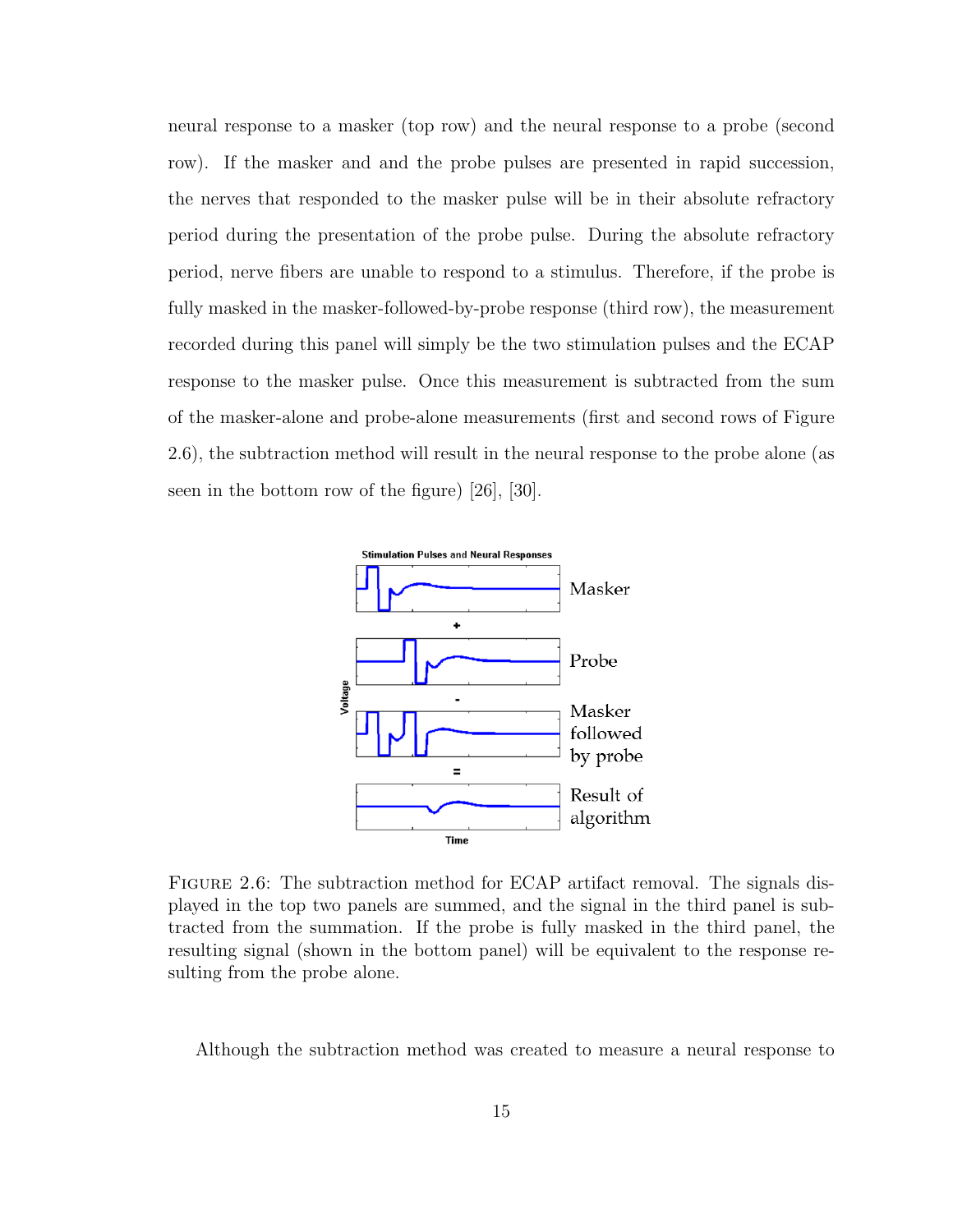neural response to a masker (top row) and the neural response to a probe (second row). If the masker and and the probe pulses are presented in rapid succession, the nerves that responded to the masker pulse will be in their absolute refractory period during the presentation of the probe pulse. During the absolute refractory period, nerve fibers are unable to respond to a stimulus. Therefore, if the probe is fully masked in the masker-followed-by-probe response (third row), the measurement recorded during this panel will simply be the two stimulation pulses and the ECAP response to the masker pulse. Once this measurement is subtracted from the sum of the masker-alone and probe-alone measurements (first and second rows of Figure 2.6), the subtraction method will result in the neural response to the probe alone (as seen in the bottom row of the figure) [26], [30].

FIGURE 2.6: The subtraction method for ECAP artifact removal. The signals displayed in the top two panels are summed, and the signal in the third panel is subtracted from the summation. If the probe is fully masked in the third panel, the resulting signal (shown in the bottom panel) will be equivalent to the response resulting from the probe alone.

Although the subtraction method was created to measure a neural response to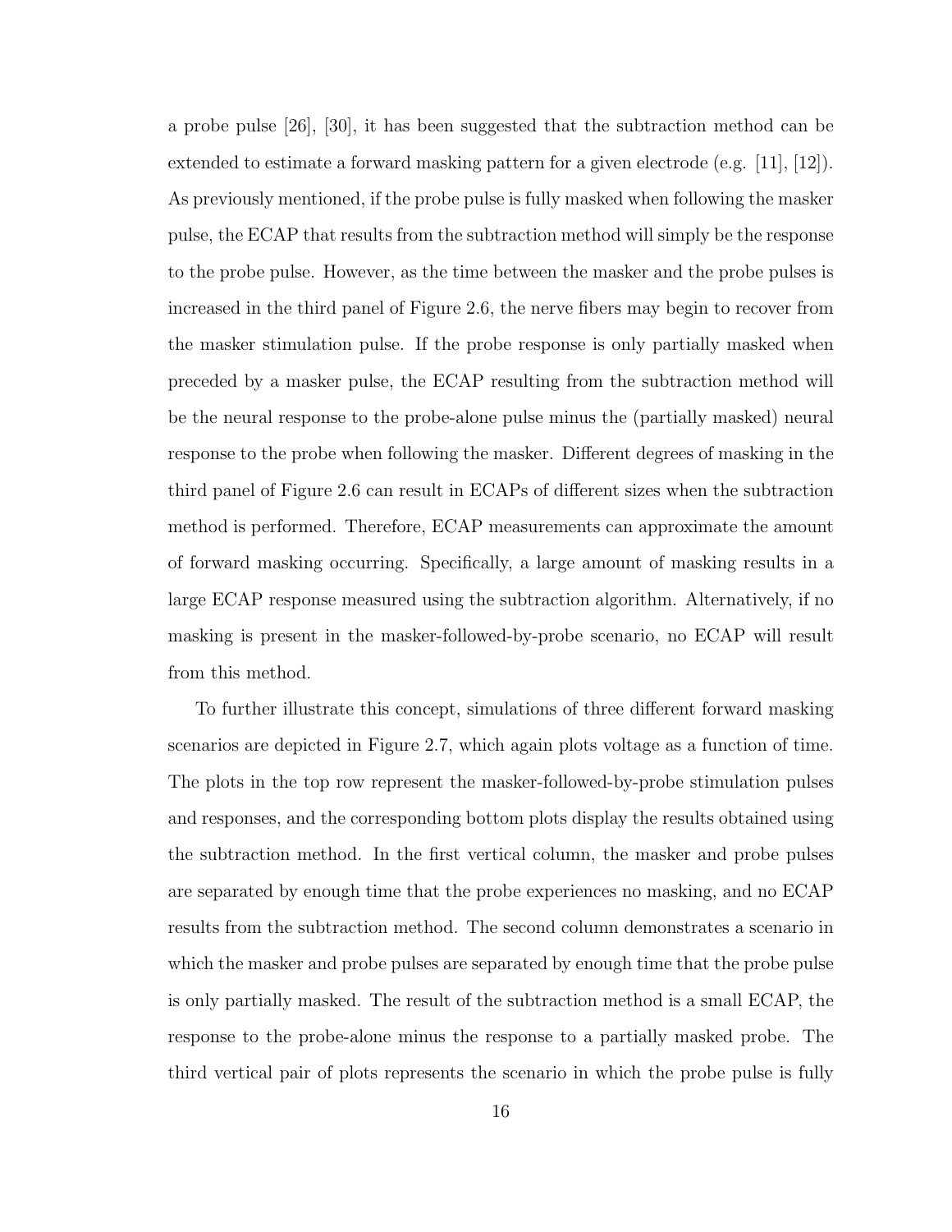a probe pulse [26], [30], it has been suggested that the subtraction method can be extended to estimate a forward masking pattern for a given electrode (e.g. [11], [12]). As previously mentioned, if the probe pulse is fully masked when following the masker pulse, the ECAP that results from the subtraction method will simply be the response to the probe pulse. However, as the time between the masker and the probe pulses is increased in the third panel of Figure 2.6, the nerve fibers may begin to recover from the masker stimulation pulse. If the probe response is only partially masked when preceded by a masker pulse, the ECAP resulting from the subtraction method will be the neural response to the probe-alone pulse minus the (partially masked) neural response to the probe when following the masker. Different degrees of masking in the third panel of Figure 2.6 can result in ECAPs of different sizes when the subtraction method is performed. Therefore, ECAP measurements can approximate the amount of forward masking occurring. Specifically, a large amount of masking results in a large ECAP response measured using the subtraction algorithm. Alternatively, if no masking is present in the masker-followed-by-probe scenario, no ECAP will result from this method.

To further illustrate this concept, simulations of three different forward masking scenarios are depicted in Figure 2.7, which again plots voltage as a function of time. The plots in the top row represent the masker-followed-by-probe stimulation pulses and responses, and the corresponding bottom plots display the results obtained using the subtraction method. In the first vertical column, the masker and probe pulses are separated by enough time that the probe experiences no masking, and no ECAP results from the subtraction method. The second column demonstrates a scenario in which the masker and probe pulses are separated by enough time that the probe pulse is only partially masked. The result of the subtraction method is a small ECAP, the response to the probe-alone minus the response to a partially masked probe. The third vertical pair of plots represents the scenario in which the probe pulse is fully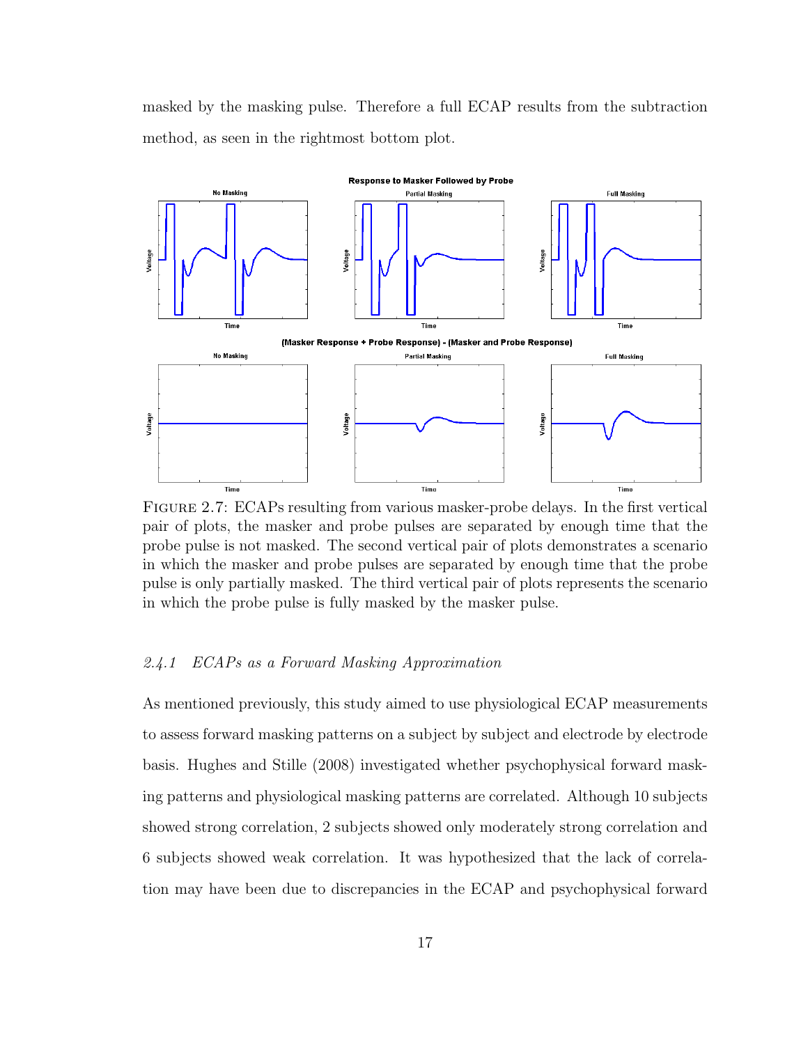masked by the masking pulse. Therefore a full ECAP results from the subtraction method, as seen in the rightmost bottom plot.

FIGURE 2.7: ECAPs resulting from various masker-probe delays. In the first vertical pair of plots, the masker and probe pulses are separated by enough time that the probe pulse is not masked. The second vertical pair of plots demonstrates a scenario in which the masker and probe pulses are separated by enough time that the probe pulse is only partially masked. The third vertical pair of plots represents the scenario in which the probe pulse is fully masked by the masker pulse.

### *2.4.1 ECAPs as a Forward Masking Approximation*

As mentioned previously, this study aimed to use physiological ECAP measurements to assess forward masking patterns on a subject by subject and electrode by electrode basis. Hughes and Stille (2008) investigated whether psychophysical forward masking patterns and physiological masking patterns are correlated. Although 10 subjects showed strong correlation, 2 subjects showed only moderately strong correlation and 6 subjects showed weak correlation. It was hypothesized that the lack of correlation may have been due to discrepancies in the ECAP and psychophysical forward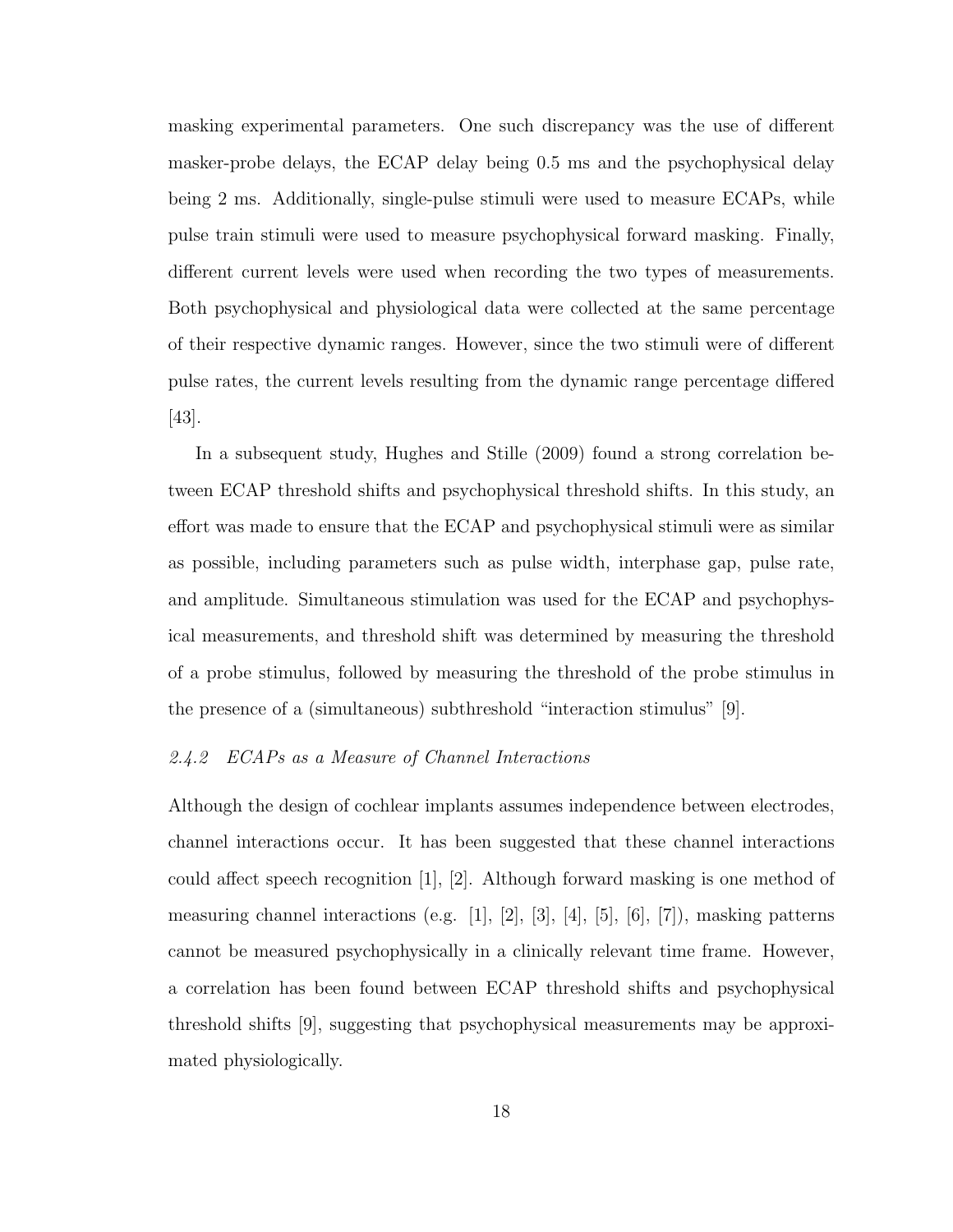masking experimental parameters. One such discrepancy was the use of different masker-probe delays, the ECAP delay being 0.5 ms and the psychophysical delay being 2 ms. Additionally, single-pulse stimuli were used to measure ECAPs, while pulse train stimuli were used to measure psychophysical forward masking. Finally, different current levels were used when recording the two types of measurements. Both psychophysical and physiological data were collected at the same percentage of their respective dynamic ranges. However, since the two stimuli were of different pulse rates, the current levels resulting from the dynamic range percentage differed [43].

In a subsequent study, Hughes and Stille (2009) found a strong correlation between ECAP threshold shifts and psychophysical threshold shifts. In this study, an effort was made to ensure that the ECAP and psychophysical stimuli were as similar as possible, including parameters such as pulse width, interphase gap, pulse rate, and amplitude. Simultaneous stimulation was used for the ECAP and psychophysical measurements, and threshold shift was determined by measuring the threshold of a probe stimulus, followed by measuring the threshold of the probe stimulus in the presence of a (simultaneous) subthreshold "interaction stimulus" [9].

### *2.4.2 ECAPs as a Measure of Channel Interactions*

Although the design of cochlear implants assumes independence between electrodes, channel interactions occur. It has been suggested that these channel interactions could affect speech recognition [1], [2]. Although forward masking is one method of measuring channel interactions (e.g. [1], [2], [3], [4], [5], [6], [7]), masking patterns cannot be measured psychophysically in a clinically relevant time frame. However, a correlation has been found between ECAP threshold shifts and psychophysical threshold shifts [9], suggesting that psychophysical measurements may be approximated physiologically.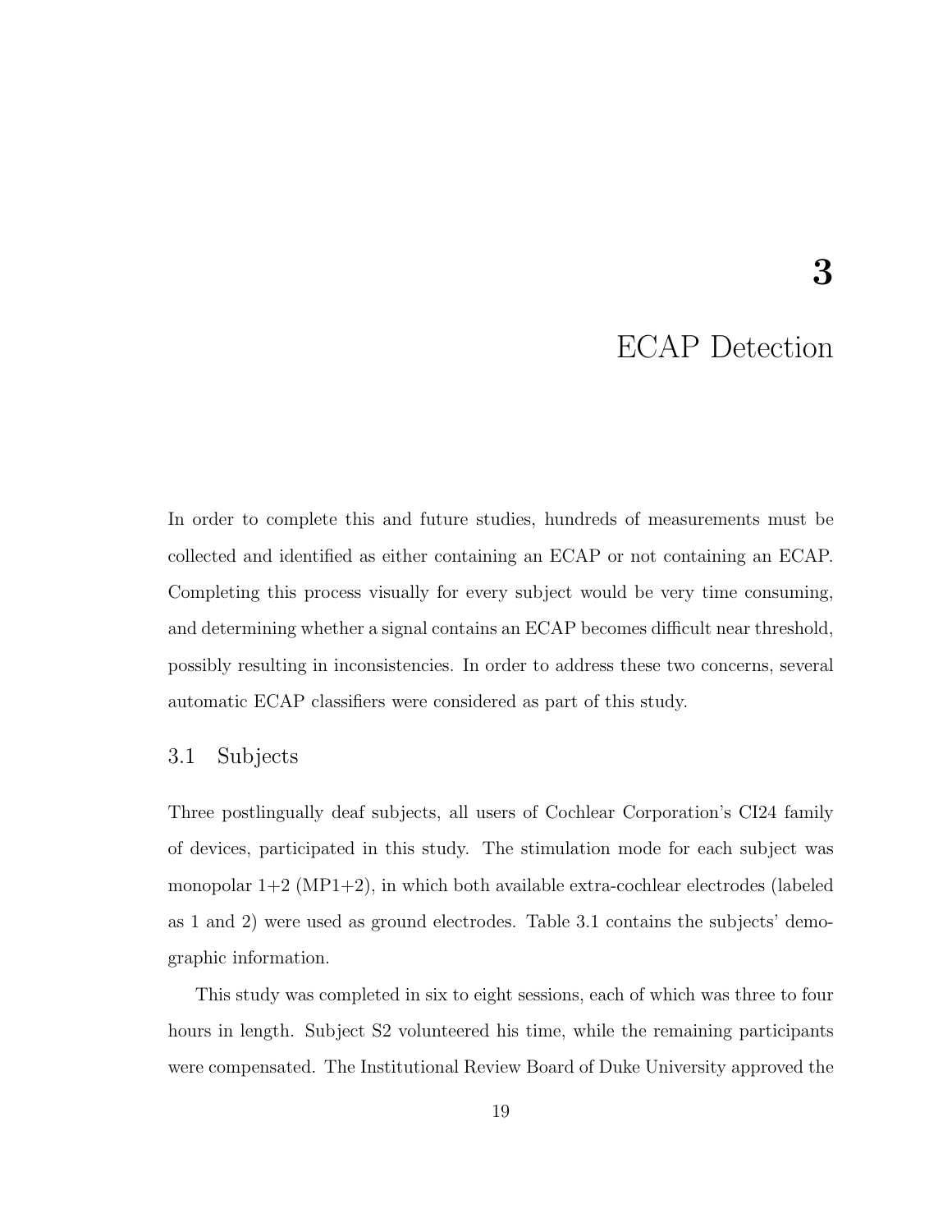# 3

# ECAP Detection

In order to complete this and future studies, hundreds of measurements must be collected and identified as either containing an ECAP or not containing an ECAP. Completing this process visually for every subject would be very time consuming, and determining whether a signal contains an ECAP becomes difficult near threshold, possibly resulting in inconsistencies. In order to address these two concerns, several automatic ECAP classifiers were considered as part of this study.

## 3.1 Subjects

Three postlingually deaf subjects, all users of Cochlear Corporation's CI24 family of devices, participated in this study. The stimulation mode for each subject was monopolar 1+2 (MP1+2), in which both available extra-cochlear electrodes (labeled as 1 and 2) were used as ground electrodes. Table 3.1 contains the subjects' demographic information.

This study was completed in six to eight sessions, each of which was three to four hours in length. Subject S2 volunteered his time, while the remaining participants were compensated. The Institutional Review Board of Duke University approved the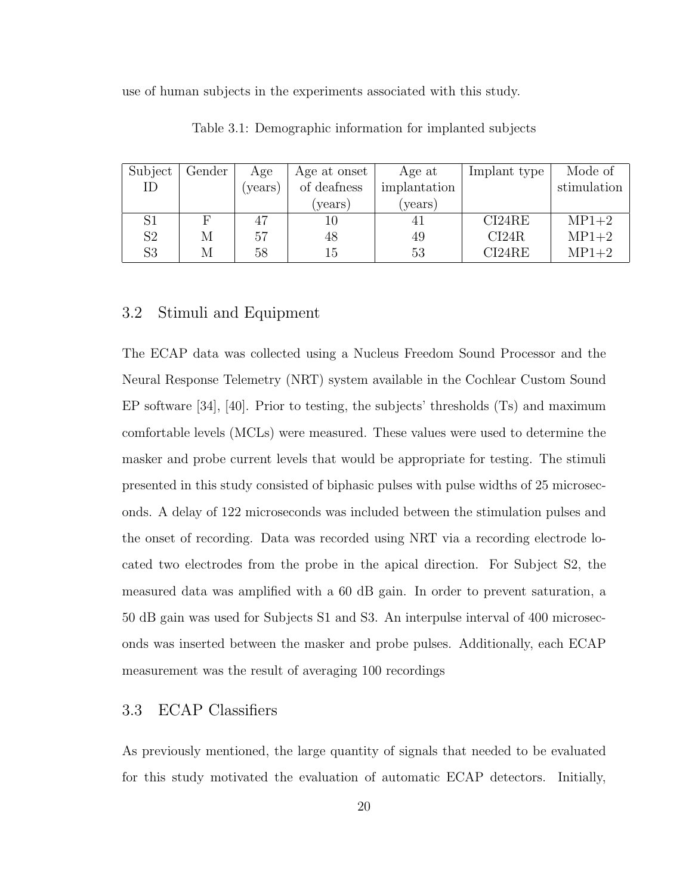use of human subjects in the experiments associated with this study.

Table 3.1: Demographic information for implanted subjects

| Subject ID | Gender | Age (years) | Age at onset of deafness (years) | Age at implantation (years) | Implant type | Mode of stimulation |
|---|---|---|---|---|---|---|
| S1 | F | 47 | 10 | 41 | CI24RE | MP1+2 |
| S2 | M | 57 | 48 | 49 | CI24R | MP1+2 |
| S3 | M | 58 | 15 | 53 | CI24RE | MP1+2 |

## 3.2 Stimuli and Equipment

The ECAP data was collected using a Nucleus Freedom Sound Processor and the Neural Response Telemetry (NRT) system available in the Cochlear Custom Sound EP software [34], [40]. Prior to testing, the subjects' thresholds (Ts) and maximum comfortable levels (MCLs) were measured. These values were used to determine the masker and probe current levels that would be appropriate for testing. The stimuli presented in this study consisted of biphasic pulses with pulse widths of 25 microseconds. A delay of 122 microseconds was included between the stimulation pulses and the onset of recording. Data was recorded using NRT via a recording electrode located two electrodes from the probe in the apical direction. For Subject S2, the measured data was amplified with a 60 dB gain. In order to prevent saturation, a 50 dB gain was used for Subjects S1 and S3. An interpulse interval of 400 microseconds was inserted between the masker and probe pulses. Additionally, each ECAP measurement was the result of averaging 100 recordings

## 3.3 ECAP Classifiers

As previously mentioned, the large quantity of signals that needed to be evaluated for this study motivated the evaluation of automatic ECAP detectors. Initially,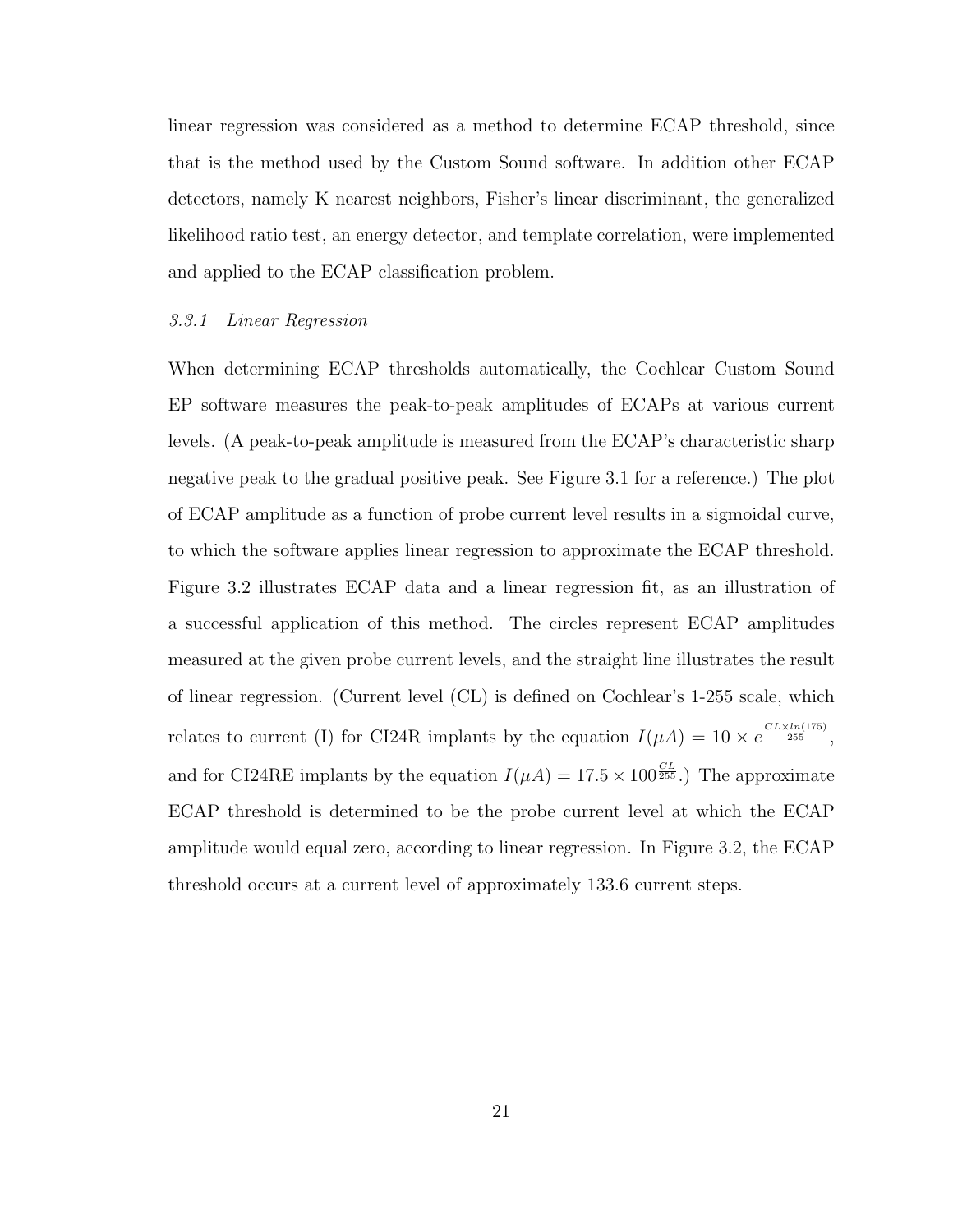linear regression was considered as a method to determine ECAP threshold, since that is the method used by the Custom Sound software. In addition other ECAP detectors, namely K nearest neighbors, Fisher's linear discriminant, the generalized likelihood ratio test, an energy detector, and template correlation, were implemented and applied to the ECAP classification problem.

### *3.3.1 Linear Regression*

When determining ECAP thresholds automatically, the Cochlear Custom Sound EP software measures the peak-to-peak amplitudes of ECAPs at various current levels. (A peak-to-peak amplitude is measured from the ECAP's characteristic sharp negative peak to the gradual positive peak. See Figure 3.1 for a reference.) The plot of ECAP amplitude as a function of probe current level results in a sigmoidal curve, to which the software applies linear regression to approximate the ECAP threshold. Figure 3.2 illustrates ECAP data and a linear regression fit, as an illustration of a successful application of this method. The circles represent ECAP amplitudes measured at the given probe current levels, and the straight line illustrates the result of linear regression. (Current level (CL) is defined on Cochlear's 1-255 scale, which relates to current (I) for CI24R implants by the equation $I(\mu A) = 10 \times e^{\frac{CL \times ln(175)}{255}}$, and for CI24RE implants by the equation $I(\mu A) = 17.5 \times 100^{\frac{CL}{255}}$.) The approximate ECAP threshold is determined to be the probe current level at which the ECAP amplitude would equal zero, according to linear regression. In Figure 3.2, the ECAP threshold occurs at a current level of approximately 133.6 current steps.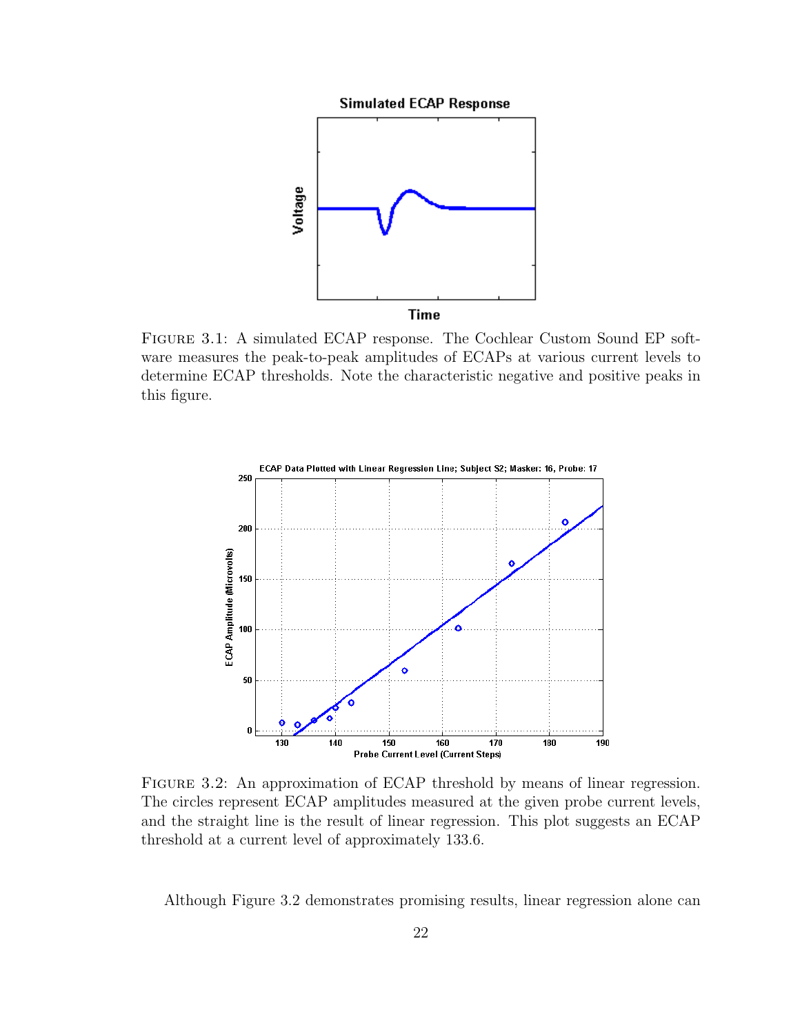FIGURE 3.1: A simulated ECAP response. The Cochlear Custom Sound EP software measures the peak-to-peak amplitudes of ECAPs at various current levels to determine ECAP thresholds. Note the characteristic negative and positive peaks in this figure.

FIGURE 3.2: An approximation of ECAP threshold by means of linear regression. The circles represent ECAP amplitudes measured at the given probe current levels, and the straight line is the result of linear regression. This plot suggests an ECAP threshold at a current level of approximately 133.6.

Although Figure 3.2 demonstrates promising results, linear regression alone can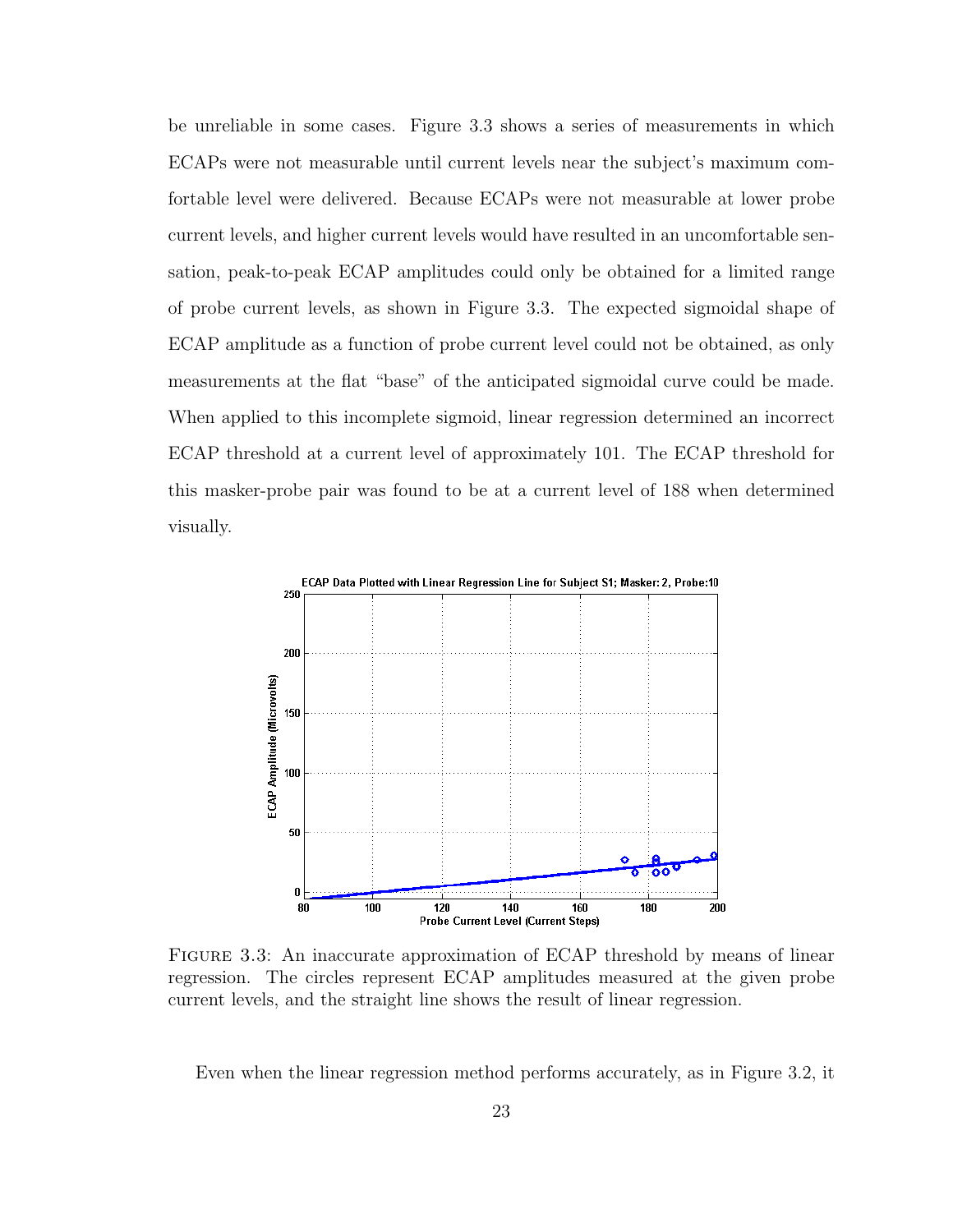be unreliable in some cases. Figure 3.3 shows a series of measurements in which ECAPs were not measurable until current levels near the subject's maximum comfortable level were delivered. Because ECAPs were not measurable at lower probe current levels, and higher current levels would have resulted in an uncomfortable sensation, peak-to-peak ECAP amplitudes could only be obtained for a limited range of probe current levels, as shown in Figure 3.3. The expected sigmoidal shape of ECAP amplitude as a function of probe current level could not be obtained, as only measurements at the flat "base" of the anticipated sigmoidal curve could be made. When applied to this incomplete sigmoid, linear regression determined an incorrect ECAP threshold at a current level of approximately 101. The ECAP threshold for this masker-probe pair was found to be at a current level of 188 when determined visually.

FIGURE 3.3: An inaccurate approximation of ECAP threshold by means of linear regression. The circles represent ECAP amplitudes measured at the given probe current levels, and the straight line shows the result of linear regression.

Even when the linear regression method performs accurately, as in Figure 3.2, it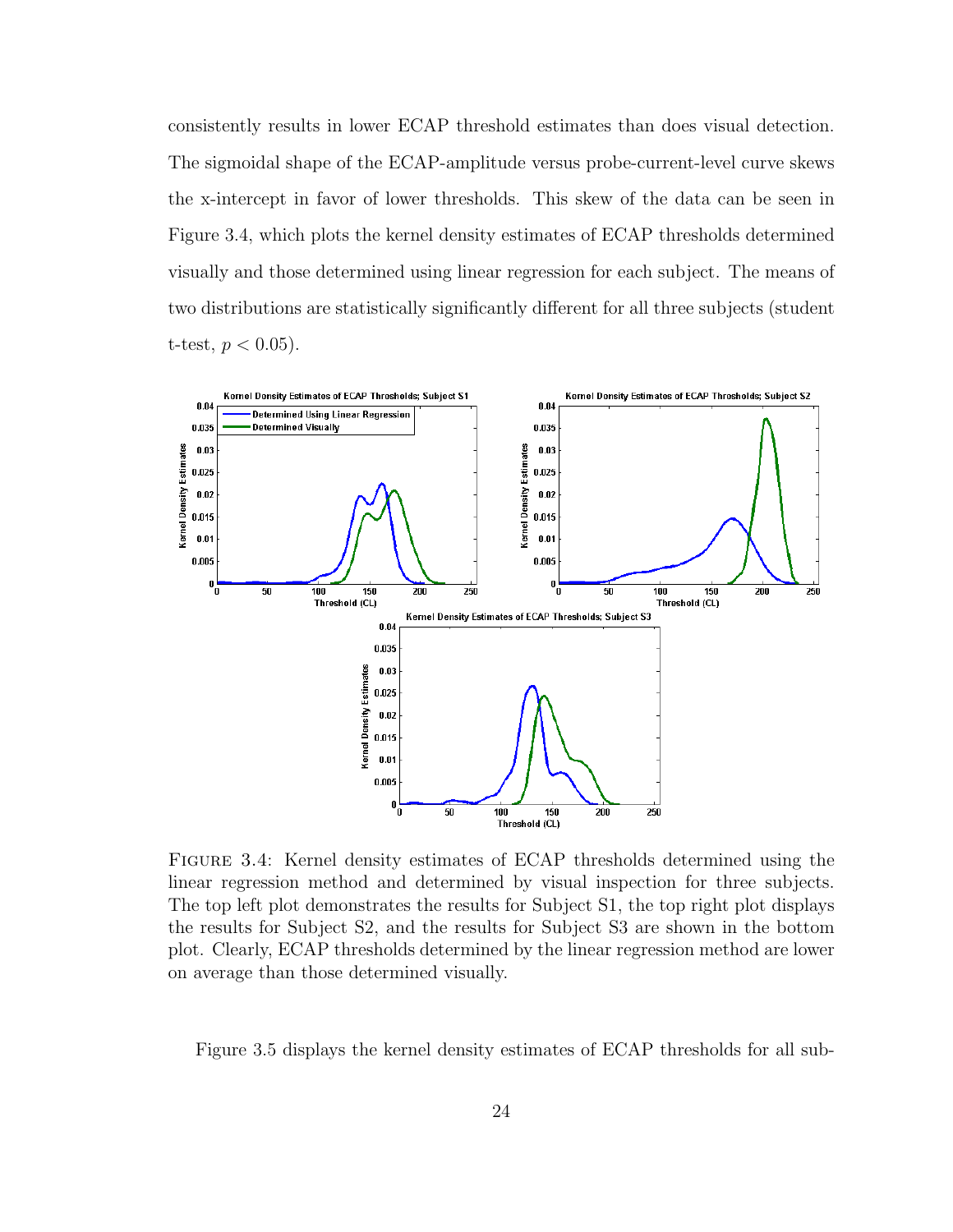consistently results in lower ECAP threshold estimates than does visual detection. The sigmoidal shape of the ECAP-amplitude versus probe-current-level curve skews the x-intercept in favor of lower thresholds. This skew of the data can be seen in Figure 3.4, which plots the kernel density estimates of ECAP thresholds determined visually and those determined using linear regression for each subject. The means of two distributions are statistically significantly different for all three subjects (student t-test, $p < 0.05$).

FIGURE 3.4: Kernel density estimates of ECAP thresholds determined using the linear regression method and determined by visual inspection for three subjects. The top left plot demonstrates the results for Subject S1, the top right plot displays the results for Subject S2, and the results for Subject S3 are shown in the bottom plot. Clearly, ECAP thresholds determined by the linear regression method are lower on average than those determined visually.

Figure 3.5 displays the kernel density estimates of ECAP thresholds for all sub-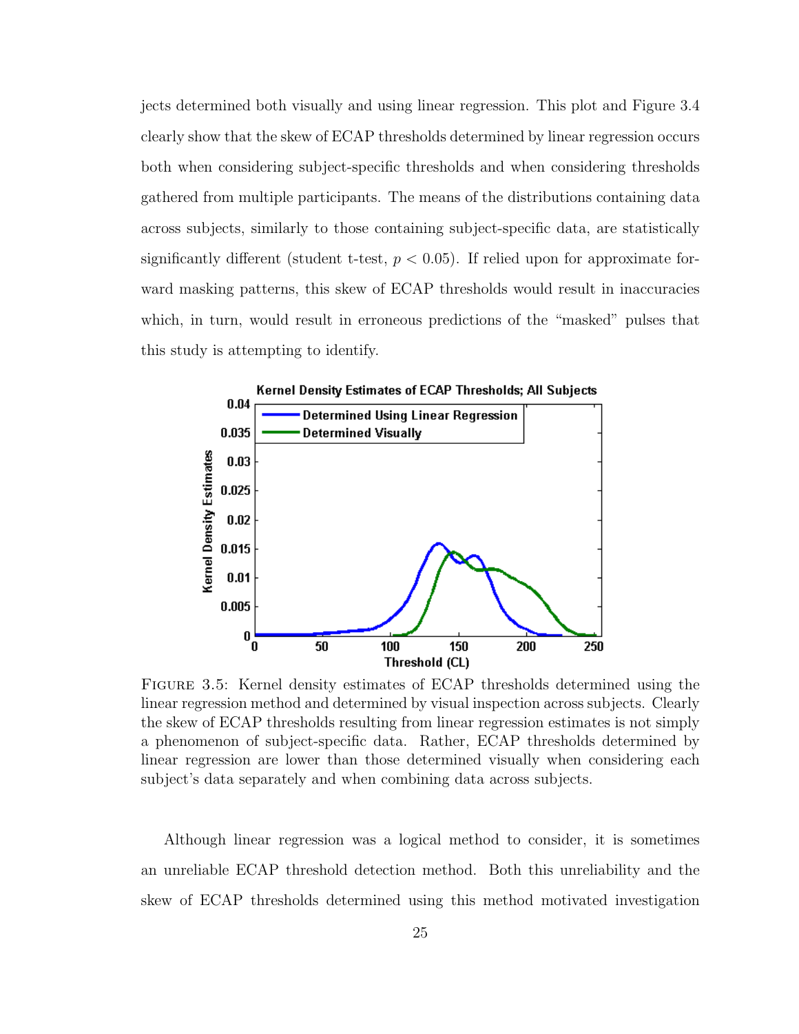jects determined both visually and using linear regression. This plot and Figure 3.4 clearly show that the skew of ECAP thresholds determined by linear regression occurs both when considering subject-specific thresholds and when considering thresholds gathered from multiple participants. The means of the distributions containing data across subjects, similarly to those containing subject-specific data, are statistically significantly different (student t-test, $p < 0.05$). If relied upon for approximate forward masking patterns, this skew of ECAP thresholds would result in inaccuracies which, in turn, would result in erroneous predictions of the "masked" pulses that this study is attempting to identify.

FIGURE 3.5: Kernel density estimates of ECAP thresholds determined using the linear regression method and determined by visual inspection across subjects. Clearly the skew of ECAP thresholds resulting from linear regression estimates is not simply a phenomenon of subject-specific data. Rather, ECAP thresholds determined by linear regression are lower than those determined visually when considering each subject's data separately and when combining data across subjects.

Although linear regression was a logical method to consider, it is sometimes an unreliable ECAP threshold detection method. Both this unreliability and the skew of ECAP thresholds determined using this method motivated investigation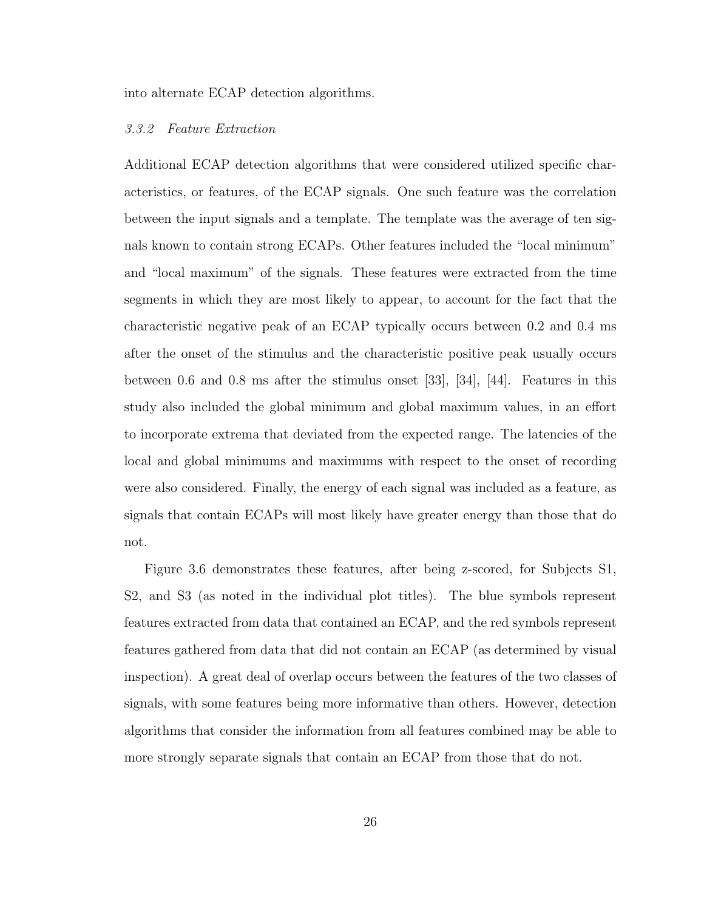into alternate ECAP detection algorithms.

### *3.3.2 Feature Extraction*

Additional ECAP detection algorithms that were considered utilized specific characteristics, or features, of the ECAP signals. One such feature was the correlation between the input signals and a template. The template was the average of ten signals known to contain strong ECAPs. Other features included the "local minimum" and "local maximum" of the signals. These features were extracted from the time segments in which they are most likely to appear, to account for the fact that the characteristic negative peak of an ECAP typically occurs between 0.2 and 0.4 ms after the onset of the stimulus and the characteristic positive peak usually occurs between 0.6 and 0.8 ms after the stimulus onset [33], [34], [44]. Features in this study also included the global minimum and global maximum values, in an effort to incorporate extrema that deviated from the expected range. The latencies of the local and global minimums and maximums with respect to the onset of recording were also considered. Finally, the energy of each signal was included as a feature, as signals that contain ECAPs will most likely have greater energy than those that do not.

Figure 3.6 demonstrates these features, after being z-scored, for Subjects S1, S2, and S3 (as noted in the individual plot titles). The blue symbols represent features extracted from data that contained an ECAP, and the red symbols represent features gathered from data that did not contain an ECAP (as determined by visual inspection). A great deal of overlap occurs between the features of the two classes of signals, with some features being more informative than others. However, detection algorithms that consider the information from all features combined may be able to more strongly separate signals that contain an ECAP from those that do not.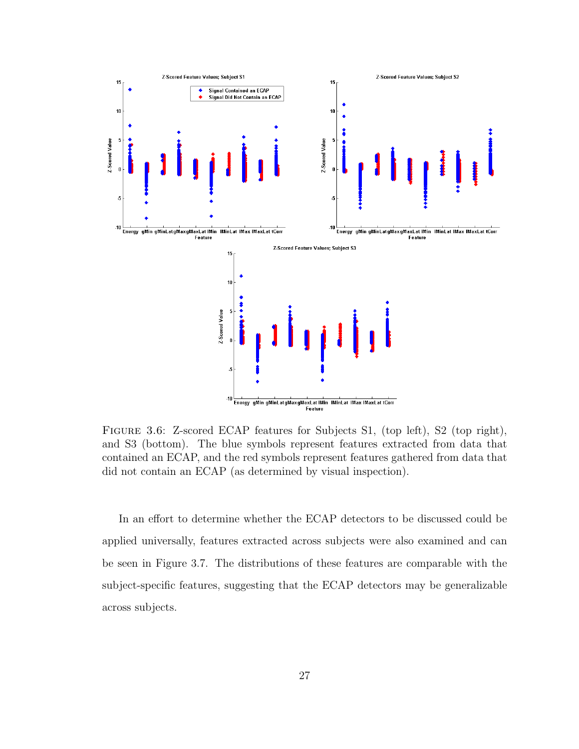Figure 3.6: Z-scored ECAP features for Subjects S1, (top left), S2 (top right), and S3 (bottom). The blue symbols represent features extracted from data that contained an ECAP, and the red symbols represent features gathered from data that did not contain an ECAP (as determined by visual inspection).

In an effort to determine whether the ECAP detectors to be discussed could be applied universally, features extracted across subjects were also examined and can be seen in Figure 3.7. The distributions of these features are comparable with the subject-specific features, suggesting that the ECAP detectors may be generalizable across subjects.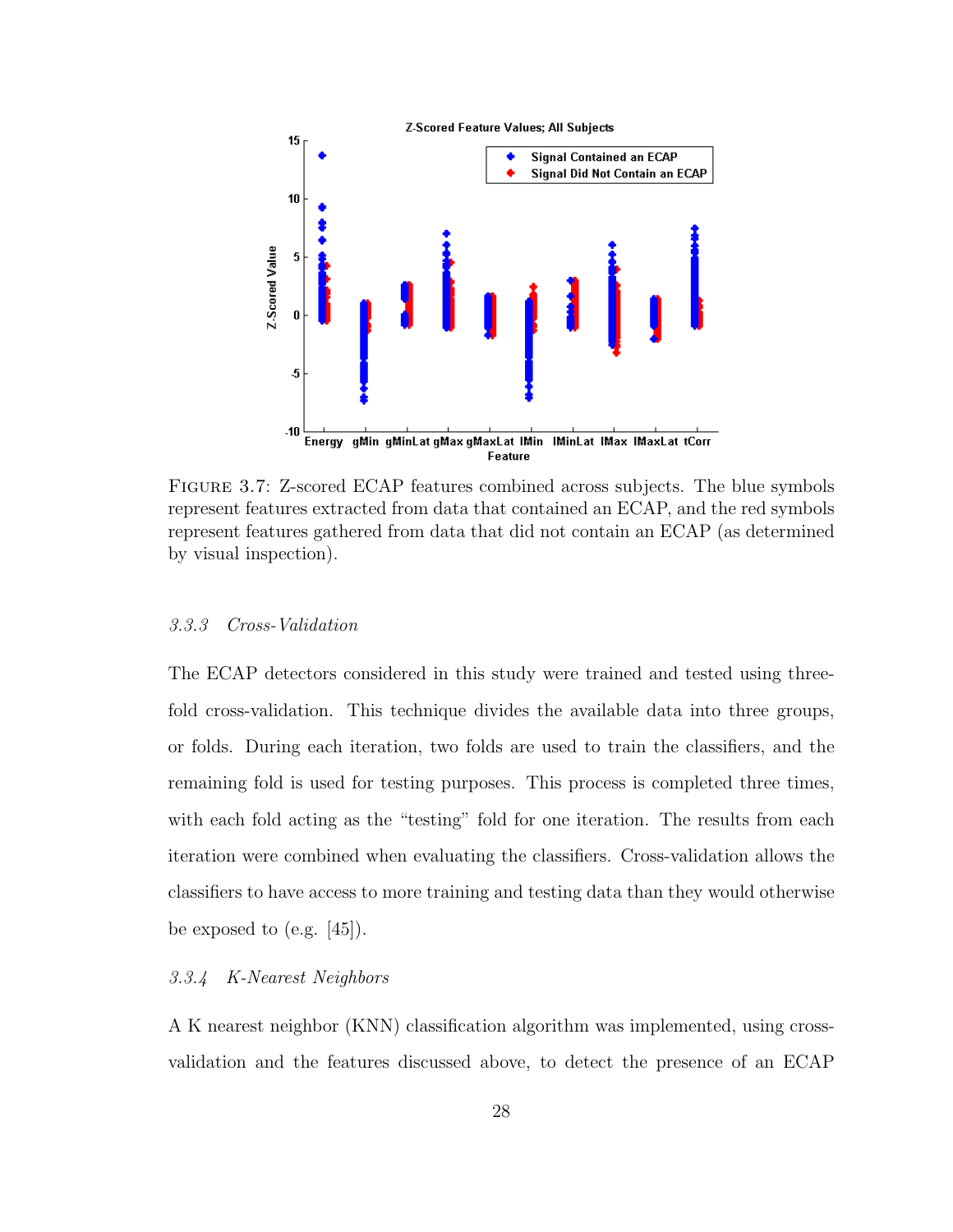FIGURE 3.7: Z-scored ECAP features combined across subjects. The blue symbols represent features extracted from data that contained an ECAP, and the red symbols represent features gathered from data that did not contain an ECAP (as determined by visual inspection).

### *3.3.3 Cross-Validation*

The ECAP detectors considered in this study were trained and tested using three-fold cross-validation. This technique divides the available data into three groups, or folds. During each iteration, two folds are used to train the classifiers, and the remaining fold is used for testing purposes. This process is completed three times, with each fold acting as the "testing" fold for one iteration. The results from each iteration were combined when evaluating the classifiers. Cross-validation allows the classifiers to have access to more training and testing data than they would otherwise be exposed to (e.g. [45]).

### *3.3.4 K-Nearest Neighbors*

A K nearest neighbor (KNN) classification algorithm was implemented, using cross-validation and the features discussed above, to detect the presence of an ECAP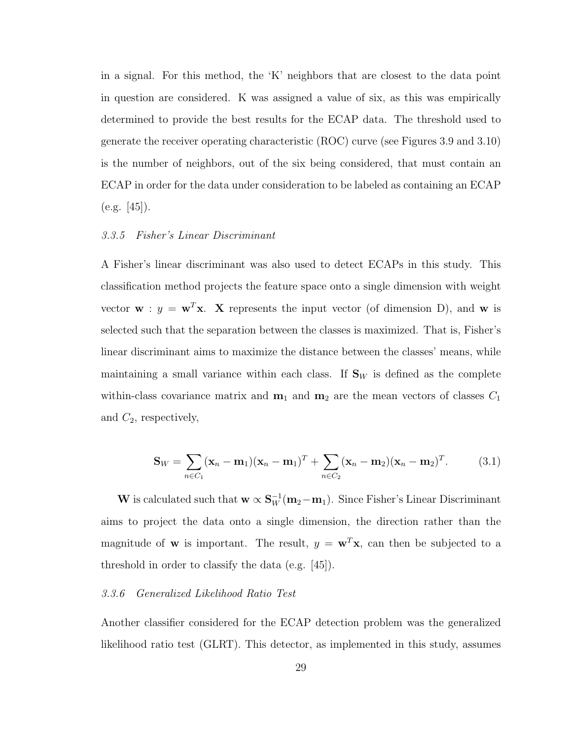in a signal. For this method, the 'K' neighbors that are closest to the data point in question are considered. K was assigned a value of six, as this was empirically determined to provide the best results for the ECAP data. The threshold used to generate the receiver operating characteristic (ROC) curve (see Figures 3.9 and 3.10) is the number of neighbors, out of the six being considered, that must contain an ECAP in order for the data under consideration to be labeled as containing an ECAP (e.g. [45]).

### *3.3.5 Fisher's Linear Discriminant*

A Fisher's linear discriminant was also used to detect ECAPs in this study. This classification method projects the feature space onto a single dimension with weight vector $\mathbf{w} : y = \mathbf{w}^T\mathbf{x}$. $\mathbf{X}$ represents the input vector (of dimension D), and $\mathbf{w}$ is selected such that the separation between the classes is maximized. That is, Fisher's linear discriminant aims to maximize the distance between the classes' means, while maintaining a small variance within each class. If $\mathbf{S}_W$ is defined as the complete within-class covariance matrix and $\mathbf{m}_1$ and $\mathbf{m}_2$ are the mean vectors of classes $C_1$ and $C_2$, respectively,

$$\mathbf{S}_W = \sum_{n \in C_1} (\mathbf{x}_n - \mathbf{m}_1)(\mathbf{x}_n - \mathbf{m}_1)^T + \sum_{n \in C_2} (\mathbf{x}_n - \mathbf{m}_2)(\mathbf{x}_n - \mathbf{m}_2)^T. \tag{3.1}$$

$\mathbf{W}$ is calculated such that $\mathbf{w} \propto \mathbf{S}_W^{-1}(\mathbf{m}_2 - \mathbf{m}_1)$. Since Fisher's Linear Discriminant aims to project the data onto a single dimension, the direction rather than the magnitude of $\mathbf{w}$ is important. The result, $y = \mathbf{w}^T\mathbf{x}$, can then be subjected to a threshold in order to classify the data (e.g. [45]).

### *3.3.6 Generalized Likelihood Ratio Test*

Another classifier considered for the ECAP detection problem was the generalized likelihood ratio test (GLRT). This detector, as implemented in this study, assumes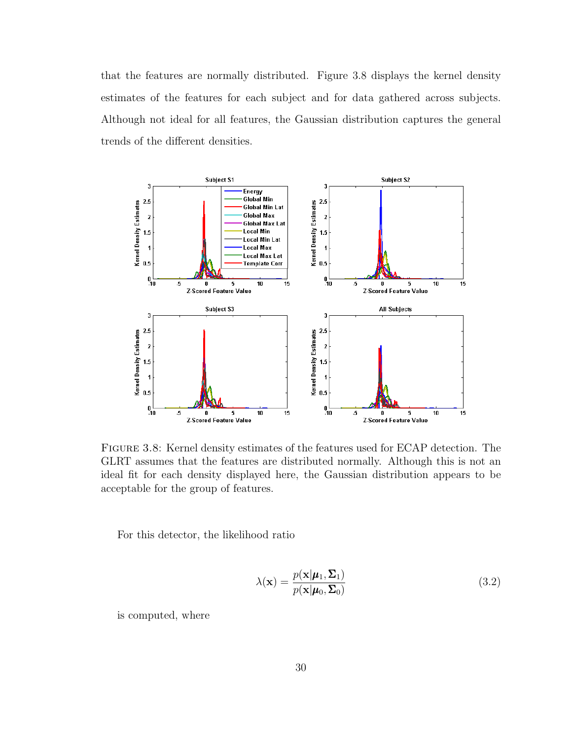that the features are normally distributed. Figure 3.8 displays the kernel density estimates of the features for each subject and for data gathered across subjects. Although not ideal for all features, the Gaussian distribution captures the general trends of the different densities.

FIGURE 3.8: Kernel density estimates of the features used for ECAP detection. The GLRT assumes that the features are distributed normally. Although this is not an ideal fit for each density displayed here, the Gaussian distribution appears to be acceptable for the group of features.

For this detector, the likelihood ratio

$$\lambda(\mathbf{x}) = \frac{p(\mathbf{x}|\boldsymbol{\mu}_1, \boldsymbol{\Sigma}_1)}{p(\mathbf{x}|\boldsymbol{\mu}_0, \boldsymbol{\Sigma}_0)} \tag{3.2}$$

is computed, where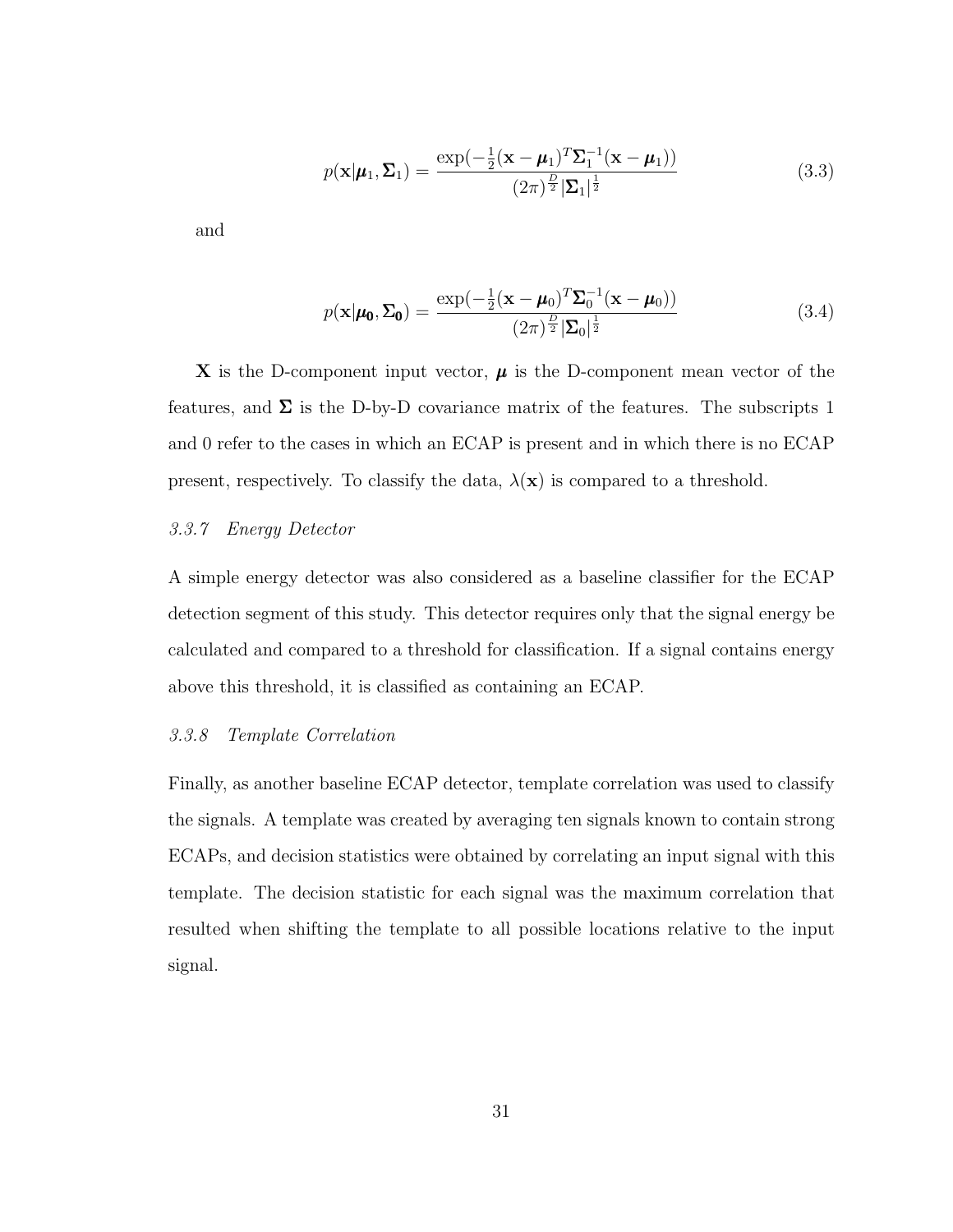$$p(\mathbf{x}|\boldsymbol{\mu}_1, \boldsymbol{\Sigma}_1) = \frac{\exp(-\frac{1}{2}(\mathbf{x} - \boldsymbol{\mu}_1)^T \boldsymbol{\Sigma}_1^{-1}(\mathbf{x} - \boldsymbol{\mu}_1))}{(2\pi)^{\frac{D}{2}} |\boldsymbol{\Sigma}_1|^{\frac{1}{2}}} \tag{3.3}$$

and

$$p(\mathbf{x}|\boldsymbol{\mu}_{\mathbf{0}}, \boldsymbol{\Sigma}_{\mathbf{0}}) = \frac{\exp(-\frac{1}{2}(\mathbf{x} - \boldsymbol{\mu}_0)^T \boldsymbol{\Sigma}_0^{-1}(\mathbf{x} - \boldsymbol{\mu}_0))}{(2\pi)^{\frac{D}{2}} |\boldsymbol{\Sigma}_0|^{\frac{1}{2}}} \tag{3.4}$$

$\mathbf{X}$ is the D-component input vector, $\boldsymbol{\mu}$ is the D-component mean vector of the features, and $\boldsymbol{\Sigma}$ is the D-by-D covariance matrix of the features. The subscripts 1 and 0 refer to the cases in which an ECAP is present and in which there is no ECAP present, respectively. To classify the data, $\lambda(\mathbf{x})$ is compared to a threshold.

### *3.3.7 Energy Detector*

A simple energy detector was also considered as a baseline classifier for the ECAP detection segment of this study. This detector requires only that the signal energy be calculated and compared to a threshold for classification. If a signal contains energy above this threshold, it is classified as containing an ECAP.

### *3.3.8 Template Correlation*

Finally, as another baseline ECAP detector, template correlation was used to classify the signals. A template was created by averaging ten signals known to contain strong ECAPs, and decision statistics were obtained by correlating an input signal with this template. The decision statistic for each signal was the maximum correlation that resulted when shifting the template to all possible locations relative to the input signal.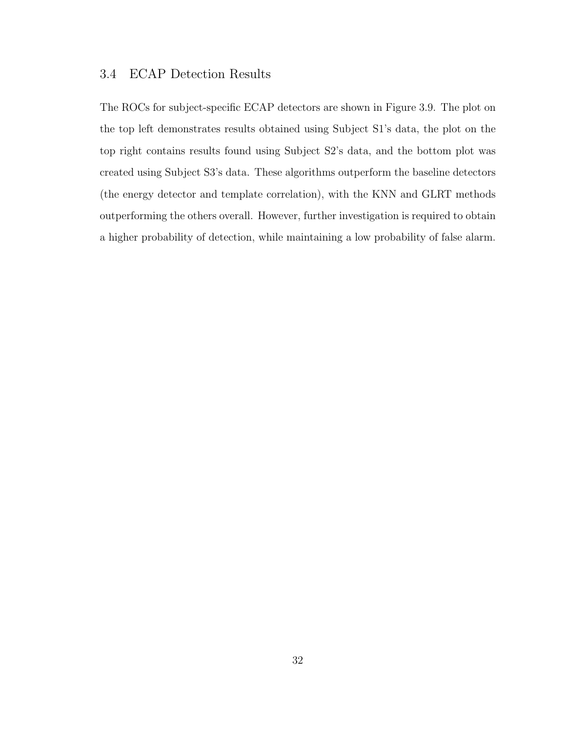### 3.4 ECAP Detection Results

The ROCs for subject-specific ECAP detectors are shown in Figure 3.9. The plot on the top left demonstrates results obtained using Subject S1's data, the plot on the top right contains results found using Subject S2's data, and the bottom plot was created using Subject S3's data. These algorithms outperform the baseline detectors (the energy detector and template correlation), with the KNN and GLRT methods outperforming the others overall. However, further investigation is required to obtain a higher probability of detection, while maintaining a low probability of false alarm.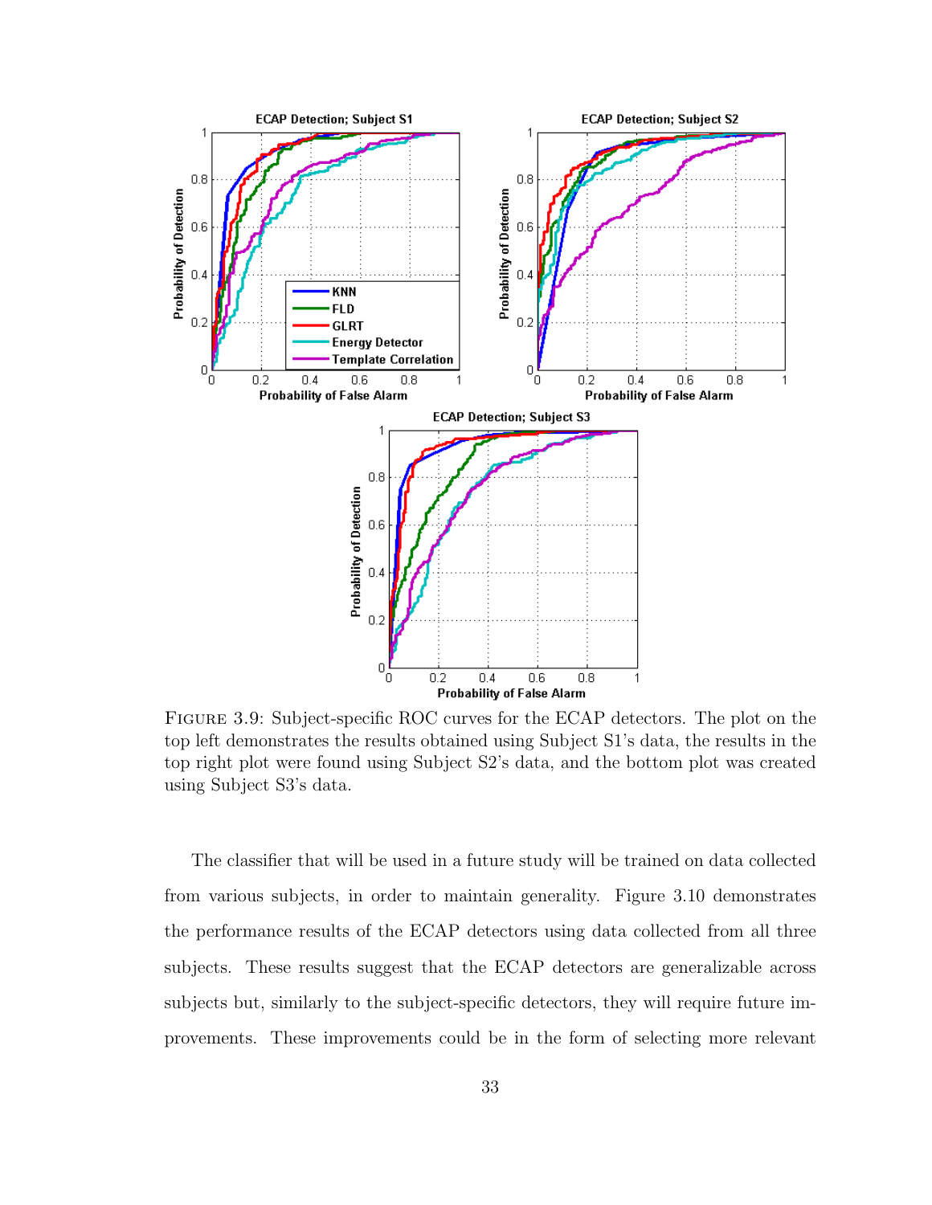FIGURE 3.9: Subject-specific ROC curves for the ECAP detectors. The plot on the top left demonstrates the results obtained using Subject S1's data, the results in the top right plot were found using Subject S2's data, and the bottom plot was created using Subject S3's data.

The classifier that will be used in a future study will be trained on data collected from various subjects, in order to maintain generality. Figure 3.10 demonstrates the performance results of the ECAP detectors using data collected from all three subjects. These results suggest that the ECAP detectors are generalizable across subjects but, similarly to the subject-specific detectors, they will require future improvements. These improvements could be in the form of selecting more relevant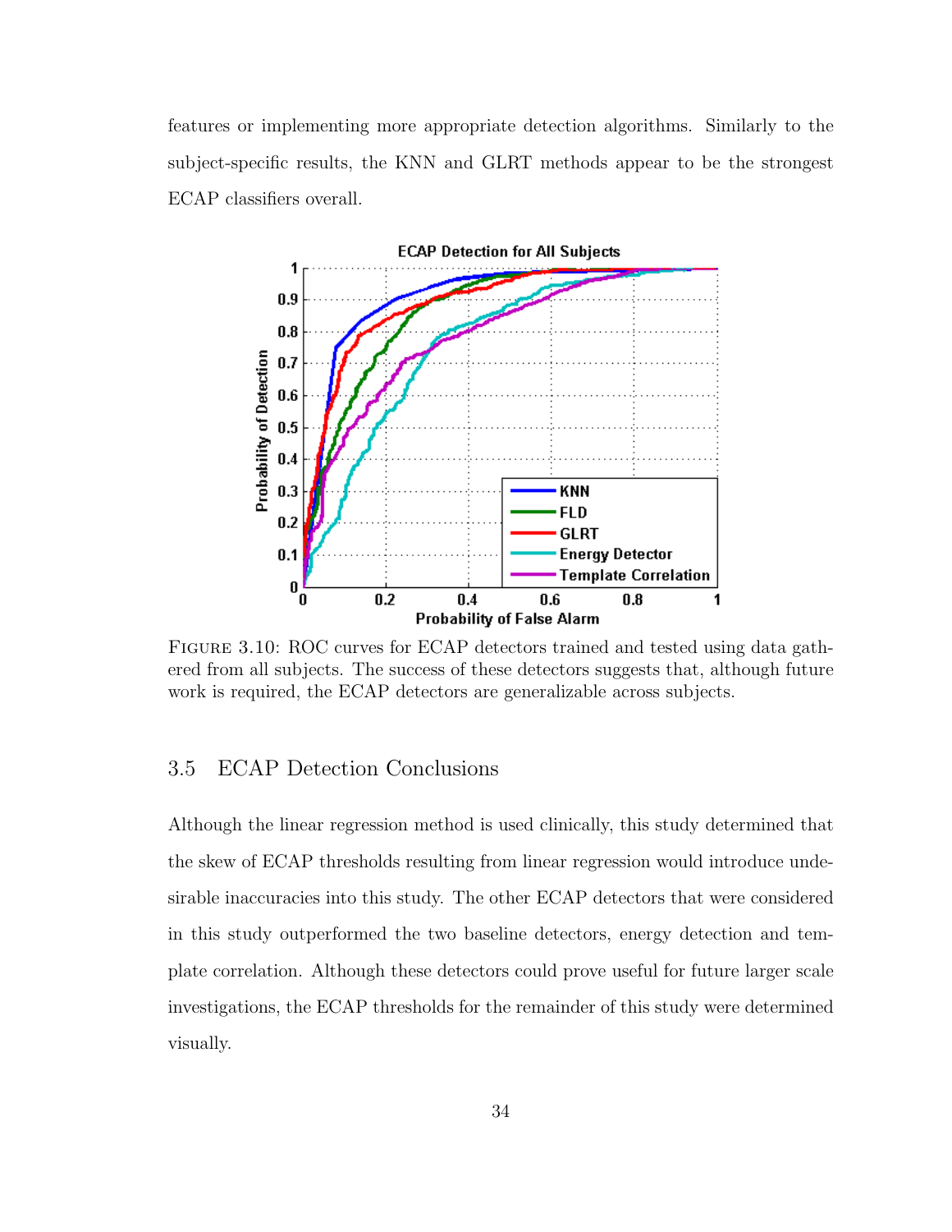features or implementing more appropriate detection algorithms. Similarly to the subject-specific results, the KNN and GLRT methods appear to be the strongest ECAP classifiers overall.

FIGURE 3.10: ROC curves for ECAP detectors trained and tested using data gathered from all subjects. The success of these detectors suggests that, although future work is required, the ECAP detectors are generalizable across subjects.

## 3.5 ECAP Detection Conclusions

Although the linear regression method is used clinically, this study determined that the skew of ECAP thresholds resulting from linear regression would introduce undesirable inaccuracies into this study. The other ECAP detectors that were considered in this study outperformed the two baseline detectors, energy detection and template correlation. Although these detectors could prove useful for future larger scale investigations, the ECAP thresholds for the remainder of this study were determined visually.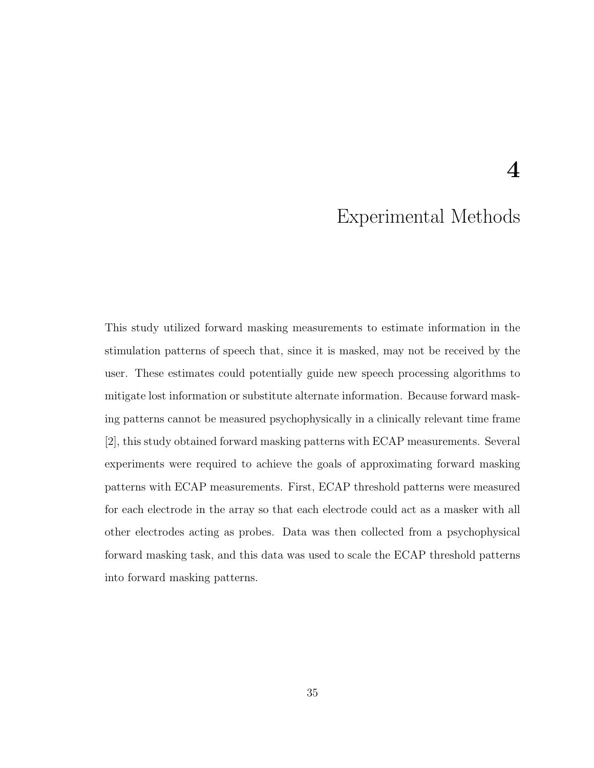# 4 Experimental Methods

This study utilized forward masking measurements to estimate information in the stimulation patterns of speech that, since it is masked, may not be received by the user. These estimates could potentially guide new speech processing algorithms to mitigate lost information or substitute alternate information. Because forward masking patterns cannot be measured psychophysically in a clinically relevant time frame [2], this study obtained forward masking patterns with ECAP measurements. Several experiments were required to achieve the goals of approximating forward masking patterns with ECAP measurements. First, ECAP threshold patterns were measured for each electrode in the array so that each electrode could act as a masker with all other electrodes acting as probes. Data was then collected from a psychophysical forward masking task, and this data was used to scale the ECAP threshold patterns into forward masking patterns.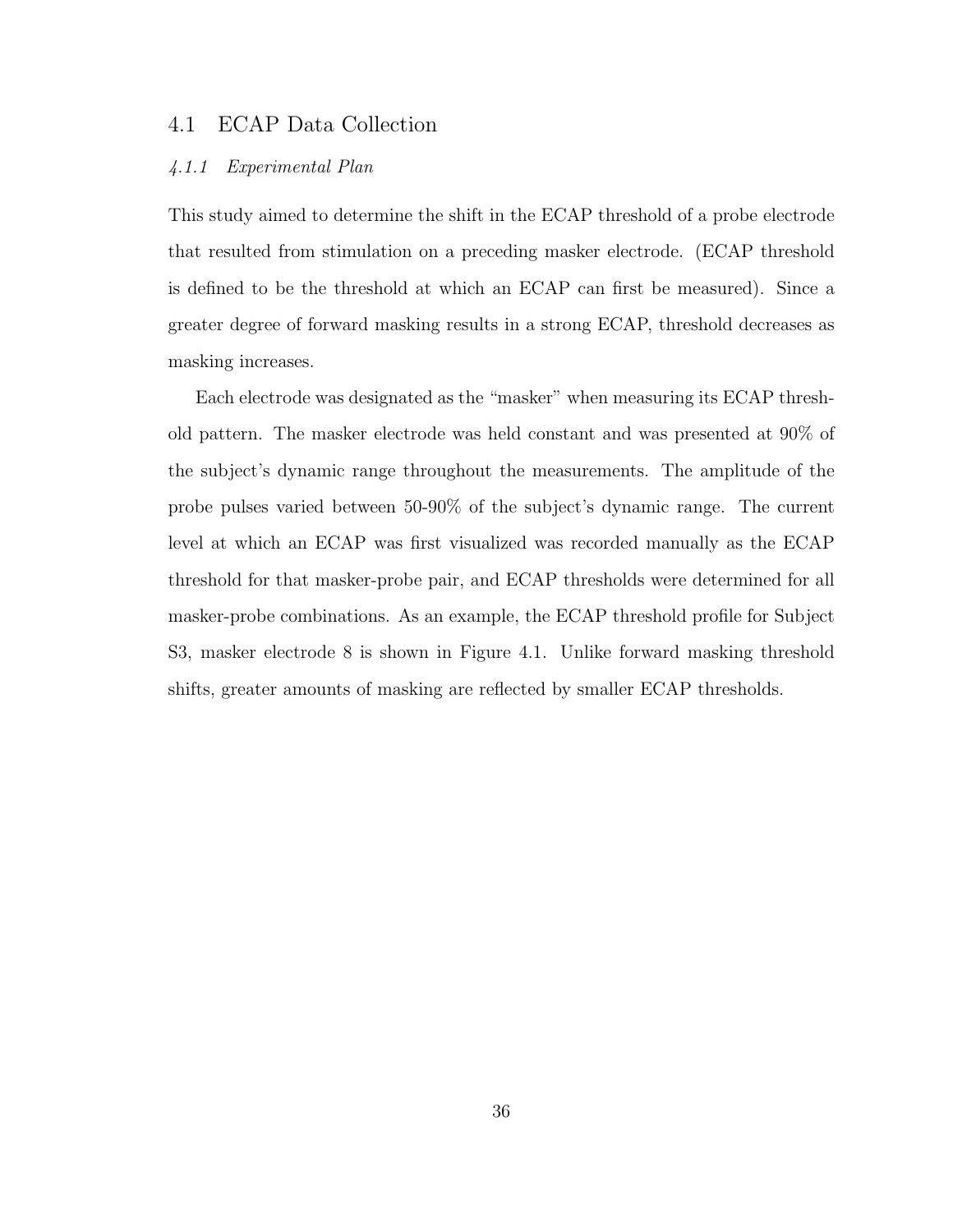## 4.1 ECAP Data Collection

### *4.1.1 Experimental Plan*

This study aimed to determine the shift in the ECAP threshold of a probe electrode that resulted from stimulation on a preceding masker electrode. (ECAP threshold is defined to be the threshold at which an ECAP can first be measured). Since a greater degree of forward masking results in a strong ECAP, threshold decreases as masking increases.

Each electrode was designated as the "masker" when measuring its ECAP threshold pattern. The masker electrode was held constant and was presented at 90% of the subject's dynamic range throughout the measurements. The amplitude of the probe pulses varied between 50-90% of the subject's dynamic range. The current level at which an ECAP was first visualized was recorded manually as the ECAP threshold for that masker-probe pair, and ECAP thresholds were determined for all masker-probe combinations. As an example, the ECAP threshold profile for Subject S3, masker electrode 8 is shown in Figure 4.1. Unlike forward masking threshold shifts, greater amounts of masking are reflected by smaller ECAP thresholds.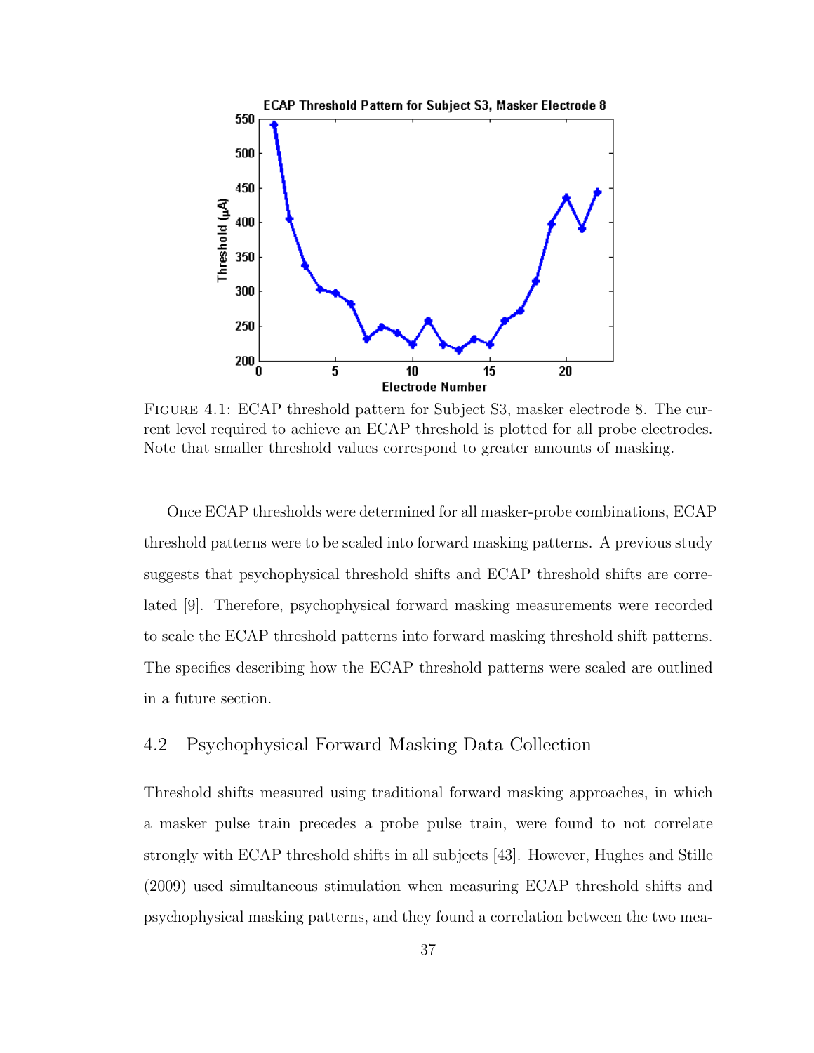FIGURE 4.1: ECAP threshold pattern for Subject S3, masker electrode 8. The current level required to achieve an ECAP threshold is plotted for all probe electrodes. Note that smaller threshold values correspond to greater amounts of masking.

Once ECAP thresholds were determined for all masker-probe combinations, ECAP threshold patterns were to be scaled into forward masking patterns. A previous study suggests that psychophysical threshold shifts and ECAP threshold shifts are correlated [9]. Therefore, psychophysical forward masking measurements were recorded to scale the ECAP threshold patterns into forward masking threshold shift patterns. The specifics describing how the ECAP threshold patterns were scaled are outlined in a future section.

## 4.2 Psychophysical Forward Masking Data Collection

Threshold shifts measured using traditional forward masking approaches, in which a masker pulse train precedes a probe pulse train, were found to not correlate strongly with ECAP threshold shifts in all subjects [43]. However, Hughes and Stille (2009) used simultaneous stimulation when measuring ECAP threshold shifts and psychophysical masking patterns, and they found a correlation between the two mea-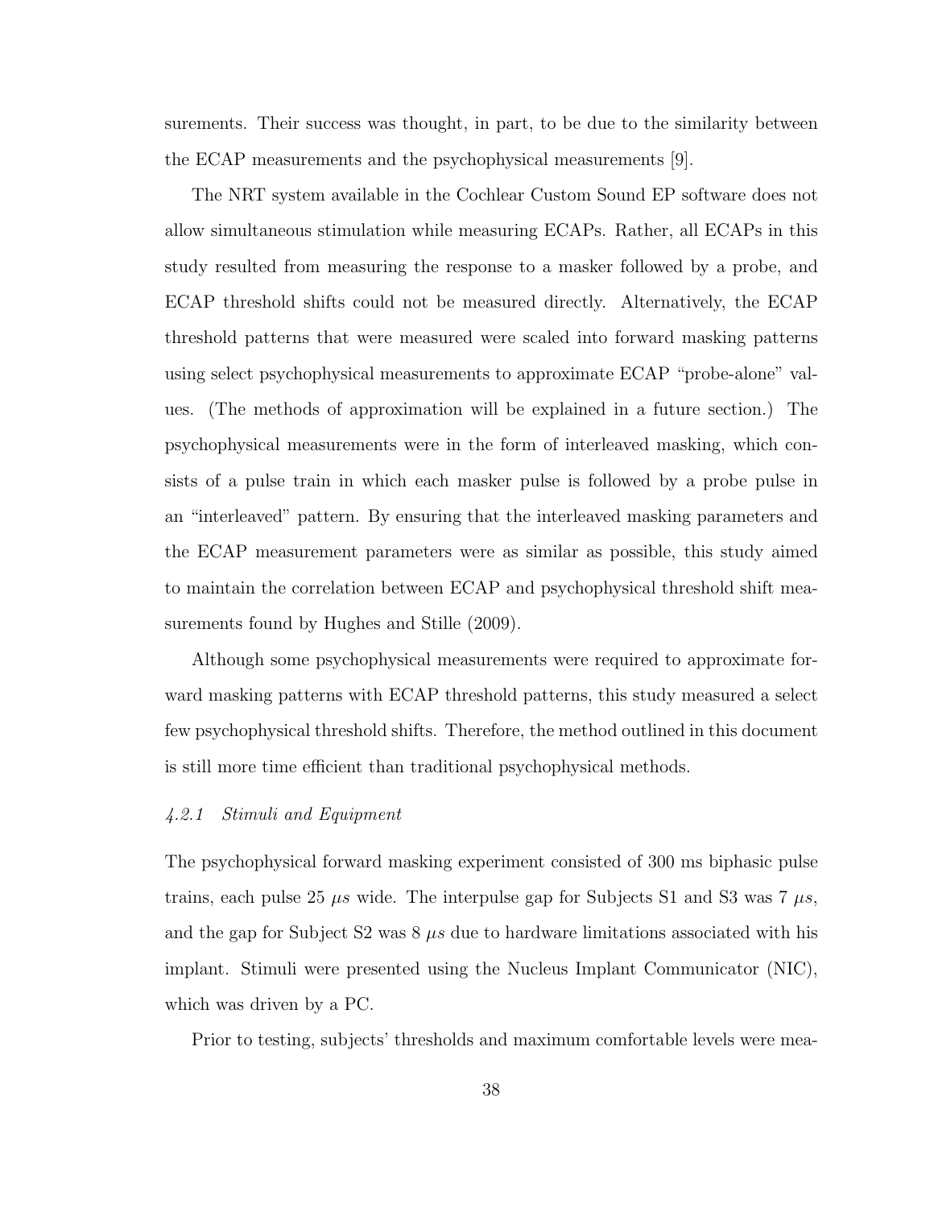surements. Their success was thought, in part, to be due to the similarity between the ECAP measurements and the psychophysical measurements [9].

The NRT system available in the Cochlear Custom Sound EP software does not allow simultaneous stimulation while measuring ECAPs. Rather, all ECAPs in this study resulted from measuring the response to a masker followed by a probe, and ECAP threshold shifts could not be measured directly. Alternatively, the ECAP threshold patterns that were measured were scaled into forward masking patterns using select psychophysical measurements to approximate ECAP "probe-alone" values. (The methods of approximation will be explained in a future section.) The psychophysical measurements were in the form of interleaved masking, which consists of a pulse train in which each masker pulse is followed by a probe pulse in an "interleaved" pattern. By ensuring that the interleaved masking parameters and the ECAP measurement parameters were as similar as possible, this study aimed to maintain the correlation between ECAP and psychophysical threshold shift measurements found by Hughes and Stille (2009).

Although some psychophysical measurements were required to approximate forward masking patterns with ECAP threshold patterns, this study measured a select few psychophysical threshold shifts. Therefore, the method outlined in this document is still more time efficient than traditional psychophysical methods.

### *4.2.1 Stimuli and Equipment*

The psychophysical forward masking experiment consisted of 300 ms biphasic pulse trains, each pulse 25 $\mu s$ wide. The interpulse gap for Subjects S1 and S3 was 7 $\mu s$, and the gap for Subject S2 was 8 $\mu s$ due to hardware limitations associated with his implant. Stimuli were presented using the Nucleus Implant Communicator (NIC), which was driven by a PC.

Prior to testing, subjects' thresholds and maximum comfortable levels were mea-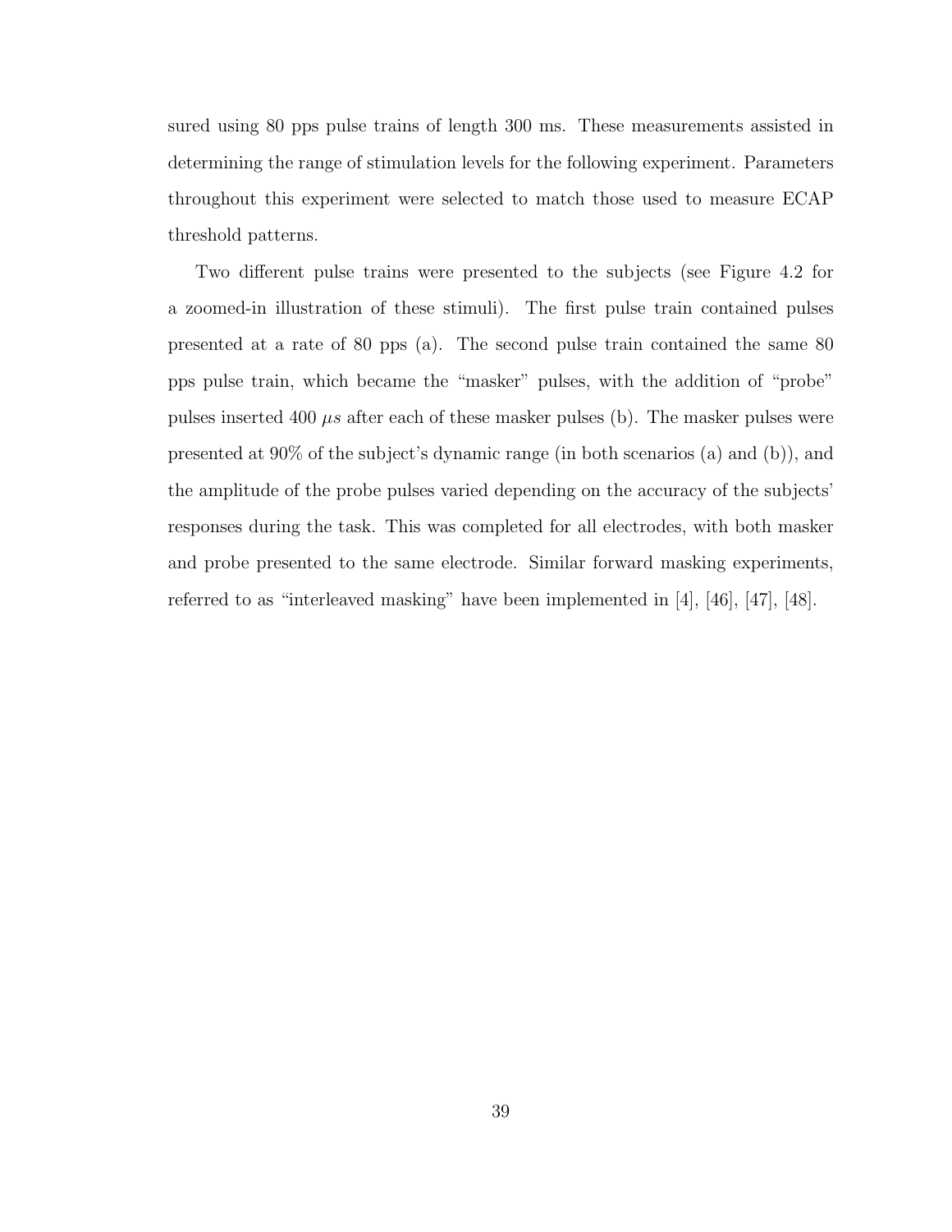sured using 80 pps pulse trains of length 300 ms. These measurements assisted in determining the range of stimulation levels for the following experiment. Parameters throughout this experiment were selected to match those used to measure ECAP threshold patterns.

Two different pulse trains were presented to the subjects (see Figure 4.2 for a zoomed-in illustration of these stimuli). The first pulse train contained pulses presented at a rate of 80 pps (a). The second pulse train contained the same 80 pps pulse train, which became the "masker" pulses, with the addition of "probe" pulses inserted 400 $\mu s$ after each of these masker pulses (b). The masker pulses were presented at 90% of the subject's dynamic range (in both scenarios (a) and (b)), and the amplitude of the probe pulses varied depending on the accuracy of the subjects' responses during the task. This was completed for all electrodes, with both masker and probe presented to the same electrode. Similar forward masking experiments, referred to as "interleaved masking" have been implemented in [4], [46], [47], [48].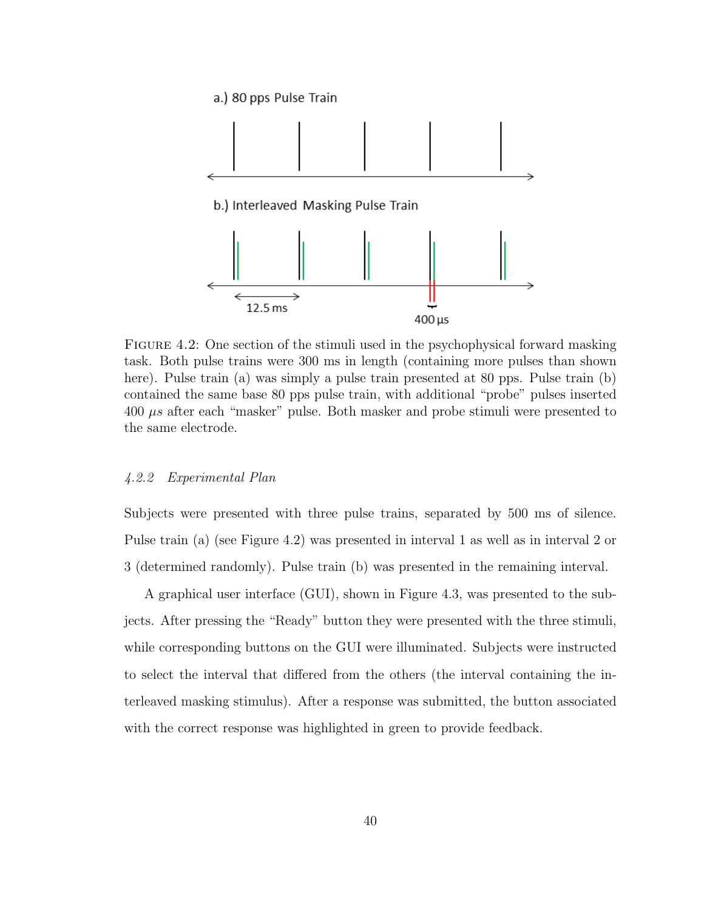a.) 80 pps Pulse Train

b.) Interleaved Masking Pulse Train

12.5 ms

400 µs

FIGURE 4.2: One section of the stimuli used in the psychophysical forward masking task. Both pulse trains were 300 ms in length (containing more pulses than shown here). Pulse train (a) was simply a pulse train presented at 80 pps. Pulse train (b) contained the same base 80 pps pulse train, with additional "probe" pulses inserted 400 $\mu s$ after each "masker" pulse. Both masker and probe stimuli were presented to the same electrode.

### *4.2.2 Experimental Plan*

Subjects were presented with three pulse trains, separated by 500 ms of silence. Pulse train (a) (see Figure 4.2) was presented in interval 1 as well as in interval 2 or 3 (determined randomly). Pulse train (b) was presented in the remaining interval.

A graphical user interface (GUI), shown in Figure 4.3, was presented to the subjects. After pressing the "Ready" button they were presented with the three stimuli, while corresponding buttons on the GUI were illuminated. Subjects were instructed to select the interval that differed from the others (the interval containing the interleaved masking stimulus). After a response was submitted, the button associated with the correct response was highlighted in green to provide feedback.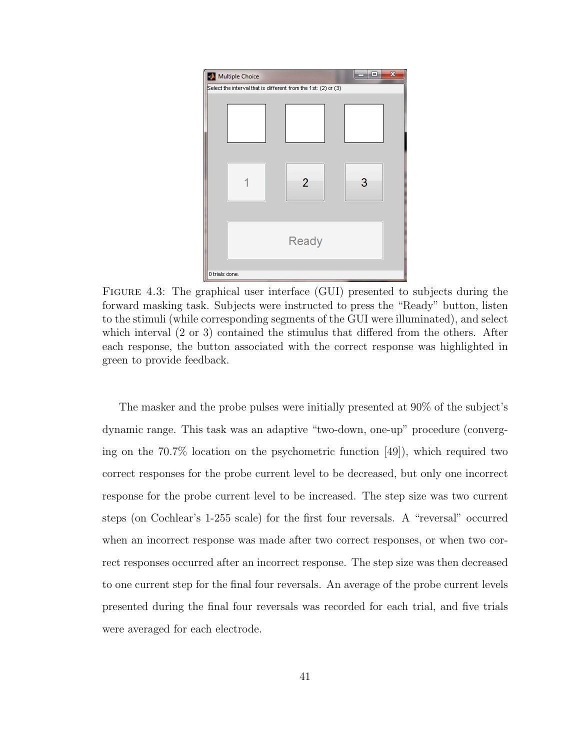FIGURE 4.3: The graphical user interface (GUI) presented to subjects during the forward masking task. Subjects were instructed to press the "Ready" button, listen to the stimuli (while corresponding segments of the GUI were illuminated), and select which interval (2 or 3) contained the stimulus that differed from the others. After each response, the button associated with the correct response was highlighted in green to provide feedback.

The masker and the probe pulses were initially presented at 90% of the subject's dynamic range. This task was an adaptive "two-down, one-up" procedure (converging on the 70.7% location on the psychometric function [49]), which required two correct responses for the probe current level to be decreased, but only one incorrect response for the probe current level to be increased. The step size was two current steps (on Cochlear's 1-255 scale) for the first four reversals. A "reversal" occurred when an incorrect response was made after two correct responses, or when two correct responses occurred after an incorrect response. The step size was then decreased to one current step for the final four reversals. An average of the probe current levels presented during the final four reversals was recorded for each trial, and five trials were averaged for each electrode.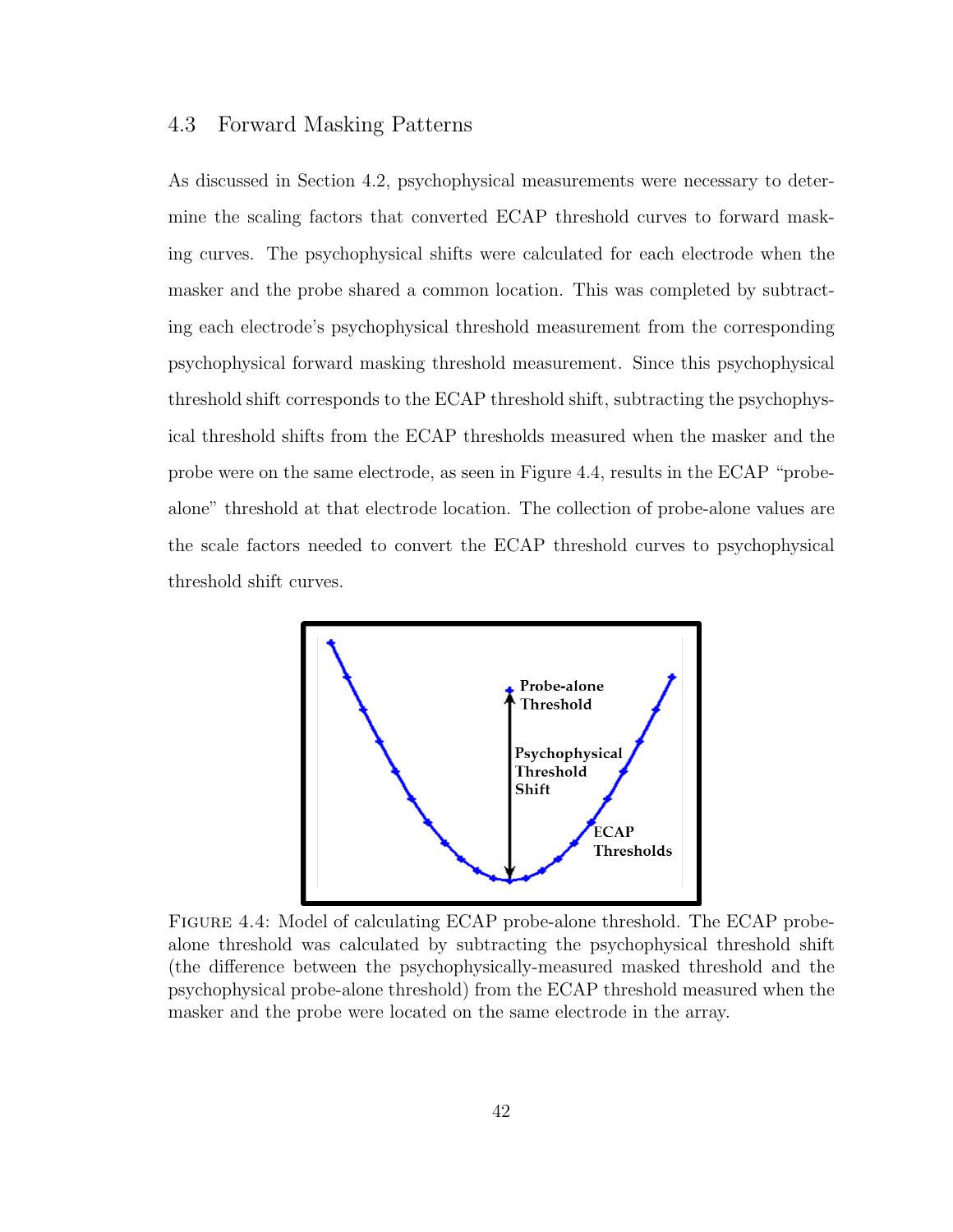## 4.3 Forward Masking Patterns

As discussed in Section 4.2, psychophysical measurements were necessary to determine the scaling factors that converted ECAP threshold curves to forward masking curves. The psychophysical shifts were calculated for each electrode when the masker and the probe shared a common location. This was completed by subtracting each electrode's psychophysical threshold measurement from the corresponding psychophysical forward masking threshold measurement. Since this psychophysical threshold shift corresponds to the ECAP threshold shift, subtracting the psychophysical threshold shifts from the ECAP thresholds measured when the masker and the probe were on the same electrode, as seen in Figure 4.4, results in the ECAP "probe-alone" threshold at that electrode location. The collection of probe-alone values are the scale factors needed to convert the ECAP threshold curves to psychophysical threshold shift curves.

FIGURE 4.4: Model of calculating ECAP probe-alone threshold. The ECAP probe-alone threshold was calculated by subtracting the psychophysical threshold shift (the difference between the psychophysically-measured masked threshold and the psychophysical probe-alone threshold) from the ECAP threshold measured when the masker and the probe were located on the same electrode in the array.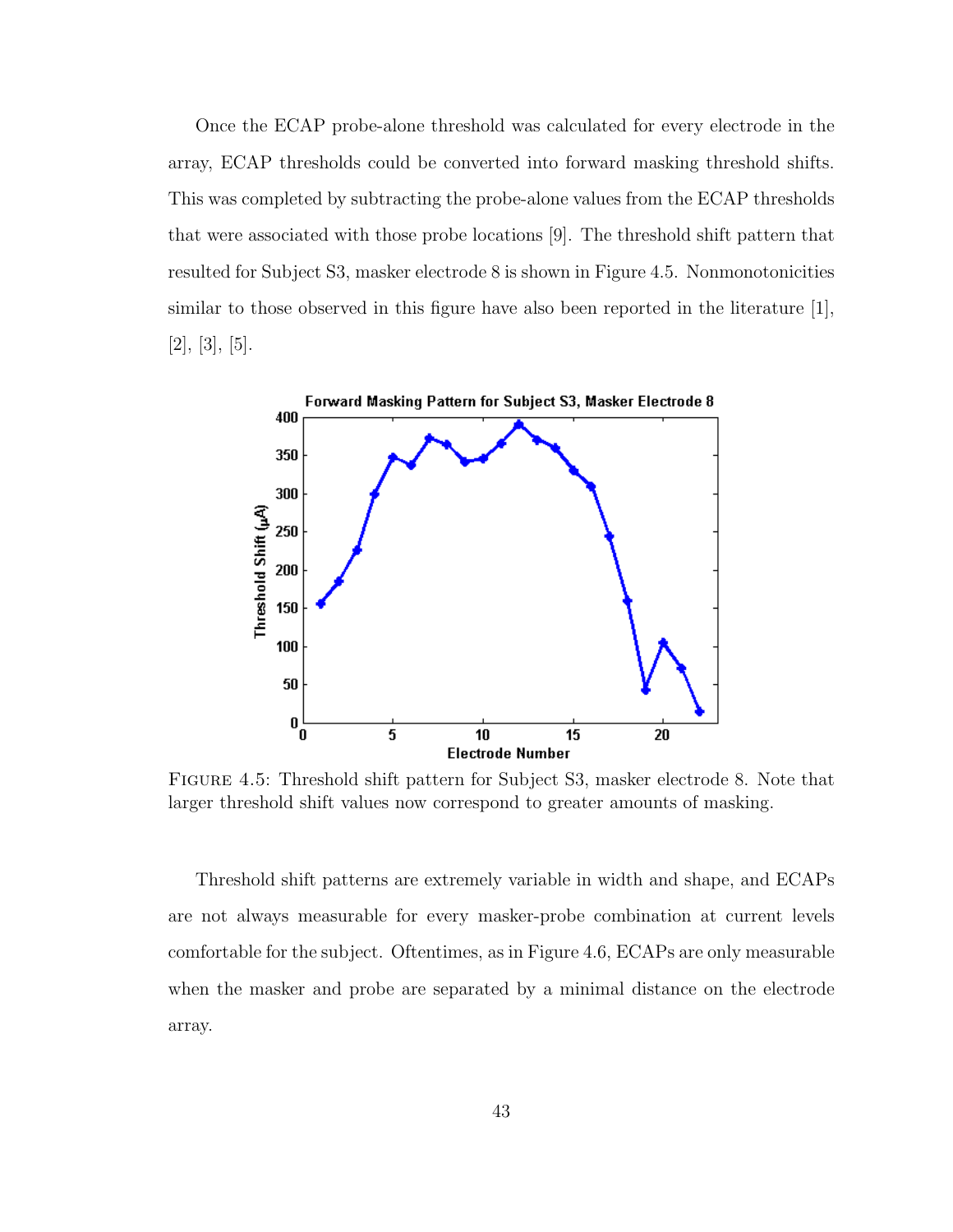Once the ECAP probe-alone threshold was calculated for every electrode in the array, ECAP thresholds could be converted into forward masking threshold shifts. This was completed by subtracting the probe-alone values from the ECAP thresholds that were associated with those probe locations [9]. The threshold shift pattern that resulted for Subject S3, masker electrode 8 is shown in Figure 4.5. Nonmonotonicities similar to those observed in this figure have also been reported in the literature [1], [2], [3], [5].

FIGURE 4.5: Threshold shift pattern for Subject S3, masker electrode 8. Note that larger threshold shift values now correspond to greater amounts of masking.

Threshold shift patterns are extremely variable in width and shape, and ECAPs are not always measurable for every masker-probe combination at current levels comfortable for the subject. Oftentimes, as in Figure 4.6, ECAPs are only measurable when the masker and probe are separated by a minimal distance on the electrode array.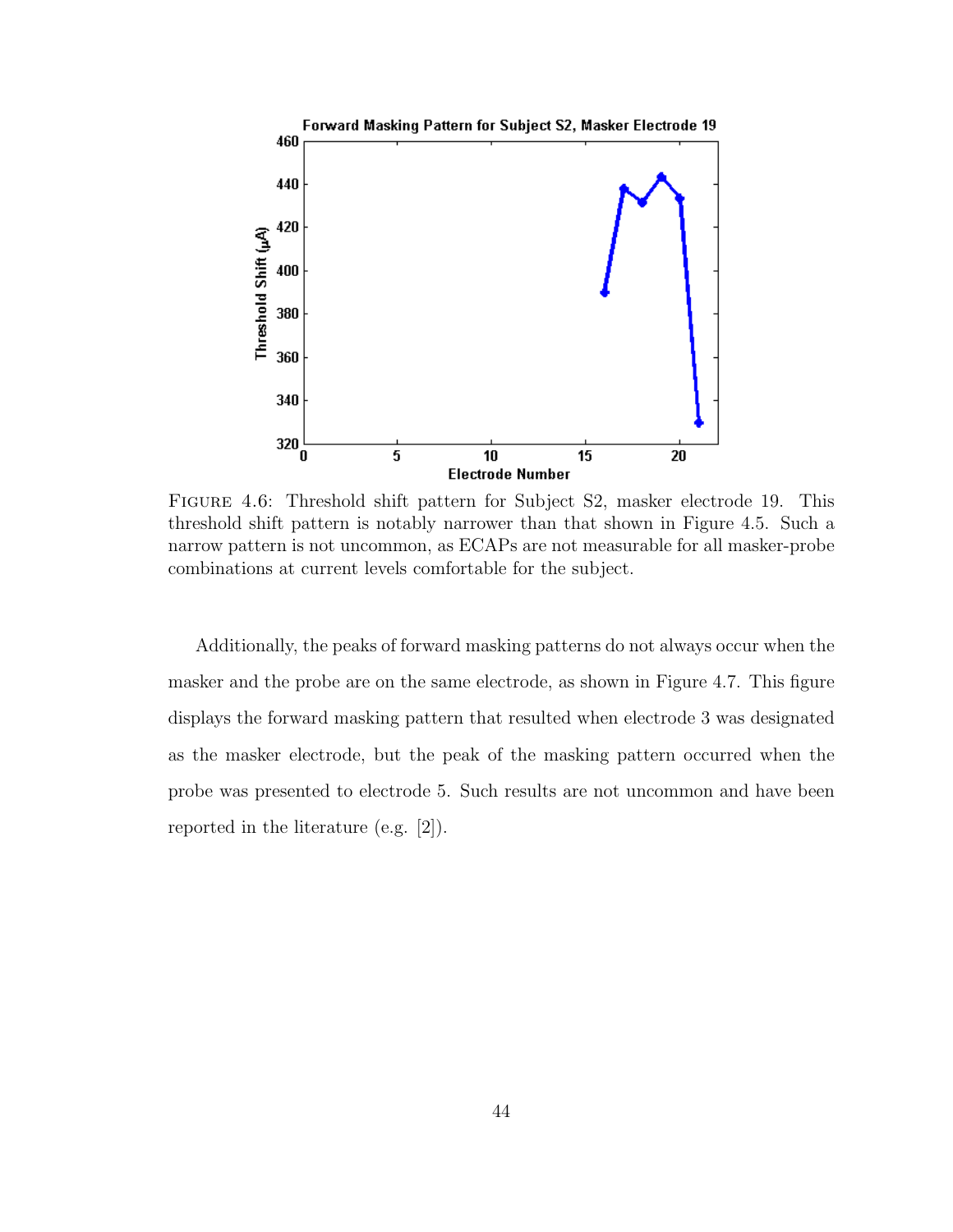FIGURE 4.6: Threshold shift pattern for Subject S2, masker electrode 19. This threshold shift pattern is notably narrower than that shown in Figure 4.5. Such a narrow pattern is not uncommon, as ECAPs are not measurable for all masker-probe combinations at current levels comfortable for the subject.

Additionally, the peaks of forward masking patterns do not always occur when the masker and the probe are on the same electrode, as shown in Figure 4.7. This figure displays the forward masking pattern that resulted when electrode 3 was designated as the masker electrode, but the peak of the masking pattern occurred when the probe was presented to electrode 5. Such results are not uncommon and have been reported in the literature (e.g. [2]).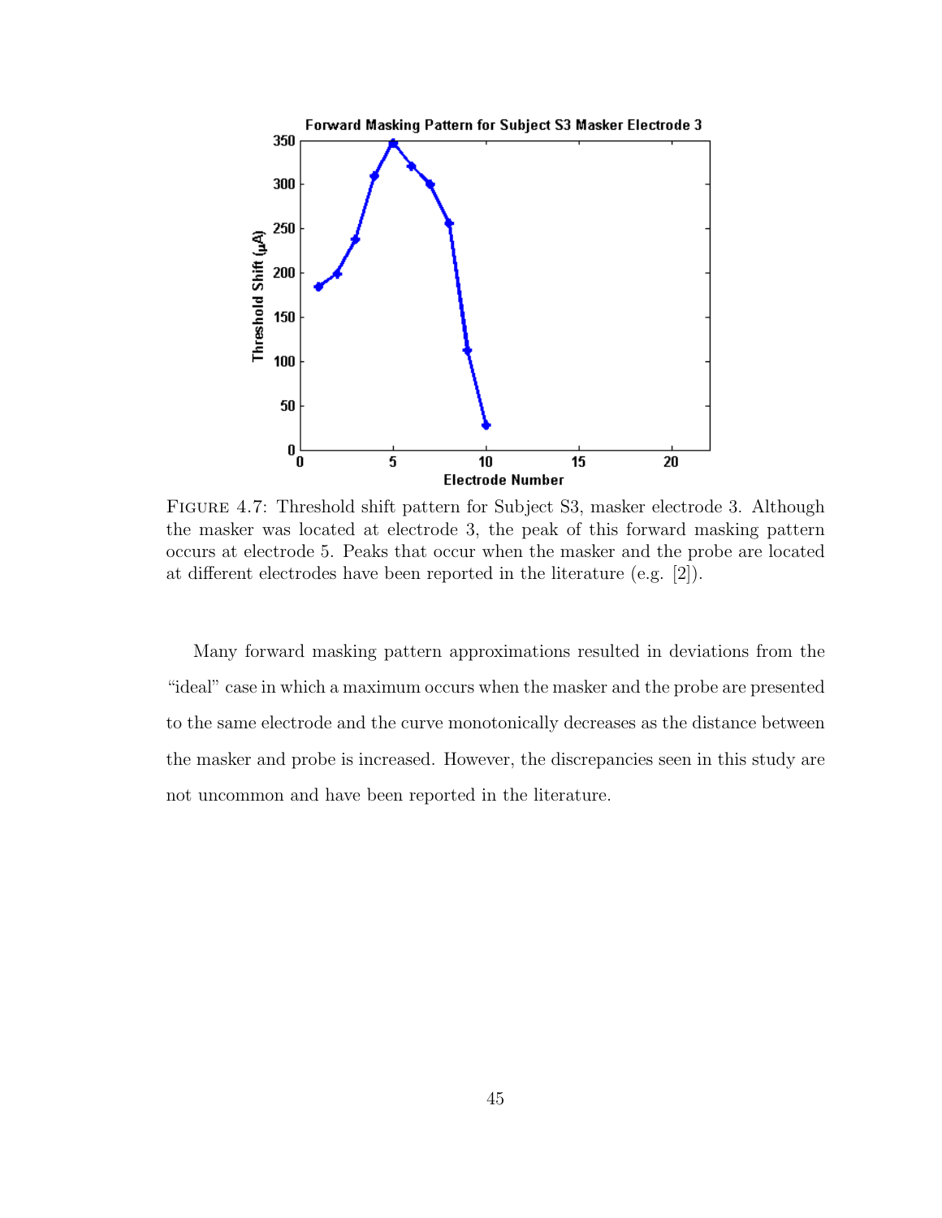FIGURE 4.7: Threshold shift pattern for Subject S3, masker electrode 3. Although the masker was located at electrode 3, the peak of this forward masking pattern occurs at electrode 5. Peaks that occur when the masker and the probe are located at different electrodes have been reported in the literature (e.g. [2]).

Many forward masking pattern approximations resulted in deviations from the "ideal" case in which a maximum occurs when the masker and the probe are presented to the same electrode and the curve monotonically decreases as the distance between the masker and probe is increased. However, the discrepancies seen in this study are not uncommon and have been reported in the literature.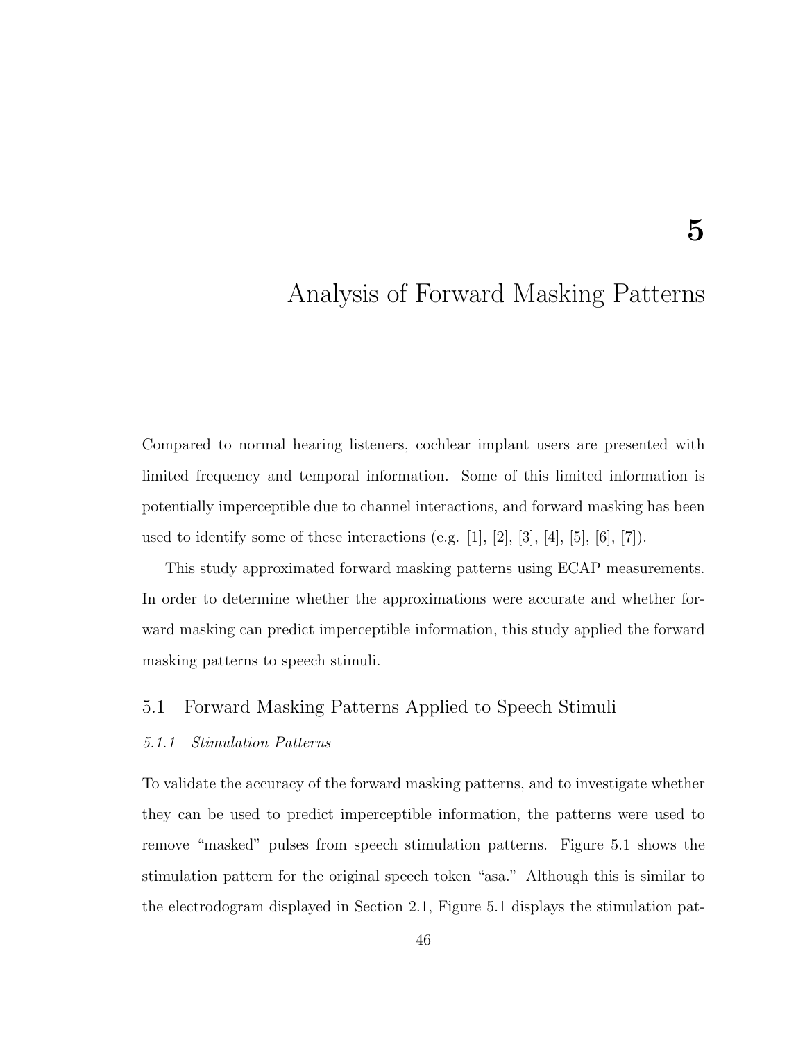# 5

# Analysis of Forward Masking Patterns

Compared to normal hearing listeners, cochlear implant users are presented with limited frequency and temporal information. Some of this limited information is potentially imperceptible due to channel interactions, and forward masking has been used to identify some of these interactions (e.g. [1], [2], [3], [4], [5], [6], [7]).

This study approximated forward masking patterns using ECAP measurements. In order to determine whether the approximations were accurate and whether forward masking can predict imperceptible information, this study applied the forward masking patterns to speech stimuli.

## 5.1 Forward Masking Patterns Applied to Speech Stimuli

### *5.1.1 Stimulation Patterns*

To validate the accuracy of the forward masking patterns, and to investigate whether they can be used to predict imperceptible information, the patterns were used to remove "masked" pulses from speech stimulation patterns. Figure 5.1 shows the stimulation pattern for the original speech token "asa." Although this is similar to the electrodogram displayed in Section 2.1, Figure 5.1 displays the stimulation pat-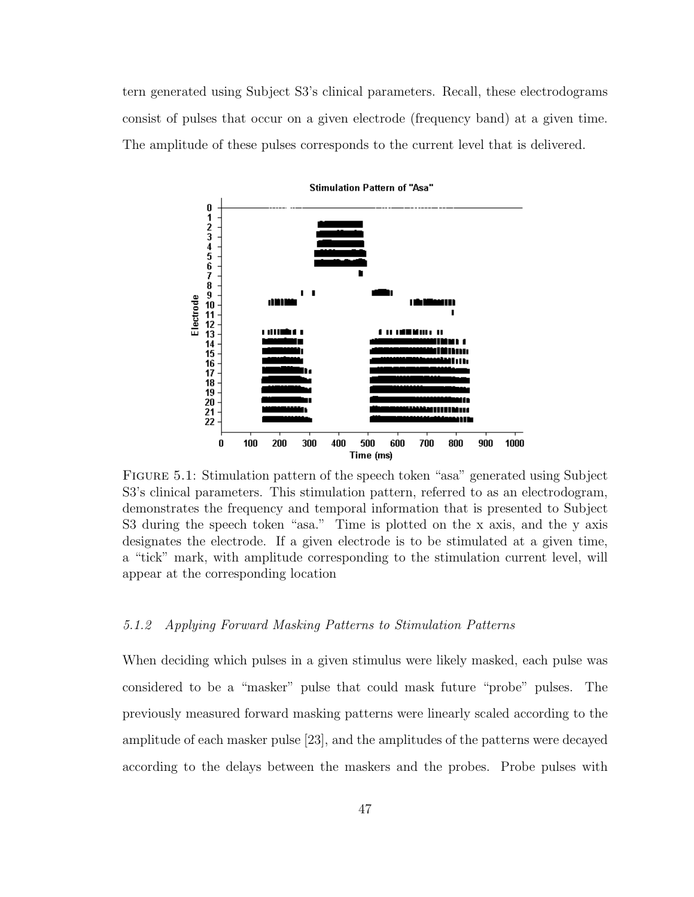tern generated using Subject S3's clinical parameters. Recall, these electrodograms consist of pulses that occur on a given electrode (frequency band) at a given time. The amplitude of these pulses corresponds to the current level that is delivered.

FIGURE 5.1: Stimulation pattern of the speech token "asa" generated using Subject S3's clinical parameters. This stimulation pattern, referred to as an electrodogram, demonstrates the frequency and temporal information that is presented to Subject S3 during the speech token "asa." Time is plotted on the x axis, and the y axis designates the electrode. If a given electrode is to be stimulated at a given time, a "tick" mark, with amplitude corresponding to the stimulation current level, will appear at the corresponding location

### *5.1.2 Applying Forward Masking Patterns to Stimulation Patterns*

When deciding which pulses in a given stimulus were likely masked, each pulse was considered to be a "masker" pulse that could mask future "probe" pulses. The previously measured forward masking patterns were linearly scaled according to the amplitude of each masker pulse [23], and the amplitudes of the patterns were decayed according to the delays between the maskers and the probes. Probe pulses with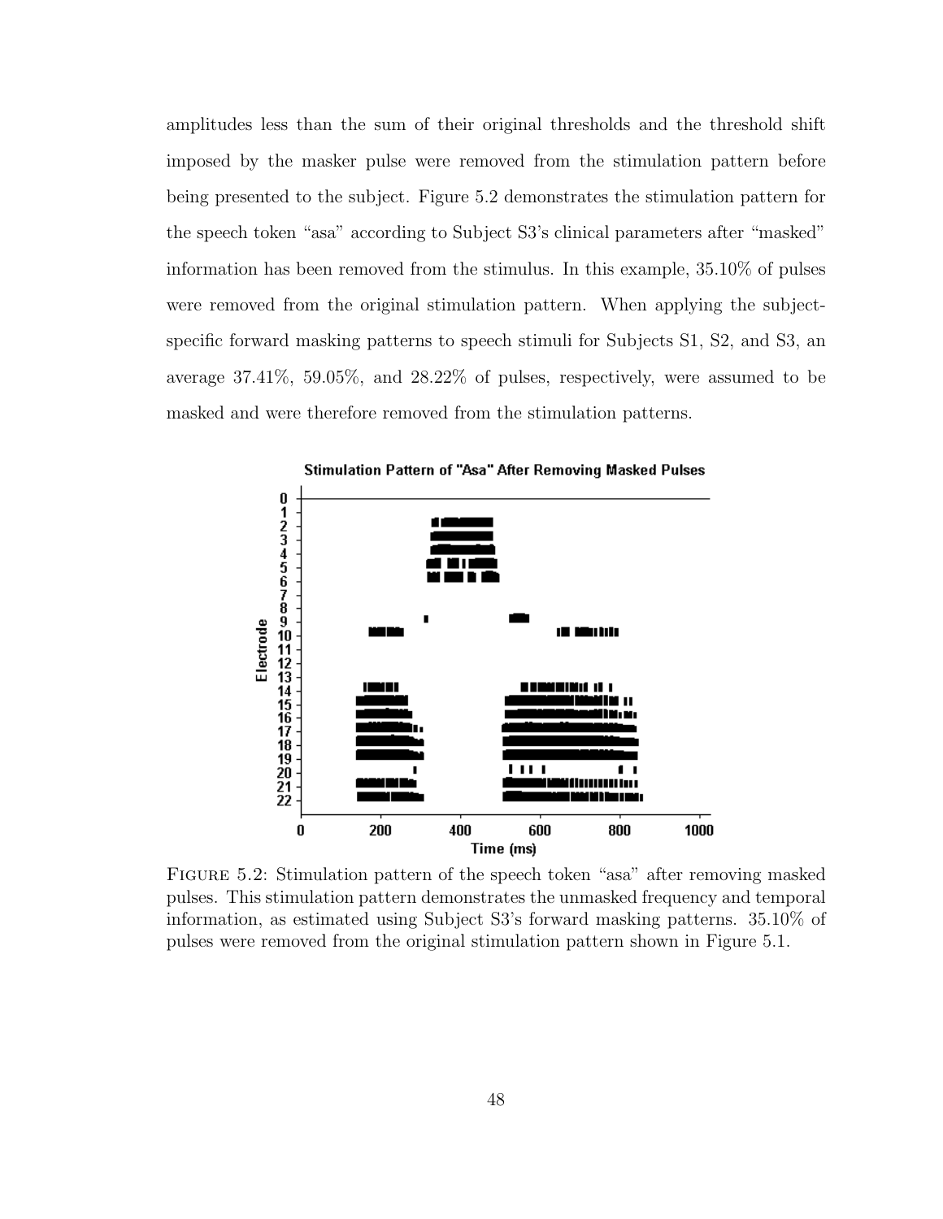amplitudes less than the sum of their original thresholds and the threshold shift imposed by the masker pulse were removed from the stimulation pattern before being presented to the subject. Figure 5.2 demonstrates the stimulation pattern for the speech token "asa" according to Subject S3's clinical parameters after "masked" information has been removed from the stimulus. In this example, 35.10% of pulses were removed from the original stimulation pattern. When applying the subject-specific forward masking patterns to speech stimuli for Subjects S1, S2, and S3, an average 37.41%, 59.05%, and 28.22% of pulses, respectively, were assumed to be masked and were therefore removed from the stimulation patterns.

FIGURE 5.2: Stimulation pattern of the speech token "asa" after removing masked pulses. This stimulation pattern demonstrates the unmasked frequency and temporal information, as estimated using Subject S3's forward masking patterns. 35.10% of pulses were removed from the original stimulation pattern shown in Figure 5.1.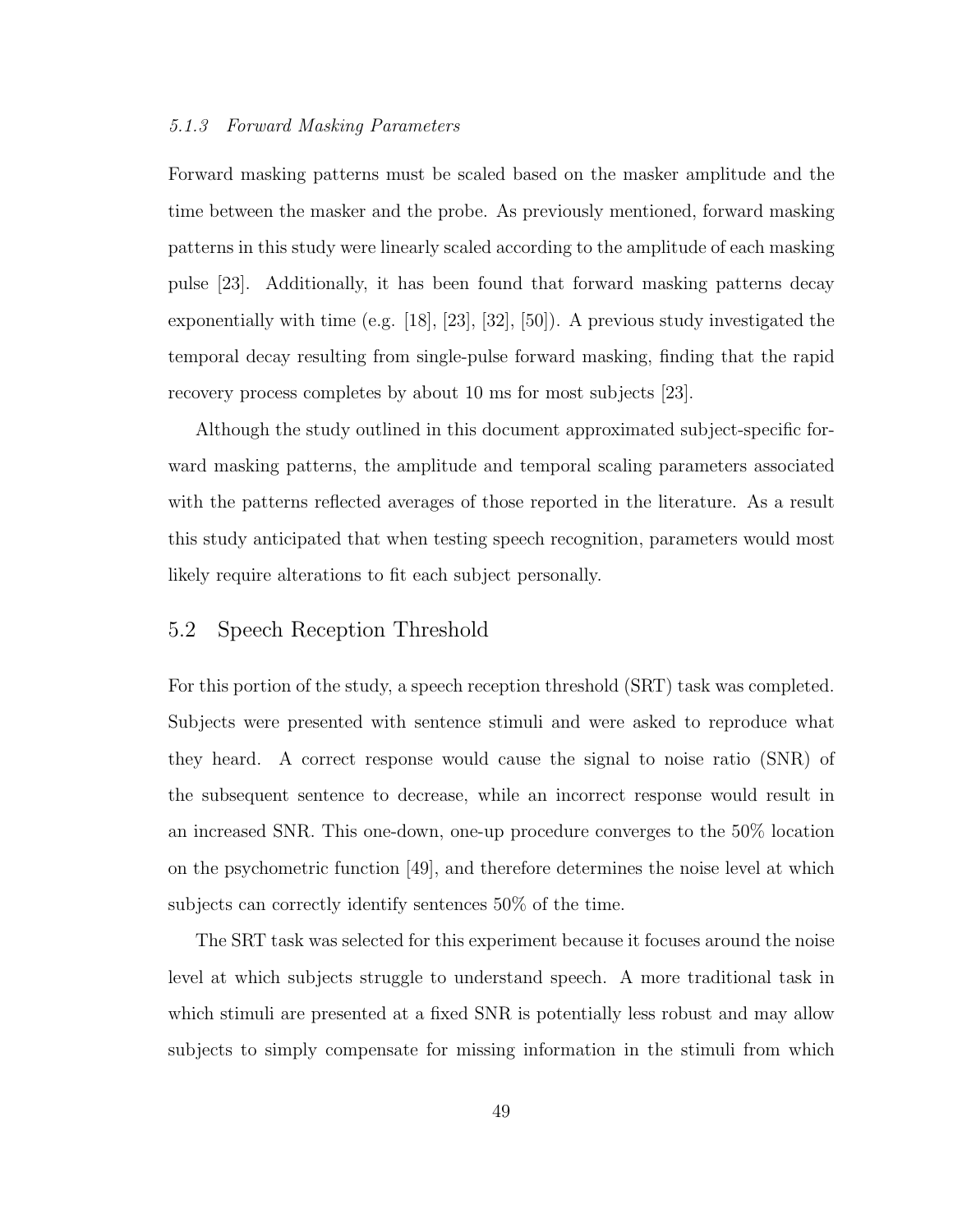#### *5.1.3 Forward Masking Parameters*

Forward masking patterns must be scaled based on the masker amplitude and the time between the masker and the probe. As previously mentioned, forward masking patterns in this study were linearly scaled according to the amplitude of each masking pulse [23]. Additionally, it has been found that forward masking patterns decay exponentially with time (e.g. [18], [23], [32], [50]). A previous study investigated the temporal decay resulting from single-pulse forward masking, finding that the rapid recovery process completes by about 10 ms for most subjects [23].

Although the study outlined in this document approximated subject-specific forward masking patterns, the amplitude and temporal scaling parameters associated with the patterns reflected averages of those reported in the literature. As a result this study anticipated that when testing speech recognition, parameters would most likely require alterations to fit each subject personally.

## 5.2 Speech Reception Threshold

For this portion of the study, a speech reception threshold (SRT) task was completed. Subjects were presented with sentence stimuli and were asked to reproduce what they heard. A correct response would cause the signal to noise ratio (SNR) of the subsequent sentence to decrease, while an incorrect response would result in an increased SNR. This one-down, one-up procedure converges to the 50% location on the psychometric function [49], and therefore determines the noise level at which subjects can correctly identify sentences 50% of the time.

The SRT task was selected for this experiment because it focuses around the noise level at which subjects struggle to understand speech. A more traditional task in which stimuli are presented at a fixed SNR is potentially less robust and may allow subjects to simply compensate for missing information in the stimuli from which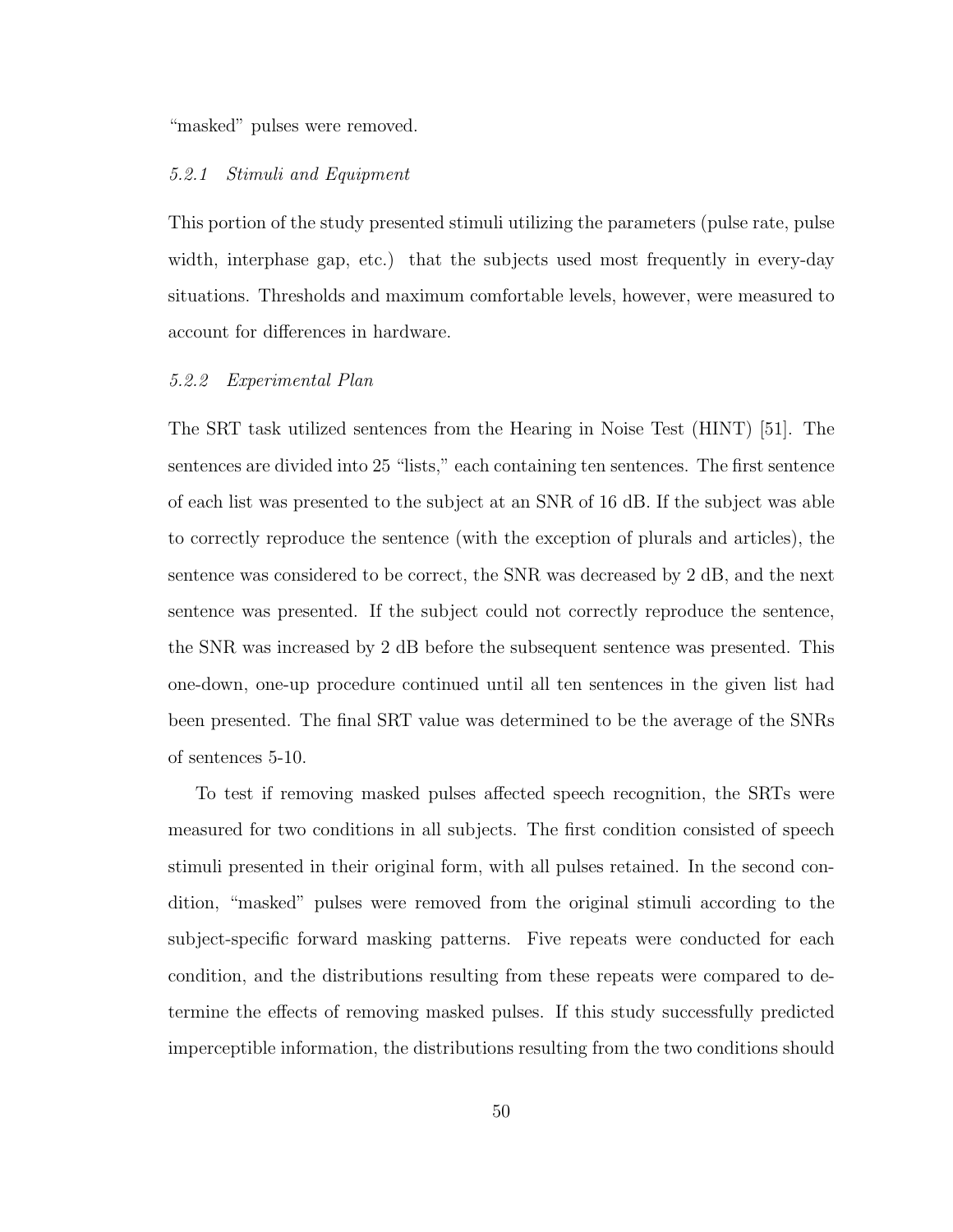"masked" pulses were removed.

### *5.2.1 Stimuli and Equipment*

This portion of the study presented stimuli utilizing the parameters (pulse rate, pulse width, interphase gap, etc.) that the subjects used most frequently in every-day situations. Thresholds and maximum comfortable levels, however, were measured to account for differences in hardware.

### *5.2.2 Experimental Plan*

The SRT task utilized sentences from the Hearing in Noise Test (HINT) [51]. The sentences are divided into 25 "lists," each containing ten sentences. The first sentence of each list was presented to the subject at an SNR of 16 dB. If the subject was able to correctly reproduce the sentence (with the exception of plurals and articles), the sentence was considered to be correct, the SNR was decreased by 2 dB, and the next sentence was presented. If the subject could not correctly reproduce the sentence, the SNR was increased by 2 dB before the subsequent sentence was presented. This one-down, one-up procedure continued until all ten sentences in the given list had been presented. The final SRT value was determined to be the average of the SNRs of sentences 5-10.

To test if removing masked pulses affected speech recognition, the SRTs were measured for two conditions in all subjects. The first condition consisted of speech stimuli presented in their original form, with all pulses retained. In the second condition, "masked" pulses were removed from the original stimuli according to the subject-specific forward masking patterns. Five repeats were conducted for each condition, and the distributions resulting from these repeats were compared to determine the effects of removing masked pulses. If this study successfully predicted imperceptible information, the distributions resulting from the two conditions should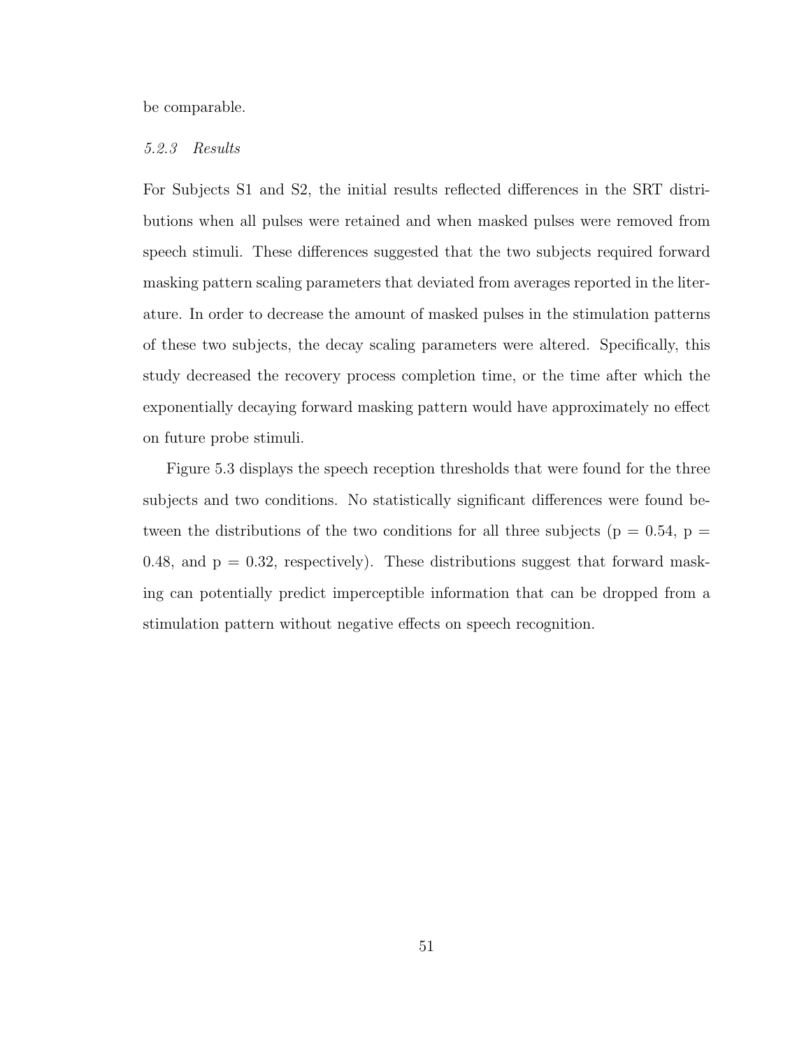be comparable.

#### *5.2.3 Results*

For Subjects S1 and S2, the initial results reflected differences in the SRT distributions when all pulses were retained and when masked pulses were removed from speech stimuli. These differences suggested that the two subjects required forward masking pattern scaling parameters that deviated from averages reported in the literature. In order to decrease the amount of masked pulses in the stimulation patterns of these two subjects, the decay scaling parameters were altered. Specifically, this study decreased the recovery process completion time, or the time after which the exponentially decaying forward masking pattern would have approximately no effect on future probe stimuli.

Figure 5.3 displays the speech reception thresholds that were found for the three subjects and two conditions. No statistically significant differences were found between the distributions of the two conditions for all three subjects ($p = 0.54$, $p = 0.48$, and $p = 0.32$, respectively). These distributions suggest that forward masking can potentially predict imperceptible information that can be dropped from a stimulation pattern without negative effects on speech recognition.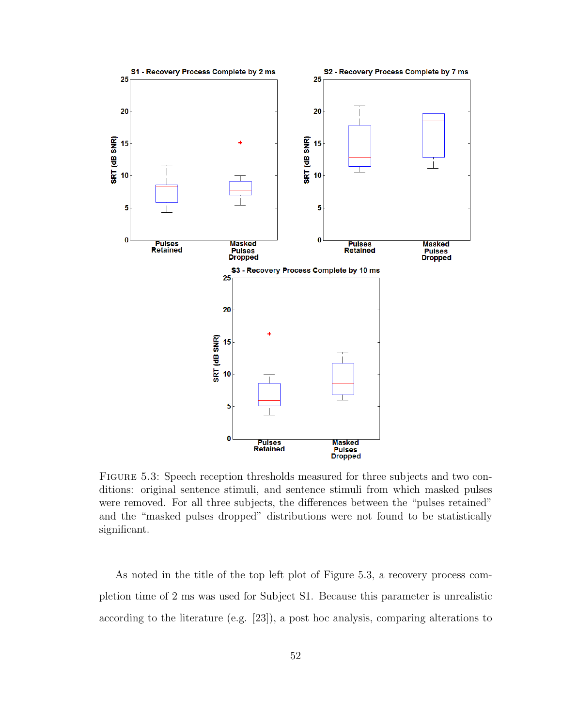FIGURE 5.3: Speech reception thresholds measured for three subjects and two conditions: original sentence stimuli, and sentence stimuli from which masked pulses were removed. For all three subjects, the differences between the "pulses retained" and the "masked pulses dropped" distributions were not found to be statistically significant.

As noted in the title of the top left plot of Figure 5.3, a recovery process completion time of 2 ms was used for Subject S1. Because this parameter is unrealistic according to the literature (e.g. [23]), a post hoc analysis, comparing alterations to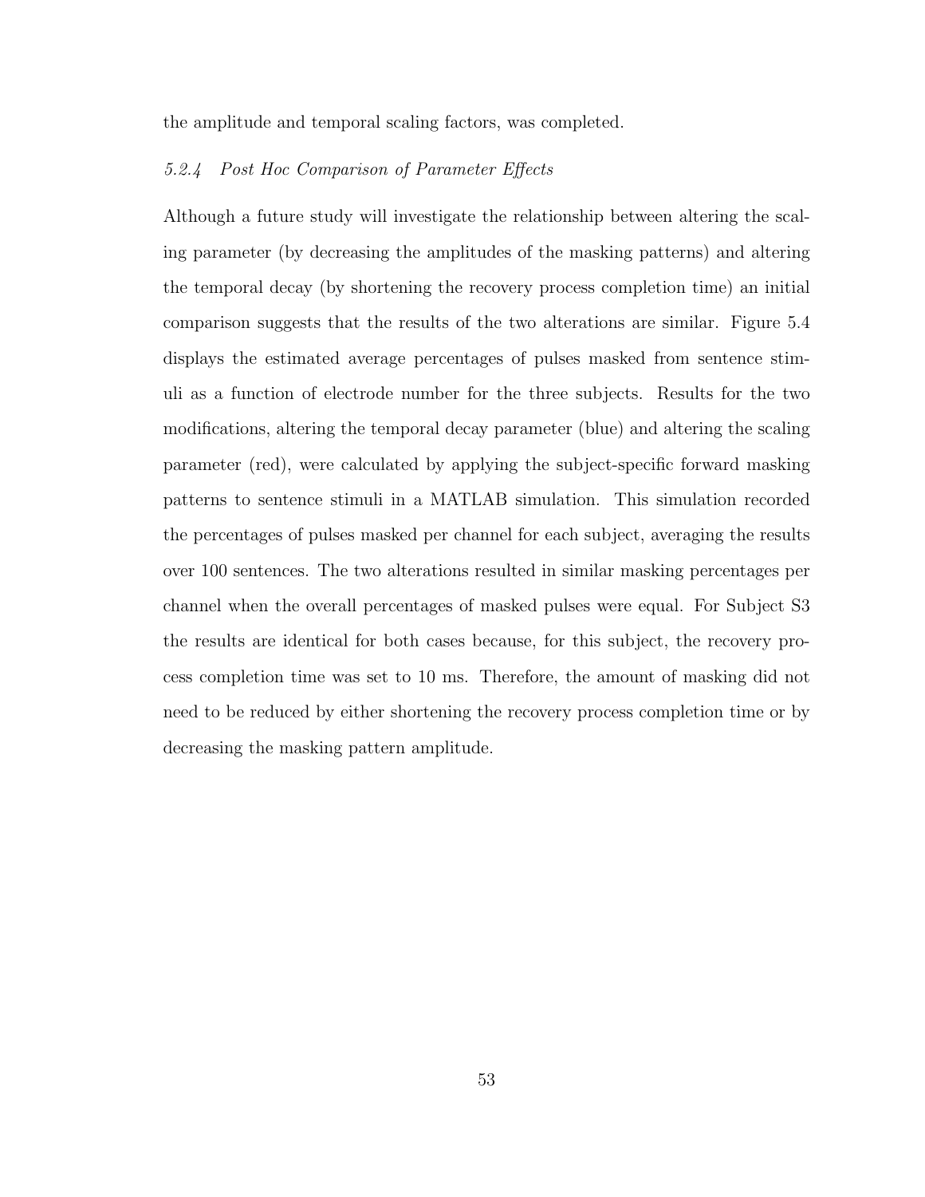the amplitude and temporal scaling factors, was completed.

### *5.2.4 Post Hoc Comparison of Parameter Effects*

Although a future study will investigate the relationship between altering the scaling parameter (by decreasing the amplitudes of the masking patterns) and altering the temporal decay (by shortening the recovery process completion time) an initial comparison suggests that the results of the two alterations are similar. Figure 5.4 displays the estimated average percentages of pulses masked from sentence stimuli as a function of electrode number for the three subjects. Results for the two modifications, altering the temporal decay parameter (blue) and altering the scaling parameter (red), were calculated by applying the subject-specific forward masking patterns to sentence stimuli in a MATLAB simulation. This simulation recorded the percentages of pulses masked per channel for each subject, averaging the results over 100 sentences. The two alterations resulted in similar masking percentages per channel when the overall percentages of masked pulses were equal. For Subject S3 the results are identical for both cases because, for this subject, the recovery process completion time was set to 10 ms. Therefore, the amount of masking did not need to be reduced by either shortening the recovery process completion time or by decreasing the masking pattern amplitude.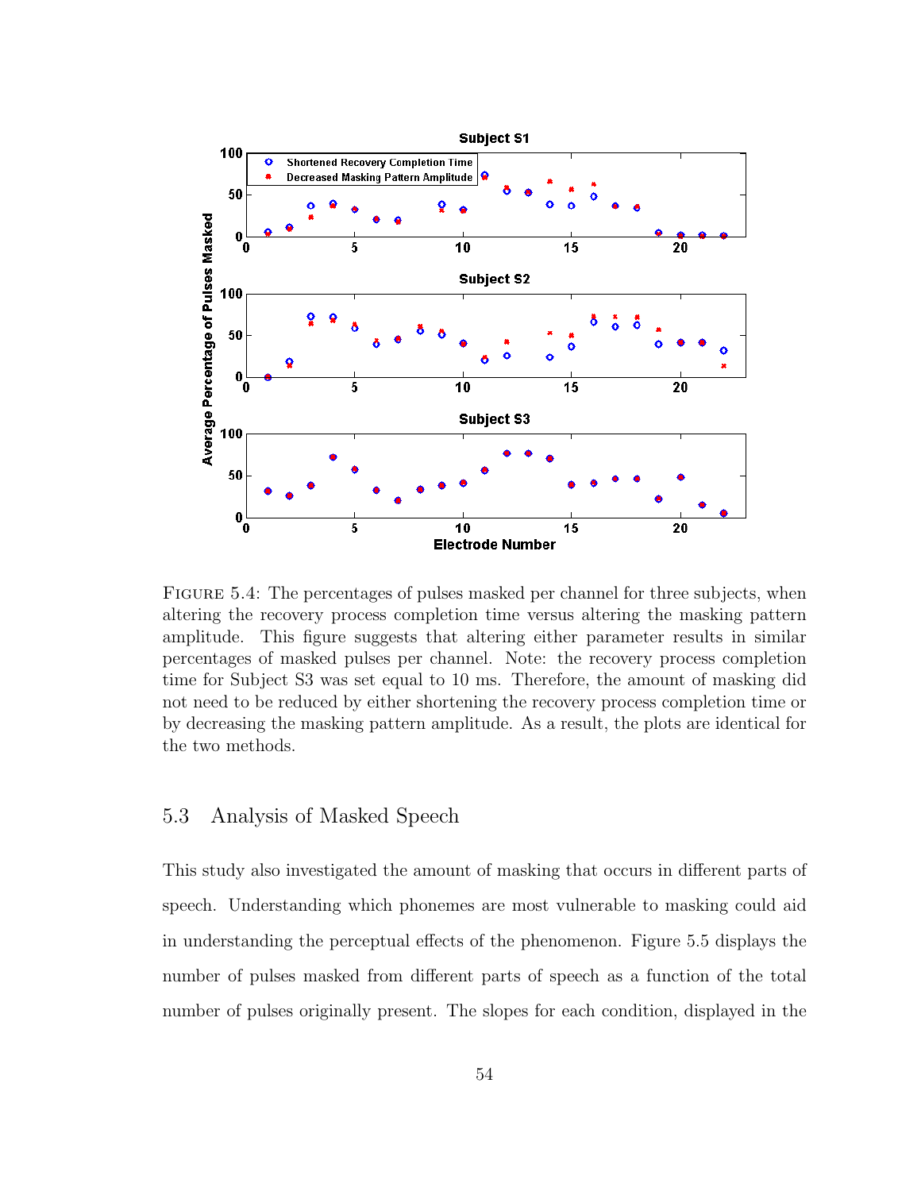FIGURE 5.4: The percentages of pulses masked per channel for three subjects, when altering the recovery process completion time versus altering the masking pattern amplitude. This figure suggests that altering either parameter results in similar percentages of masked pulses per channel. Note: the recovery process completion time for Subject S3 was set equal to 10 ms. Therefore, the amount of masking did not need to be reduced by either shortening the recovery process completion time or by decreasing the masking pattern amplitude. As a result, the plots are identical for the two methods.

## 5.3 Analysis of Masked Speech

This study also investigated the amount of masking that occurs in different parts of speech. Understanding which phonemes are most vulnerable to masking could aid in understanding the perceptual effects of the phenomenon. Figure 5.5 displays the number of pulses masked from different parts of speech as a function of the total number of pulses originally present. The slopes for each condition, displayed in the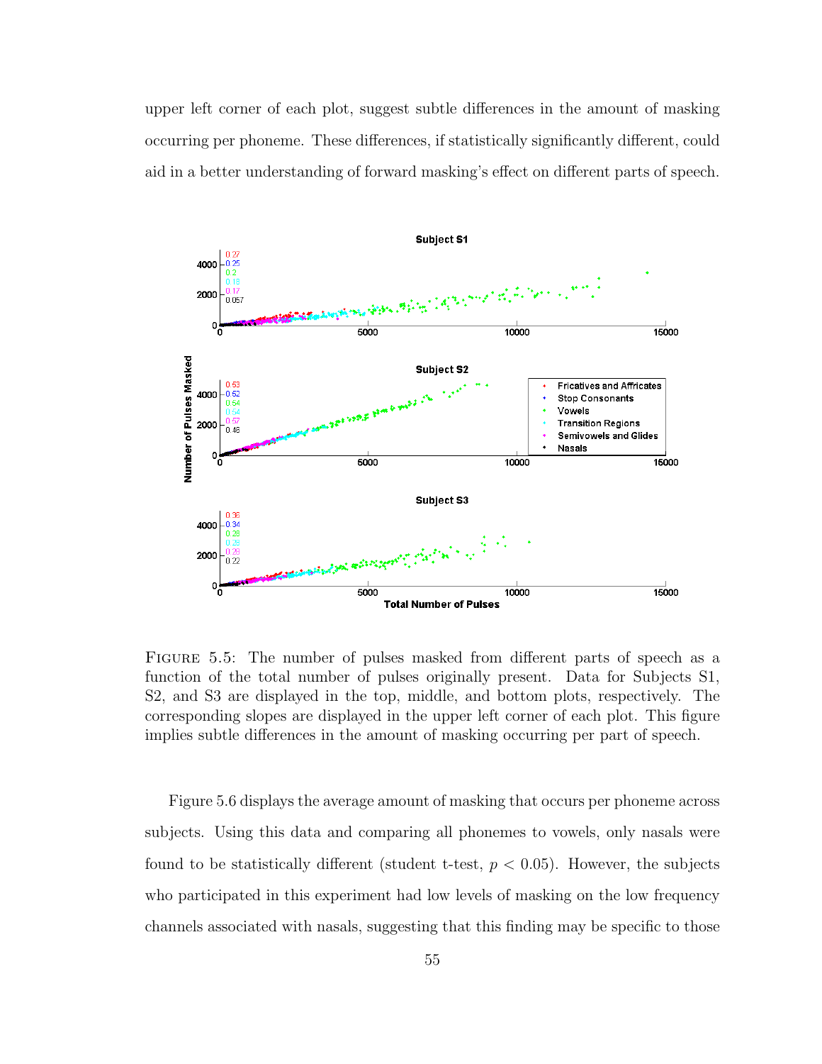upper left corner of each plot, suggest subtle differences in the amount of masking occurring per phoneme. These differences, if statistically significantly different, could aid in a better understanding of forward masking's effect on different parts of speech.

FIGURE 5.5: The number of pulses masked from different parts of speech as a function of the total number of pulses originally present. Data for Subjects S1, S2, and S3 are displayed in the top, middle, and bottom plots, respectively. The corresponding slopes are displayed in the upper left corner of each plot. This figure implies subtle differences in the amount of masking occurring per part of speech.

Figure 5.6 displays the average amount of masking that occurs per phoneme across subjects. Using this data and comparing all phonemes to vowels, only nasals were found to be statistically different (student t-test, $p < 0.05$). However, the subjects who participated in this experiment had low levels of masking on the low frequency channels associated with nasals, suggesting that this finding may be specific to those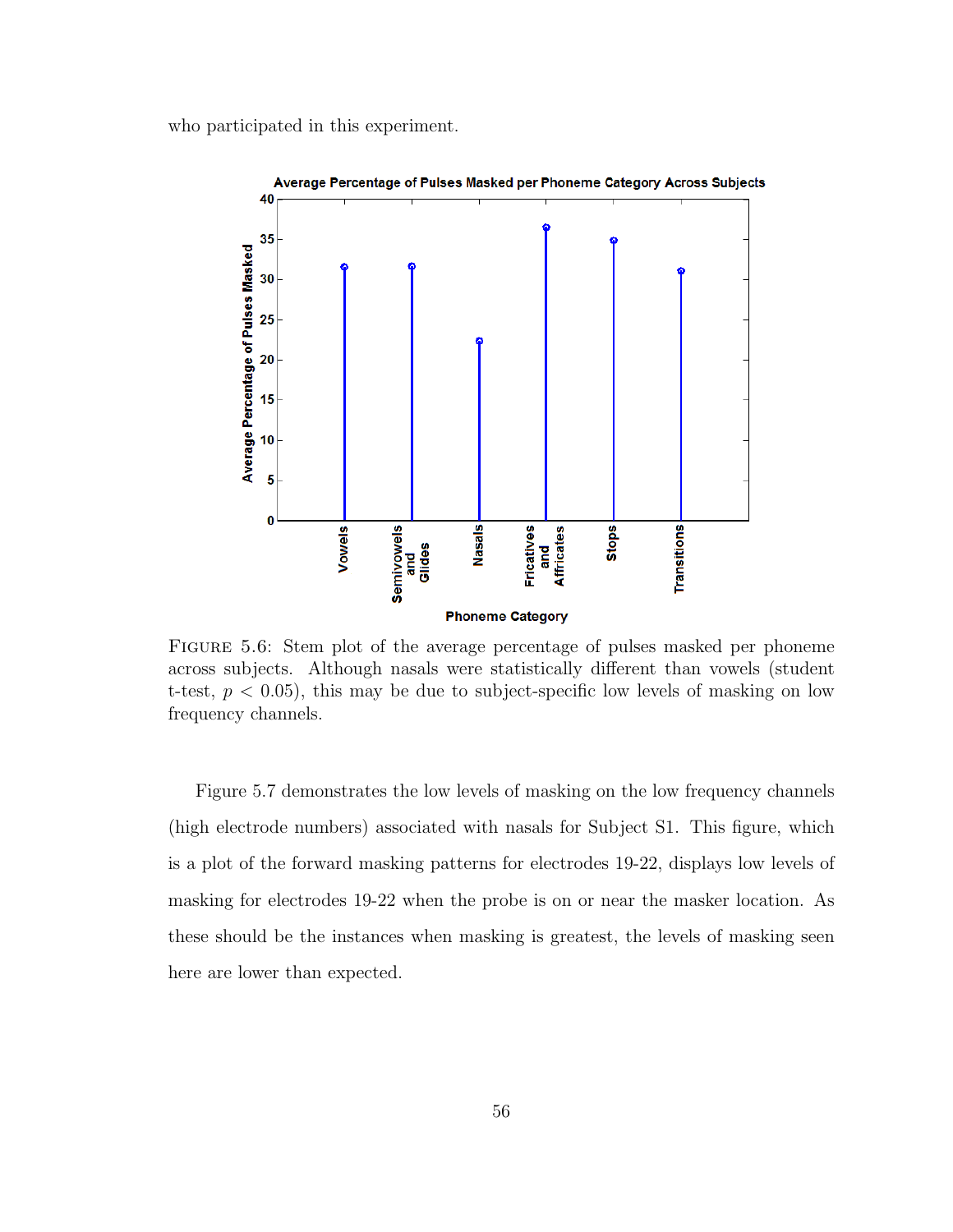who participated in this experiment.

FIGURE 5.6: Stem plot of the average percentage of pulses masked per phoneme across subjects. Although nasals were statistically different than vowels (student t-test, $p < 0.05$), this may be due to subject-specific low levels of masking on low frequency channels.

Figure 5.7 demonstrates the low levels of masking on the low frequency channels (high electrode numbers) associated with nasals for Subject S1. This figure, which is a plot of the forward masking patterns for electrodes 19-22, displays low levels of masking for electrodes 19-22 when the probe is on or near the masker location. As these should be the instances when masking is greatest, the levels of masking seen here are lower than expected.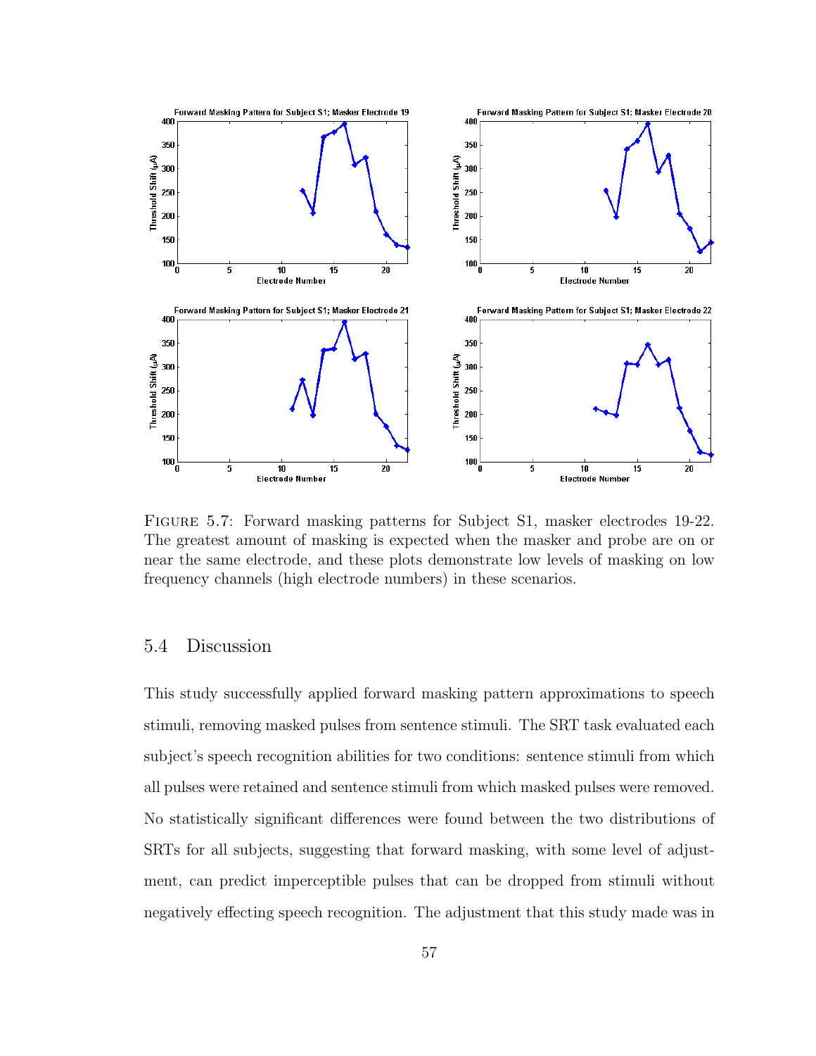Figure 5.7: Forward masking patterns for Subject S1, masker electrodes 19-22. The greatest amount of masking is expected when the masker and probe are on or near the same electrode, and these plots demonstrate low levels of masking on low frequency channels (high electrode numbers) in these scenarios.

## 5.4 Discussion

This study successfully applied forward masking pattern approximations to speech stimuli, removing masked pulses from sentence stimuli. The SRT task evaluated each subject's speech recognition abilities for two conditions: sentence stimuli from which all pulses were retained and sentence stimuli from which masked pulses were removed. No statistically significant differences were found between the two distributions of SRTs for all subjects, suggesting that forward masking, with some level of adjustment, can predict imperceptible pulses that can be dropped from stimuli without negatively effecting speech recognition. The adjustment that this study made was in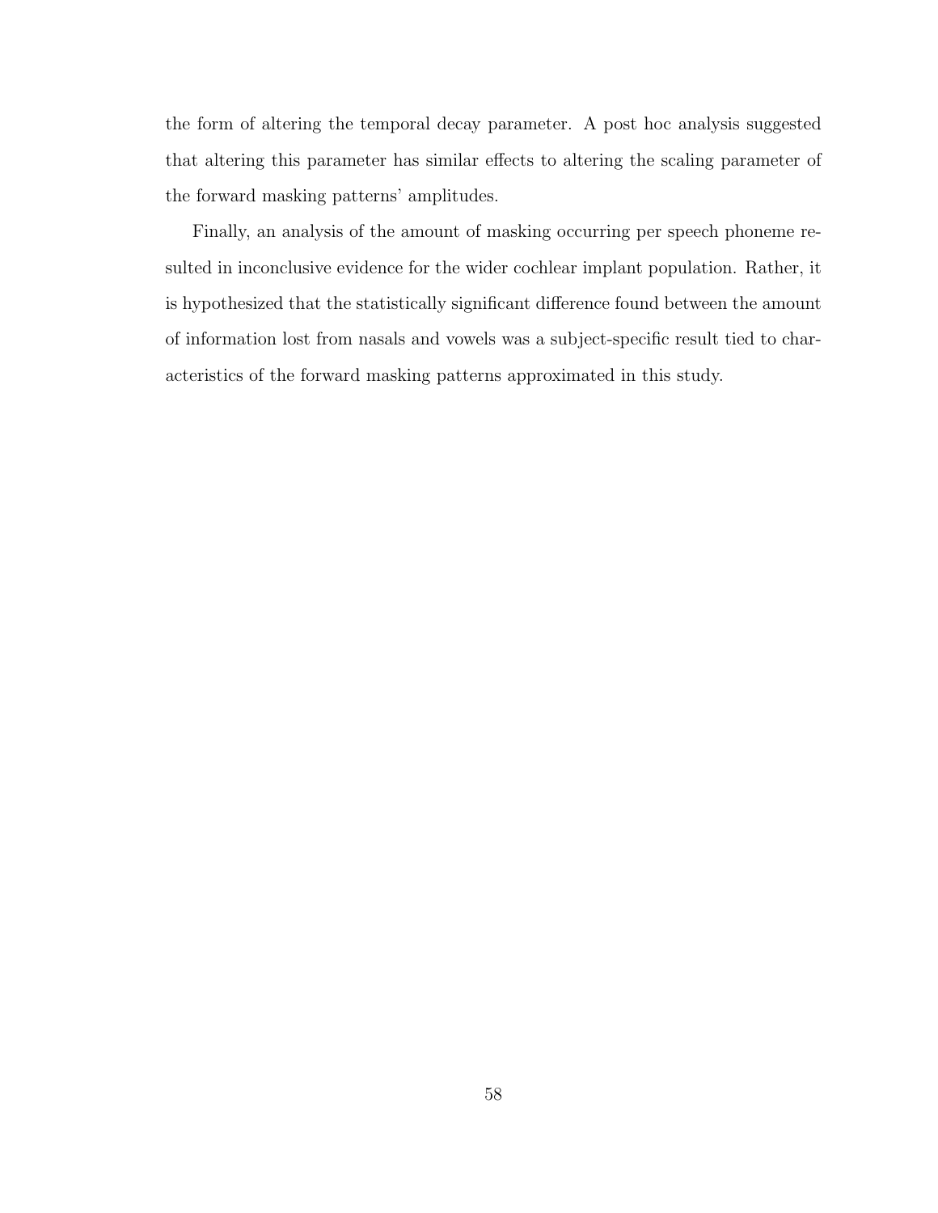the form of altering the temporal decay parameter. A post hoc analysis suggested that altering this parameter has similar effects to altering the scaling parameter of the forward masking patterns' amplitudes.

Finally, an analysis of the amount of masking occurring per speech phoneme resulted in inconclusive evidence for the wider cochlear implant population. Rather, it is hypothesized that the statistically significant difference found between the amount of information lost from nasals and vowels was a subject-specific result tied to characteristics of the forward masking patterns approximated in this study.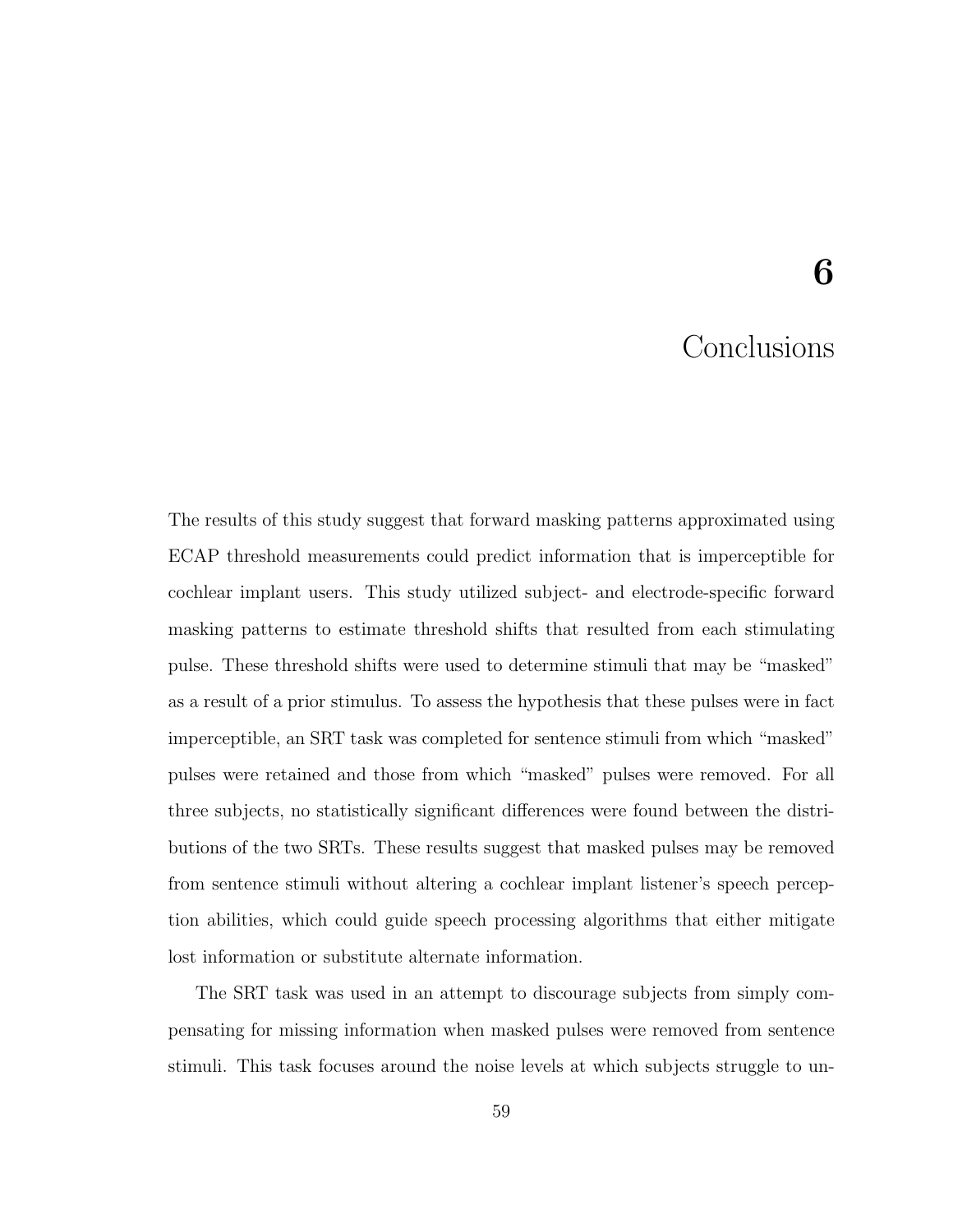# 6 Conclusions

The results of this study suggest that forward masking patterns approximated using ECAP threshold measurements could predict information that is imperceptible for cochlear implant users. This study utilized subject- and electrode-specific forward masking patterns to estimate threshold shifts that resulted from each stimulating pulse. These threshold shifts were used to determine stimuli that may be "masked" as a result of a prior stimulus. To assess the hypothesis that these pulses were in fact imperceptible, an SRT task was completed for sentence stimuli from which "masked" pulses were retained and those from which "masked" pulses were removed. For all three subjects, no statistically significant differences were found between the distributions of the two SRTs. These results suggest that masked pulses may be removed from sentence stimuli without altering a cochlear implant listener's speech perception abilities, which could guide speech processing algorithms that either mitigate lost information or substitute alternate information.

The SRT task was used in an attempt to discourage subjects from simply compensating for missing information when masked pulses were removed from sentence stimuli. This task focuses around the noise levels at which subjects struggle to un-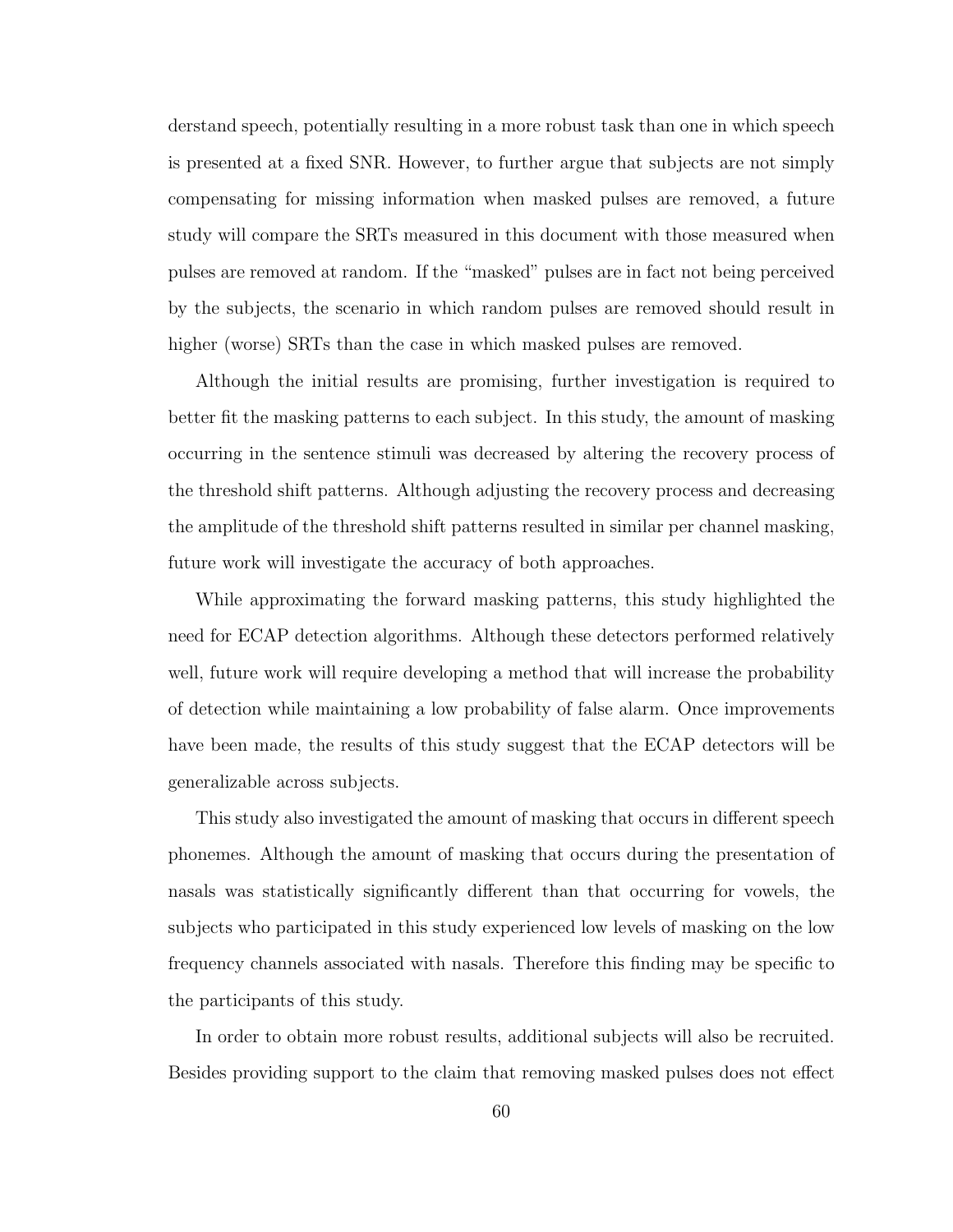derstand speech, potentially resulting in a more robust task than one in which speech is presented at a fixed SNR. However, to further argue that subjects are not simply compensating for missing information when masked pulses are removed, a future study will compare the SRTs measured in this document with those measured when pulses are removed at random. If the "masked" pulses are in fact not being perceived by the subjects, the scenario in which random pulses are removed should result in higher (worse) SRTs than the case in which masked pulses are removed.

Although the initial results are promising, further investigation is required to better fit the masking patterns to each subject. In this study, the amount of masking occurring in the sentence stimuli was decreased by altering the recovery process of the threshold shift patterns. Although adjusting the recovery process and decreasing the amplitude of the threshold shift patterns resulted in similar per channel masking, future work will investigate the accuracy of both approaches.

While approximating the forward masking patterns, this study highlighted the need for ECAP detection algorithms. Although these detectors performed relatively well, future work will require developing a method that will increase the probability of detection while maintaining a low probability of false alarm. Once improvements have been made, the results of this study suggest that the ECAP detectors will be generalizable across subjects.

This study also investigated the amount of masking that occurs in different speech phonemes. Although the amount of masking that occurs during the presentation of nasals was statistically significantly different than that occurring for vowels, the subjects who participated in this study experienced low levels of masking on the low frequency channels associated with nasals. Therefore this finding may be specific to the participants of this study.

In order to obtain more robust results, additional subjects will also be recruited. Besides providing support to the claim that removing masked pulses does not effect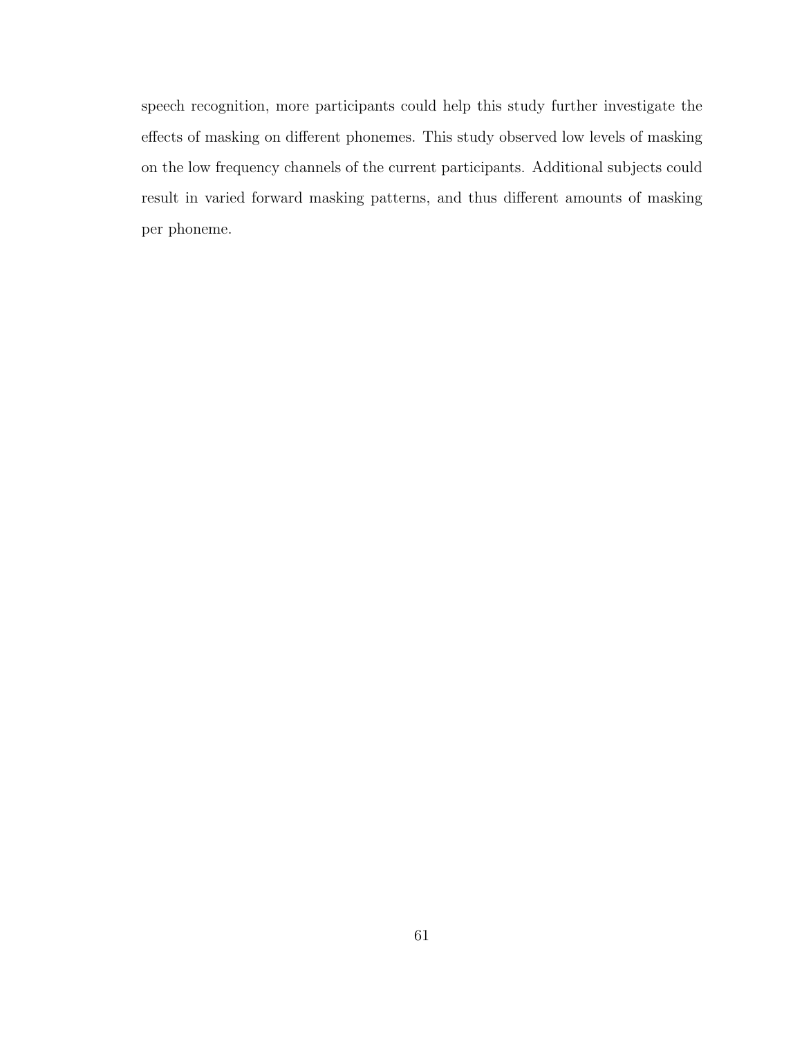speech recognition, more participants could help this study further investigate the effects of masking on different phonemes. This study observed low levels of masking on the low frequency channels of the current participants. Additional subjects could result in varied forward masking patterns, and thus different amounts of masking per phoneme.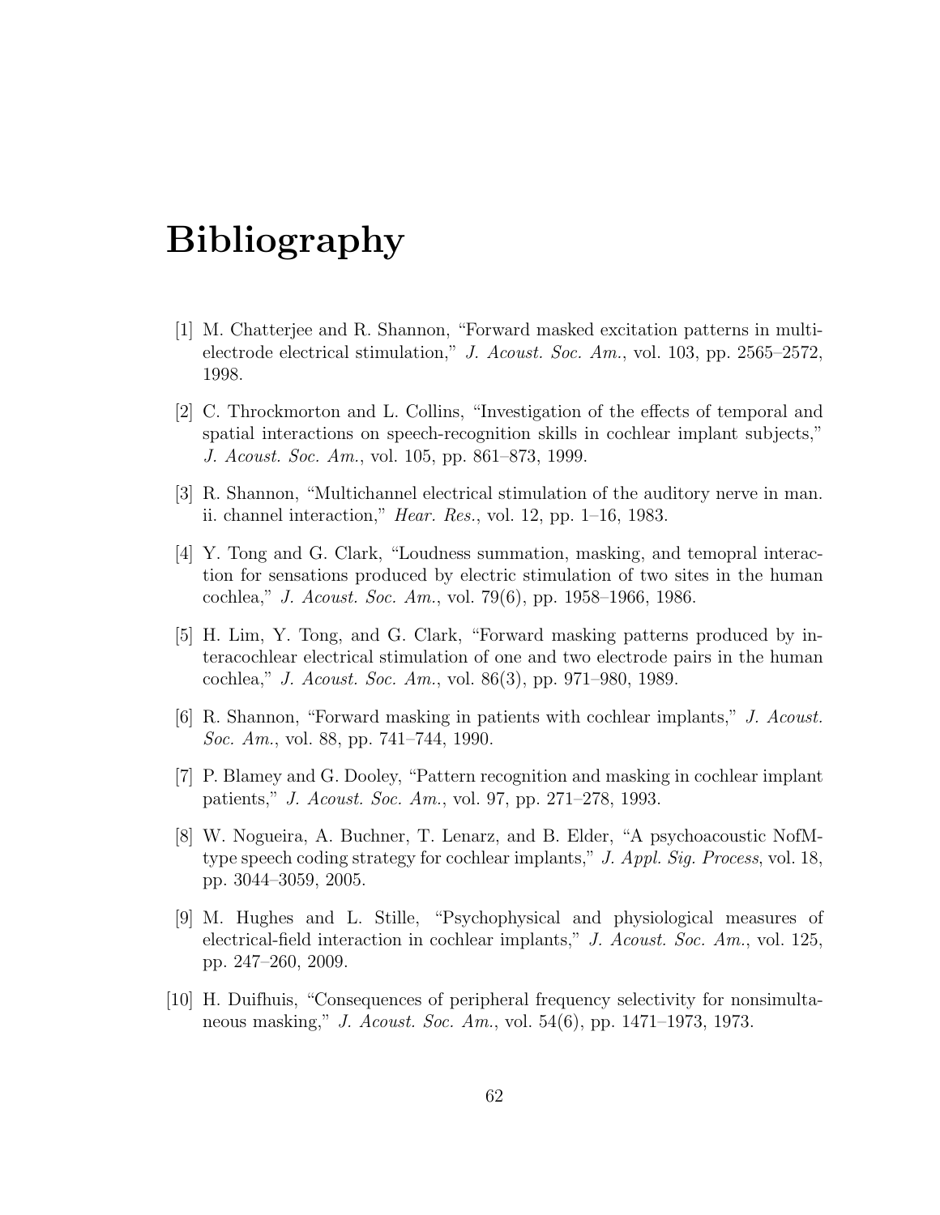# Bibliography

[1] M. Chatterjee and R. Shannon, "Forward masked excitation patterns in multi-electrode electrical stimulation," *J. Acoust. Soc. Am.*, vol. 103, pp. 2565–2572, 1998.

[2] C. Throckmorton and L. Collins, "Investigation of the effects of temporal and spatial interactions on speech-recognition skills in cochlear implant subjects," *J. Acoust. Soc. Am.*, vol. 105, pp. 861–873, 1999.

[3] R. Shannon, "Multichannel electrical stimulation of the auditory nerve in man. ii. channel interaction," *Hear. Res.*, vol. 12, pp. 1–16, 1983.

[4] Y. Tong and G. Clark, "Loudness summation, masking, and temopral interaction for sensations produced by electric stimulation of two sites in the human cochlea," *J. Acoust. Soc. Am.*, vol. 79(6), pp. 1958–1966, 1986.

[5] H. Lim, Y. Tong, and G. Clark, "Forward masking patterns produced by interacochlear electrical stimulation of one and two electrode pairs in the human cochlea," *J. Acoust. Soc. Am.*, vol. 86(3), pp. 971–980, 1989.

[6] R. Shannon, "Forward masking in patients with cochlear implants," *J. Acoust. Soc. Am.*, vol. 88, pp. 741–744, 1990.

[7] P. Blamey and G. Dooley, "Pattern recognition and masking in cochlear implant patients," *J. Acoust. Soc. Am.*, vol. 97, pp. 271–278, 1993.

[8] W. Nogueira, A. Buchner, T. Lenarz, and B. Elder, "A psychoacoustic NofM-type speech coding strategy for cochlear implants," *J. Appl. Sig. Process*, vol. 18, pp. 3044–3059, 2005.

[9] M. Hughes and L. Stille, "Psychophysical and physiological measures of electrical-field interaction in cochlear implants," *J. Acoust. Soc. Am.*, vol. 125, pp. 247–260, 2009.

[10] H. Duifhuis, "Consequences of peripheral frequency selectivity for nonsimultaneous masking," *J. Acoust. Soc. Am.*, vol. 54(6), pp. 1471–1973, 1973.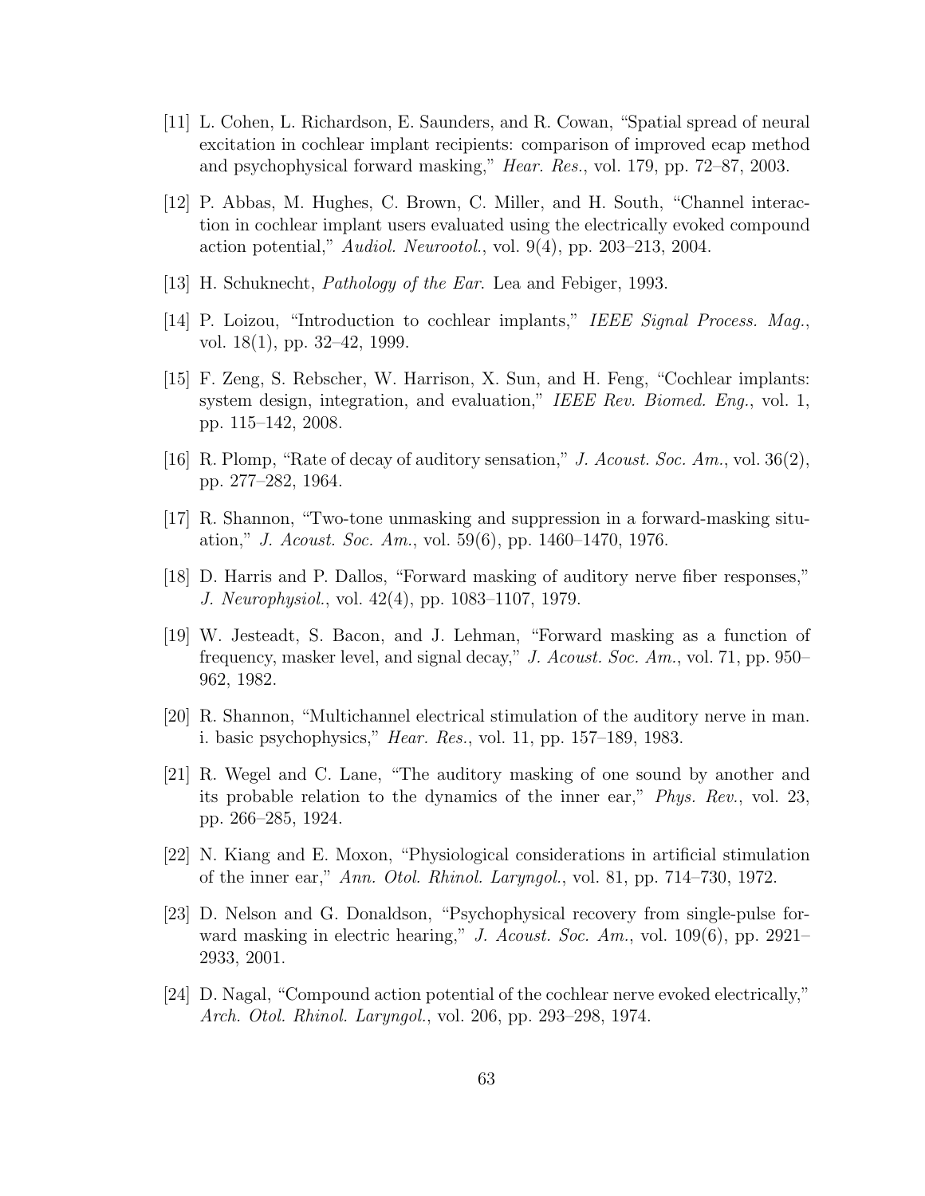[11] L. Cohen, L. Richardson, E. Saunders, and R. Cowan, "Spatial spread of neural excitation in cochlear implant recipients: comparison of improved ecap method and psychophysical forward masking," *Hear. Res.*, vol. 179, pp. 72–87, 2003.

[12] P. Abbas, M. Hughes, C. Brown, C. Miller, and H. South, "Channel interaction in cochlear implant users evaluated using the electrically evoked compound action potential," *Audiol. Neurootol.*, vol. 9(4), pp. 203–213, 2004.

[13] H. Schuknecht, *Pathology of the Ear*. Lea and Febiger, 1993.

[14] P. Loizou, "Introduction to cochlear implants," *IEEE Signal Process. Mag.*, vol. 18(1), pp. 32–42, 1999.

[15] F. Zeng, S. Rebscher, W. Harrison, X. Sun, and H. Feng, "Cochlear implants: system design, integration, and evaluation," *IEEE Rev. Biomed. Eng.*, vol. 1, pp. 115–142, 2008.

[16] R. Plomp, "Rate of decay of auditory sensation," *J. Acoust. Soc. Am.*, vol. 36(2), pp. 277–282, 1964.

[17] R. Shannon, "Two-tone unmasking and suppression in a forward-masking situation," *J. Acoust. Soc. Am.*, vol. 59(6), pp. 1460–1470, 1976.

[18] D. Harris and P. Dallos, "Forward masking of auditory nerve fiber responses," *J. Neurophysiol.*, vol. 42(4), pp. 1083–1107, 1979.

[19] W. Jesteadt, S. Bacon, and J. Lehman, "Forward masking as a function of frequency, masker level, and signal decay," *J. Acoust. Soc. Am.*, vol. 71, pp. 950–962, 1982.

[20] R. Shannon, "Multichannel electrical stimulation of the auditory nerve in man. i. basic psychophysics," *Hear. Res.*, vol. 11, pp. 157–189, 1983.

[21] R. Wegel and C. Lane, "The auditory masking of one sound by another and its probable relation to the dynamics of the inner ear," *Phys. Rev.*, vol. 23, pp. 266–285, 1924.

[22] N. Kiang and E. Moxon, "Physiological considerations in artificial stimulation of the inner ear," *Ann. Otol. Rhinol. Laryngol.*, vol. 81, pp. 714–730, 1972.

[23] D. Nelson and G. Donaldson, "Psychophysical recovery from single-pulse forward masking in electric hearing," *J. Acoust. Soc. Am.*, vol. 109(6), pp. 2921–2933, 2001.

[24] D. Nagal, "Compound action potential of the cochlear nerve evoked electrically," *Arch. Otol. Rhinol. Laryngol.*, vol. 206, pp. 293–298, 1974.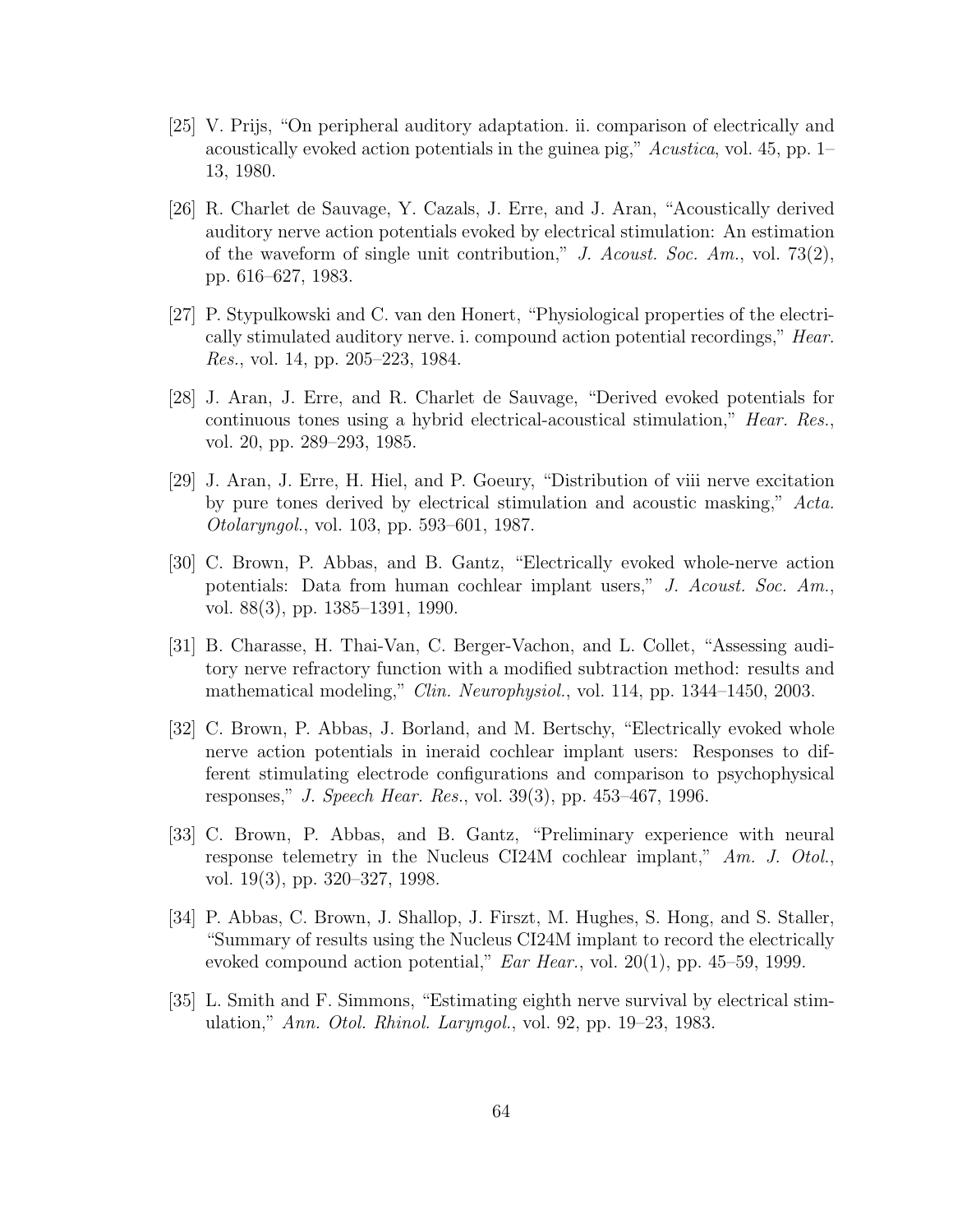[25] V. Prijs, “On peripheral auditory adaptation. ii. comparison of electrically and acoustically evoked action potentials in the guinea pig,” *Acustica*, vol. 45, pp. 1–13, 1980.

[26] R. Charlet de Sauvage, Y. Cazals, J. Erre, and J. Aran, “Acoustically derived auditory nerve action potentials evoked by electrical stimulation: An estimation of the waveform of single unit contribution,” *J. Acoust. Soc. Am.*, vol. 73(2), pp. 616–627, 1983.

[27] P. Stypulkowski and C. van den Honert, “Physiological properties of the electrically stimulated auditory nerve. i. compound action potential recordings,” *Hear. Res.*, vol. 14, pp. 205–223, 1984.

[28] J. Aran, J. Erre, and R. Charlet de Sauvage, “Derived evoked potentials for continuous tones using a hybrid electrical-acoustical stimulation,” *Hear. Res.*, vol. 20, pp. 289–293, 1985.

[29] J. Aran, J. Erre, H. Hiel, and P. Goeury, “Distribution of viii nerve excitation by pure tones derived by electrical stimulation and acoustic masking,” *Acta. Otolaryngol.*, vol. 103, pp. 593–601, 1987.

[30] C. Brown, P. Abbas, and B. Gantz, “Electrically evoked whole-nerve action potentials: Data from human cochlear implant users,” *J. Acoust. Soc. Am.*, vol. 88(3), pp. 1385–1391, 1990.

[31] B. Charasse, H. Thai-Van, C. Berger-Vachon, and L. Collet, “Assessing auditory nerve refractory function with a modified subtraction method: results and mathematical modeling,” *Clin. Neurophysiol.*, vol. 114, pp. 1344–1450, 2003.

[32] C. Brown, P. Abbas, J. Borland, and M. Bertschy, “Electrically evoked whole nerve action potentials in ineraid cochlear implant users: Responses to different stimulating electrode configurations and comparison to psychophysical responses,” *J. Speech Hear. Res.*, vol. 39(3), pp. 453–467, 1996.

[33] C. Brown, P. Abbas, and B. Gantz, “Preliminary experience with neural response telemetry in the Nucleus CI24M cochlear implant,” *Am. J. Otol.*, vol. 19(3), pp. 320–327, 1998.

[34] P. Abbas, C. Brown, J. Shallop, J. Firszt, M. Hughes, S. Hong, and S. Staller, “Summary of results using the Nucleus CI24M implant to record the electrically evoked compound action potential,” *Ear Hear.*, vol. 20(1), pp. 45–59, 1999.

[35] L. Smith and F. Simmons, “Estimating eighth nerve survival by electrical stimulation,” *Ann. Otol. Rhinol. Laryngol.*, vol. 92, pp. 19–23, 1983.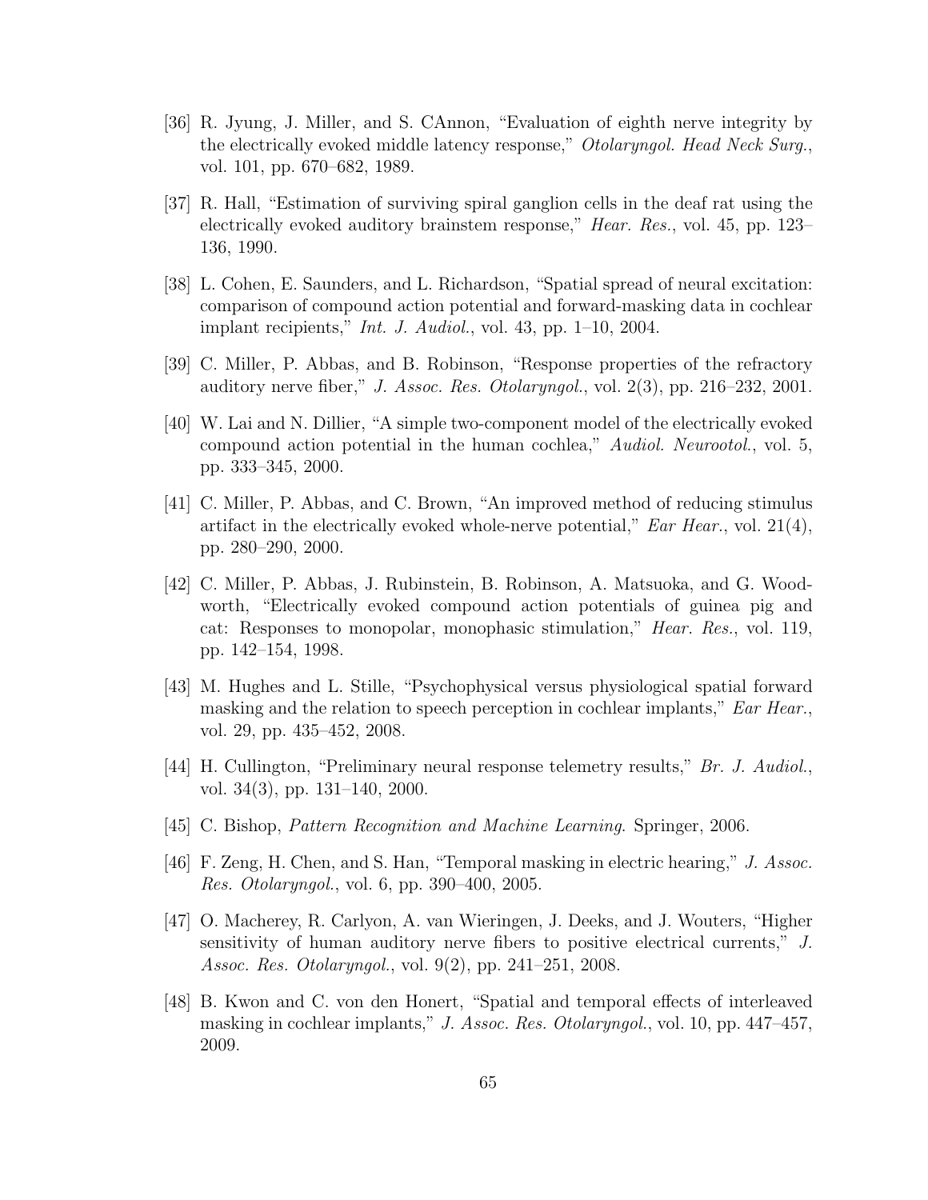[36] R. Jyung, J. Miller, and S. CAnnon, "Evaluation of eighth nerve integrity by the electrically evoked middle latency response," *Otolaryngol. Head Neck Surg.*, vol. 101, pp. 670–682, 1989.

[37] R. Hall, "Estimation of surviving spiral ganglion cells in the deaf rat using the electrically evoked auditory brainstem response," *Hear. Res.*, vol. 45, pp. 123–136, 1990.

[38] L. Cohen, E. Saunders, and L. Richardson, "Spatial spread of neural excitation: comparison of compound action potential and forward-masking data in cochlear implant recipients," *Int. J. Audiol.*, vol. 43, pp. 1–10, 2004.

[39] C. Miller, P. Abbas, and B. Robinson, "Response properties of the refractory auditory nerve fiber," *J. Assoc. Res. Otolaryngol.*, vol. 2(3), pp. 216–232, 2001.

[40] W. Lai and N. Dillier, "A simple two-component model of the electrically evoked compound action potential in the human cochlea," *Audiol. Neurootol.*, vol. 5, pp. 333–345, 2000.

[41] C. Miller, P. Abbas, and C. Brown, "An improved method of reducing stimulus artifact in the electrically evoked whole-nerve potential," *Ear Hear.*, vol. 21(4), pp. 280–290, 2000.

[42] C. Miller, P. Abbas, J. Rubinstein, B. Robinson, A. Matsuoka, and G. Woodworth, "Electrically evoked compound action potentials of guinea pig and cat: Responses to monopolar, monophasic stimulation," *Hear. Res.*, vol. 119, pp. 142–154, 1998.

[43] M. Hughes and L. Stille, "Psychophysical versus physiological spatial forward masking and the relation to speech perception in cochlear implants," *Ear Hear.*, vol. 29, pp. 435–452, 2008.

[44] H. Cullington, "Preliminary neural response telemetry results," *Br. J. Audiol.*, vol. 34(3), pp. 131–140, 2000.

[45] C. Bishop, *Pattern Recognition and Machine Learning*. Springer, 2006.

[46] F. Zeng, H. Chen, and S. Han, "Temporal masking in electric hearing," *J. Assoc. Res. Otolaryngol.*, vol. 6, pp. 390–400, 2005.

[47] O. Macherey, R. Carlyon, A. van Wieringen, J. Deeks, and J. Wouters, "Higher sensitivity of human auditory nerve fibers to positive electrical currents," *J. Assoc. Res. Otolaryngol.*, vol. 9(2), pp. 241–251, 2008.

[48] B. Kwon and C. von den Honert, "Spatial and temporal effects of interleaved masking in cochlear implants," *J. Assoc. Res. Otolaryngol.*, vol. 10, pp. 447–457, 2009.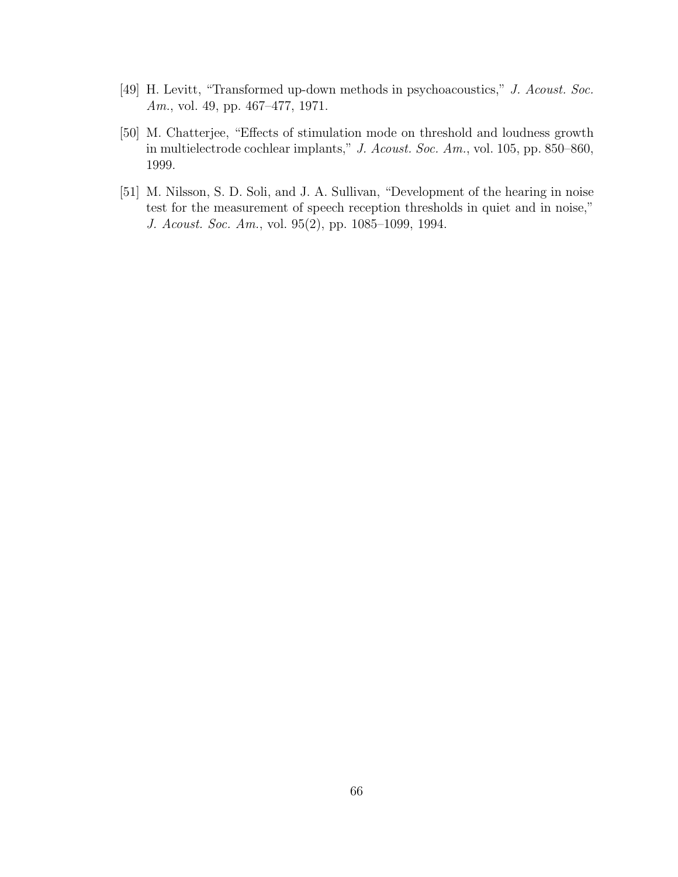[49] H. Levitt, "Transformed up-down methods in psychoacoustics," *J. Acoust. Soc. Am.*, vol. 49, pp. 467–477, 1971.

[50] M. Chatterjee, "Effects of stimulation mode on threshold and loudness growth in multielectrode cochlear implants," *J. Acoust. Soc. Am.*, vol. 105, pp. 850–860, 1999.

[51] M. Nilsson, S. D. Soli, and J. A. Sullivan, "Development of the hearing in noise test for the measurement of speech reception thresholds in quiet and in noise," *J. Acoust. Soc. Am.*, vol. 95(2), pp. 1085–1099, 1994.